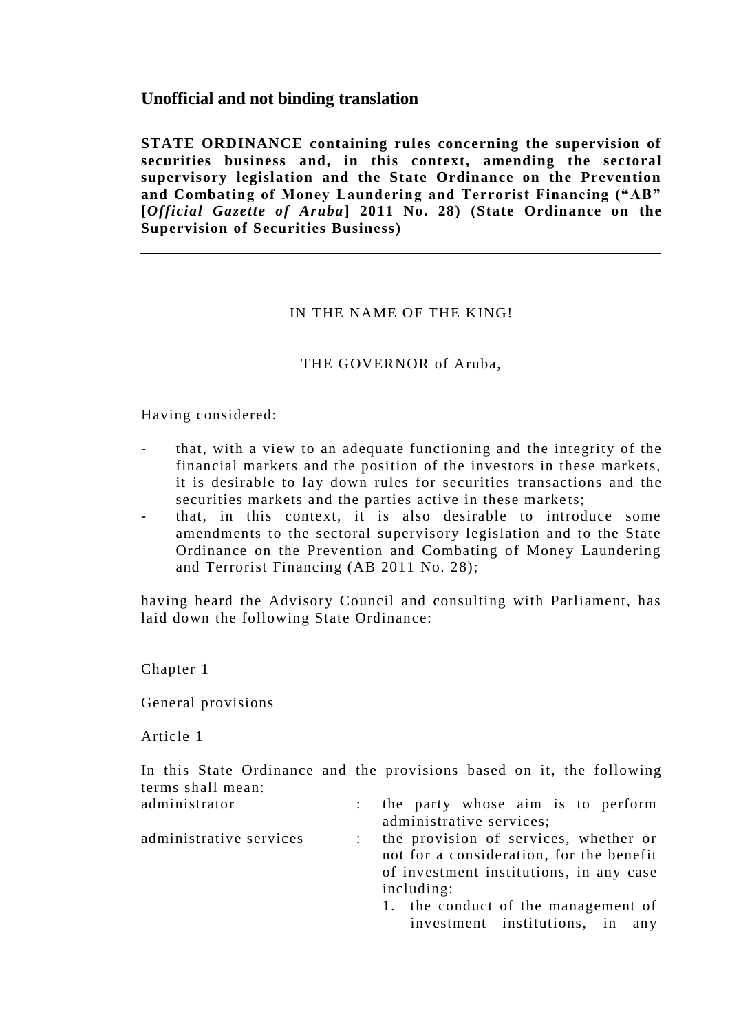**Unofficial and not binding translation**

**STATE ORDINANCE containing rules concerning the supervision of securities business and, in this context, amending the sectoral supervisory legislation and the State Ordinance on the Prevention and Combating of Money Laundering and Terrorist Financing ("AB" [*Official Gazette of Aruba*] 2011 No. 28) (State Ordinance on the Supervision of Securities Business)**

---

IN THE NAME OF THE KING!

THE GOVERNOR of Aruba,

Having considered:

- that, with a view to an adequate functioning and the integrity of the financial markets and the position of the investors in these markets, it is desirable to lay down rules for securities transactions and the securities markets and the parties active in these markets;
- that, in this context, it is also desirable to introduce some amendments to the sectoral supervisory legislation and to the State Ordinance on the Prevention and Combating of Money Laundering and Terrorist Financing (AB 2011 No. 28);

having heard the Advisory Council and consulting with Parliament, has laid down the following State Ordinance:

Chapter 1

General provisions

Article 1

In this State Ordinance and the provisions based on it, the following terms shall mean:

| | | |
|---|---|---|
| administrator | : | the party whose aim is to perform administrative services; |
| administrative services | : | the provision of services, whether or not for a consideration, for the benefit of investment institutions, in any case including: |
| | | 1. the conduct of the management of investment institutions, in any |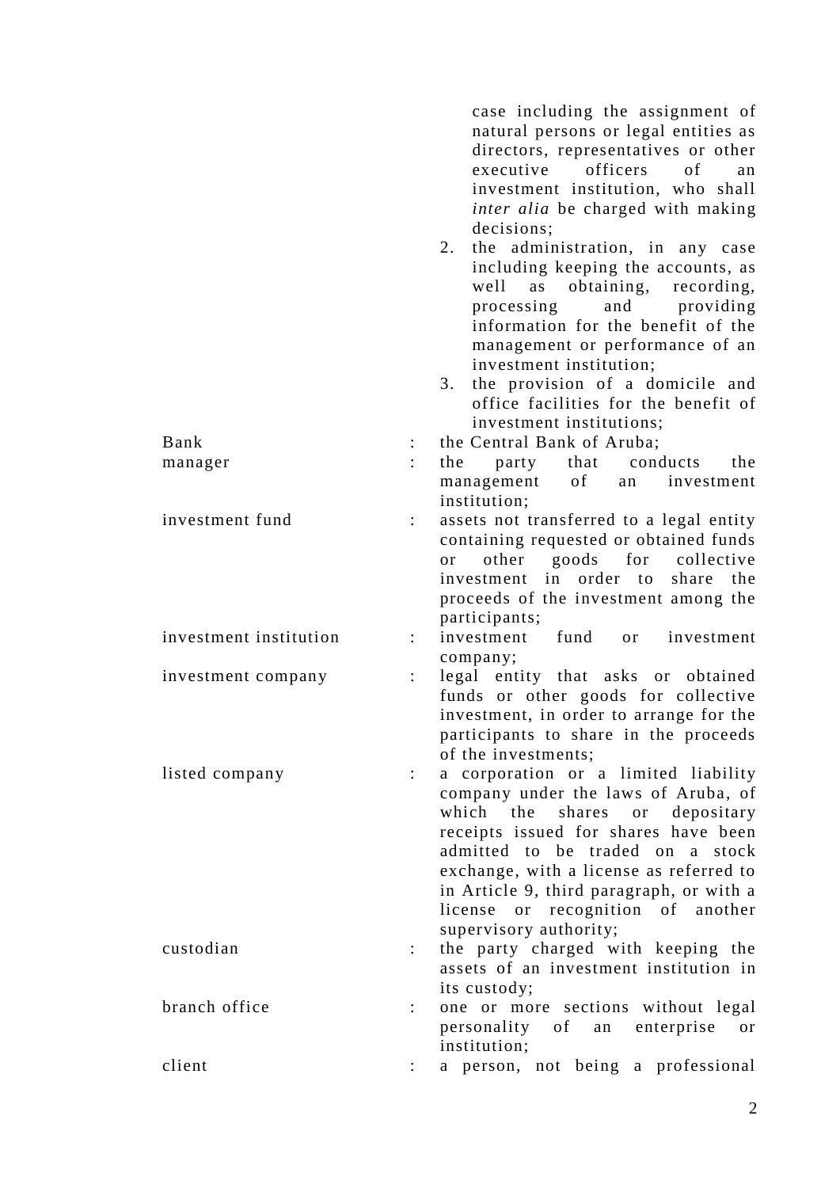case including the assignment of natural persons or legal entities as directors, representatives or other executive officers of an investment institution, who shall *inter alia* be charged with making decisions;

2. the administration, in any case including keeping the accounts, as well as obtaining, recording, processing and providing information for the benefit of the management or performance of an investment institution;
3. the provision of a domicile and office facilities for the benefit of investment institutions;

| | | |
|---|---|---|
| Bank | : | the Central Bank of Aruba; |
| manager | : | the party that conducts the management of an investment institution; |
| investment fund | : | assets not transferred to a legal entity containing requested or obtained funds or other goods for collective investment in order to share the proceeds of the investment among the participants; |
| investment institution | : | investment fund or investment company; |
| investment company | : | legal entity that asks or obtained funds or other goods for collective investment, in order to arrange for the participants to share in the proceeds of the investments; |
| listed company | : | a corporation or a limited liability company under the laws of Aruba, of which the shares or depositary receipts issued for shares have been admitted to be traded on a stock exchange, with a license as referred to in Article 9, third paragraph, or with a license or recognition of another supervisory authority; |
| custodian | : | the party charged with keeping the assets of an investment institution in its custody; |
| branch office | : | one or more sections without legal personality of an enterprise or institution; |
| client | : | a person, not being a professional |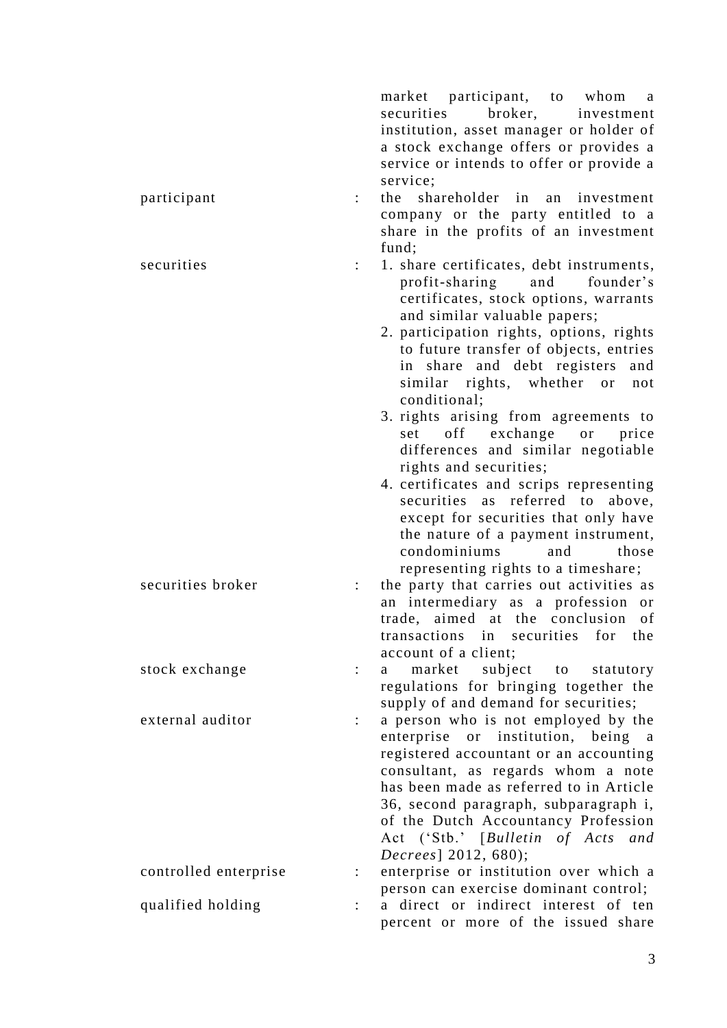| | | |
|---|---|---|
| | | market participant, to whom a securities broker, investment institution, asset manager or holder of a stock exchange offers or provides a service or intends to offer or provide a service; |
| participant | : | the shareholder in an investment company or the party entitled to a share in the profits of an investment fund; |
| securities | : | 1. share certificates, debt instruments, profit-sharing and founder's certificates, stock options, warrants and similar valuable papers;<br>2. participation rights, options, rights to future transfer of objects, entries in share and debt registers and similar rights, whether or not conditional;<br>3. rights arising from agreements to set off exchange or price differences and similar negotiable rights and securities;<br>4. certificates and scrips representing securities as referred to above, except for securities that only have the nature of a payment instrument, condominiums and those representing rights to a timeshare; |
| securities broker | : | the party that carries out activities as an intermediary as a profession or trade, aimed at the conclusion of transactions in securities for the account of a client; |
| stock exchange | : | a market subject to statutory regulations for bringing together the supply of and demand for securities; |
| external auditor | : | a person who is not employed by the enterprise or institution, being a registered accountant or an accounting consultant, as regards whom a note has been made as referred to in Article 36, second paragraph, subparagraph i, of the Dutch Accountancy Profession Act ('Stb.' [*Bulletin of Acts and Decrees*] 2012, 680); |
| controlled enterprise | : | enterprise or institution over which a person can exercise dominant control; |
| qualified holding | : | a direct or indirect interest of ten percent or more of the issued share |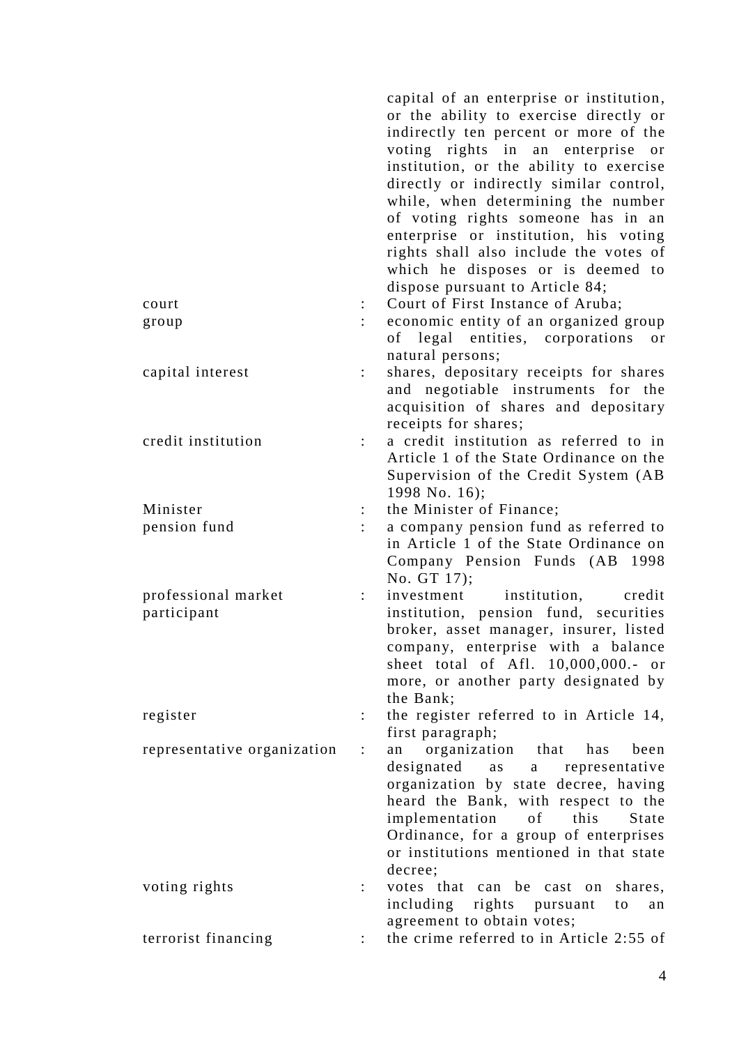capital of an enterprise or institution, or the ability to exercise directly or indirectly ten percent or more of the voting rights in an enterprise or institution, or the ability to exercise directly or indirectly similar control, while, when determining the number of voting rights someone has in an enterprise or institution, his voting rights shall also include the votes of which he disposes or is deemed to dispose pursuant to Article 84;

| | | |
|---|---|---|
| court | : | Court of First Instance of Aruba; |
| group | : | economic entity of an organized group of legal entities, corporations or natural persons; |
| capital interest | : | shares, depositary receipts for shares and negotiable instruments for the acquisition of shares and depositary receipts for shares; |
| credit institution | : | a credit institution as referred to in Article 1 of the State Ordinance on the Supervision of the Credit System (AB 1998 No. 16); |
| Minister | : | the Minister of Finance; |
| pension fund | : | a company pension fund as referred to in Article 1 of the State Ordinance on Company Pension Funds (AB 1998 No. GT 17); |
| professional market participant | : | investment institution, credit institution, pension fund, securities broker, asset manager, insurer, listed company, enterprise with a balance sheet total of Afl. 10,000,000.- or more, or another party designated by the Bank; |
| register | : | the register referred to in Article 14, first paragraph; |
| representative organization | : | an organization that has been designated as a representative organization by state decree, having heard the Bank, with respect to the implementation of this State Ordinance, for a group of enterprises or institutions mentioned in that state decree; |
| voting rights | : | votes that can be cast on shares, including rights pursuant to an agreement to obtain votes; |
| terrorist financing | : | the crime referred to in Article 2:55 of |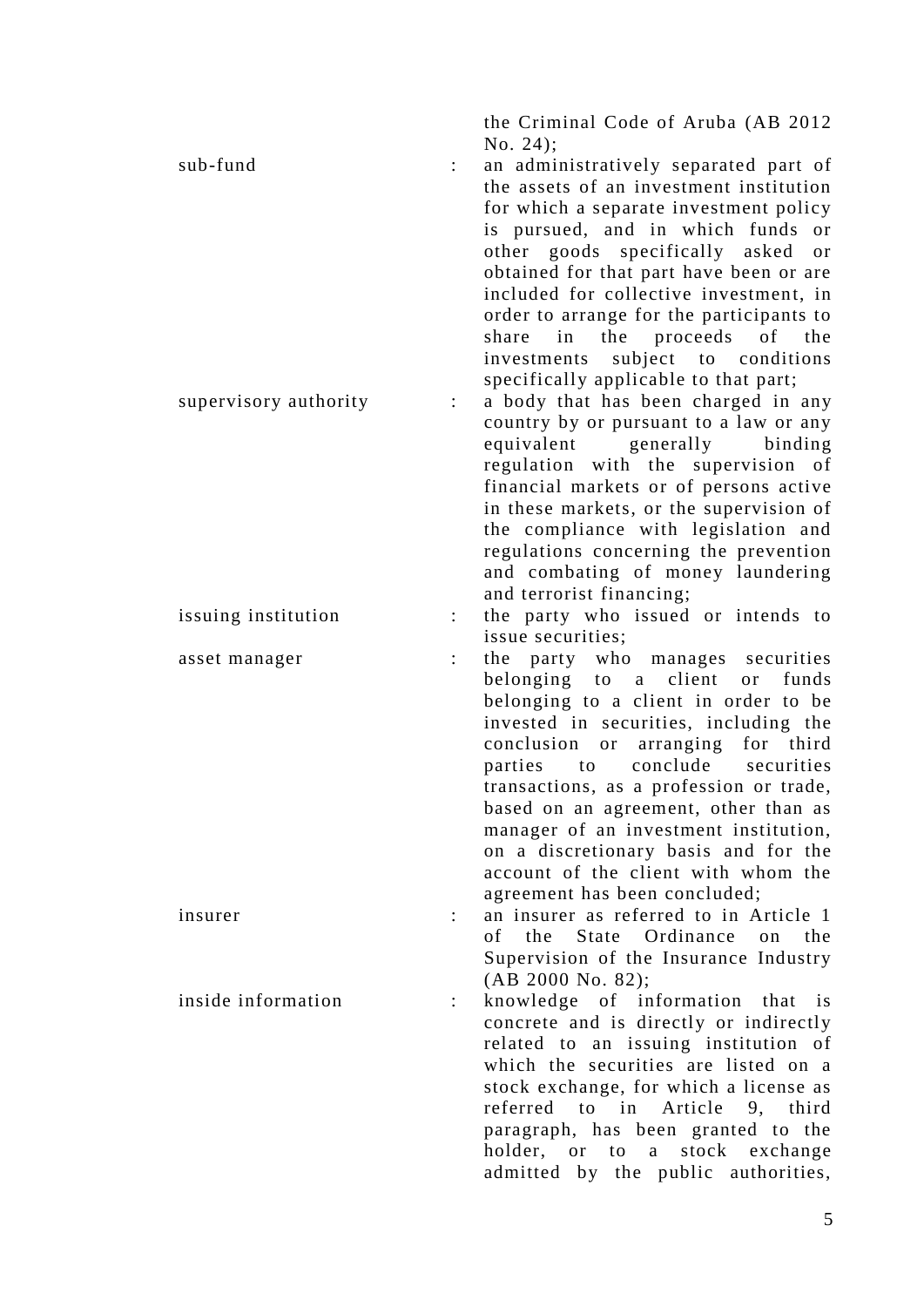the Criminal Code of Aruba (AB 2012 No. 24);

sub-fund : an administratively separated part of the assets of an investment institution for which a separate investment policy is pursued, and in which funds or other goods specifically asked or obtained for that part have been or are included for collective investment, in order to arrange for the participants to share in the proceeds of the investments subject to conditions specifically applicable to that part;

supervisory authority : a body that has been charged in any country by or pursuant to a law or any equivalent generally binding regulation with the supervision of financial markets or of persons active in these markets, or the supervision of the compliance with legislation and regulations concerning the prevention and combating of money laundering and terrorist financing;

issuing institution : the party who issued or intends to issue securities;

asset manager : the party who manages securities belonging to a client or funds belonging to a client in order to be invested in securities, including the conclusion or arranging for third parties to conclude securities transactions, as a profession or trade, based on an agreement, other than as manager of an investment institution, on a discretionary basis and for the account of the client with whom the agreement has been concluded;

insurer : an insurer as referred to in Article 1 of the State Ordinance on the Supervision of the Insurance Industry (AB 2000 No. 82);

inside information : knowledge of information that is concrete and is directly or indirectly related to an issuing institution of which the securities are listed on a stock exchange, for which a license as referred to in Article 9, third paragraph, has been granted to the holder, or to a stock exchange admitted by the public authorities,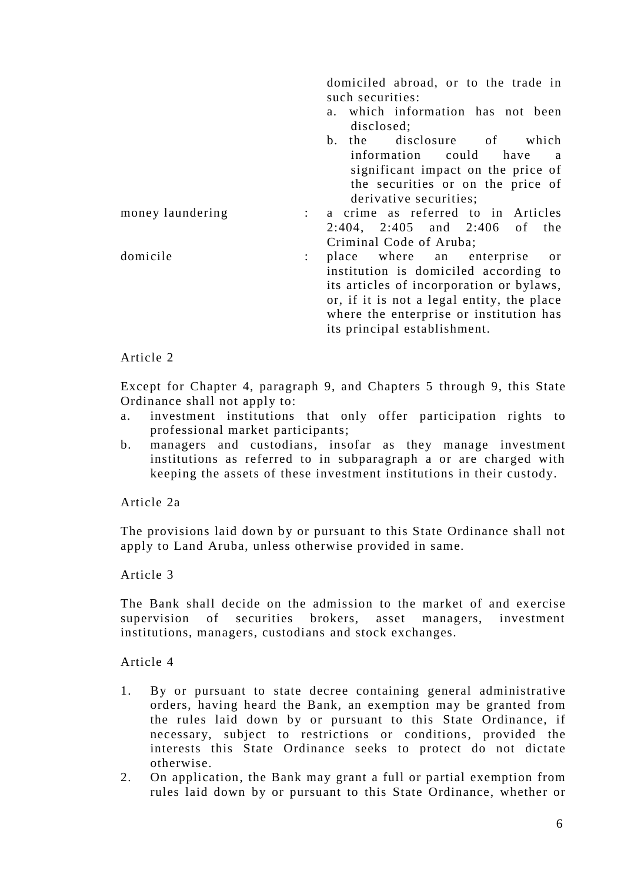domiciled abroad, or to the trade in such securities:

a. which information has not been disclosed;
b. the disclosure of which information could have a significant impact on the price of the securities or on the price of derivative securities;

| | | |
|---|---|---|
| money laundering | : | a crime as referred to in Articles 2:404, 2:405 and 2:406 of the Criminal Code of Aruba; |
| domicile | : | place where an enterprise or institution is domiciled according to its articles of incorporation or bylaws, or, if it is not a legal entity, the place where the enterprise or institution has its principal establishment. |

Article 2

Except for Chapter 4, paragraph 9, and Chapters 5 through 9, this State Ordinance shall not apply to:

a. investment institutions that only offer participation rights to professional market participants;
b. managers and custodians, insofar as they manage investment institutions as referred to in subparagraph a or are charged with keeping the assets of these investment institutions in their custody.

Article 2a

The provisions laid down by or pursuant to this State Ordinance shall not apply to Land Aruba, unless otherwise provided in same.

Article 3

The Bank shall decide on the admission to the market of and exercise supervision of securities brokers, asset managers, investment institutions, managers, custodians and stock exchanges.

Article 4

1. By or pursuant to state decree containing general administrative orders, having heard the Bank, an exemption may be granted from the rules laid down by or pursuant to this State Ordinance, if necessary, subject to restrictions or conditions, provided the interests this State Ordinance seeks to protect do not dictate otherwise.
2. On application, the Bank may grant a full or partial exemption from rules laid down by or pursuant to this State Ordinance, whether or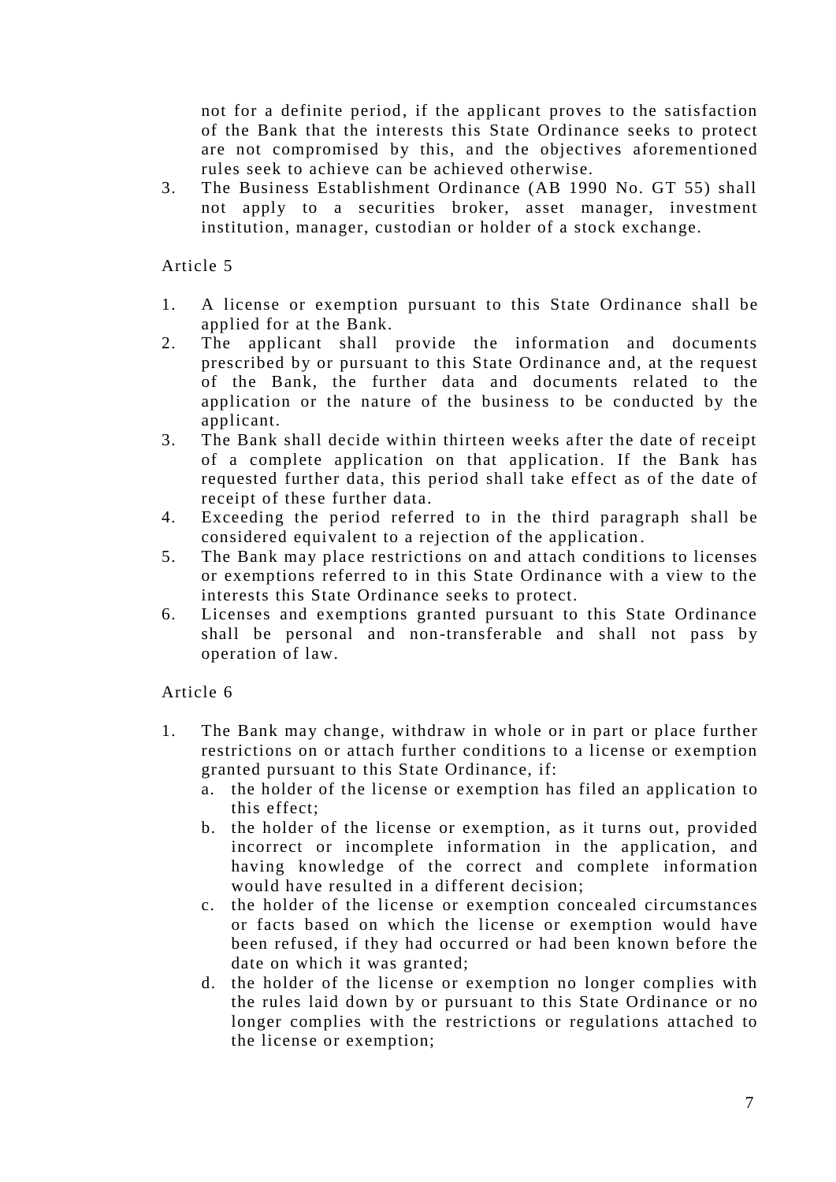not for a definite period, if the applicant proves to the satisfaction of the Bank that the interests this State Ordinance seeks to protect are not compromised by this, and the objectives aforementioned rules seek to achieve can be achieved otherwise.

3. The Business Establishment Ordinance (AB 1990 No. GT 55) shall not apply to a securities broker, asset manager, investment institution, manager, custodian or holder of a stock exchange.

Article 5

1. A license or exemption pursuant to this State Ordinance shall be applied for at the Bank.
2. The applicant shall provide the information and documents prescribed by or pursuant to this State Ordinance and, at the request of the Bank, the further data and documents related to the application or the nature of the business to be conducted by the applicant.
3. The Bank shall decide within thirteen weeks after the date of receipt of a complete application on that application. If the Bank has requested further data, this period shall take effect as of the date of receipt of these further data.
4. Exceeding the period referred to in the third paragraph shall be considered equivalent to a rejection of the application.
5. The Bank may place restrictions on and attach conditions to licenses or exemptions referred to in this State Ordinance with a view to the interests this State Ordinance seeks to protect.
6. Licenses and exemptions granted pursuant to this State Ordinance shall be personal and non-transferable and shall not pass by operation of law.

Article 6

1. The Bank may change, withdraw in whole or in part or place further restrictions on or attach further conditions to a license or exemption granted pursuant to this State Ordinance, if:
   a. the holder of the license or exemption has filed an application to this effect;
   b. the holder of the license or exemption, as it turns out, provided incorrect or incomplete information in the application, and having knowledge of the correct and complete information would have resulted in a different decision;
   c. the holder of the license or exemption concealed circumstances or facts based on which the license or exemption would have been refused, if they had occurred or had been known before the date on which it was granted;
   d. the holder of the license or exemption no longer complies with the rules laid down by or pursuant to this State Ordinance or no longer complies with the restrictions or regulations attached to the license or exemption;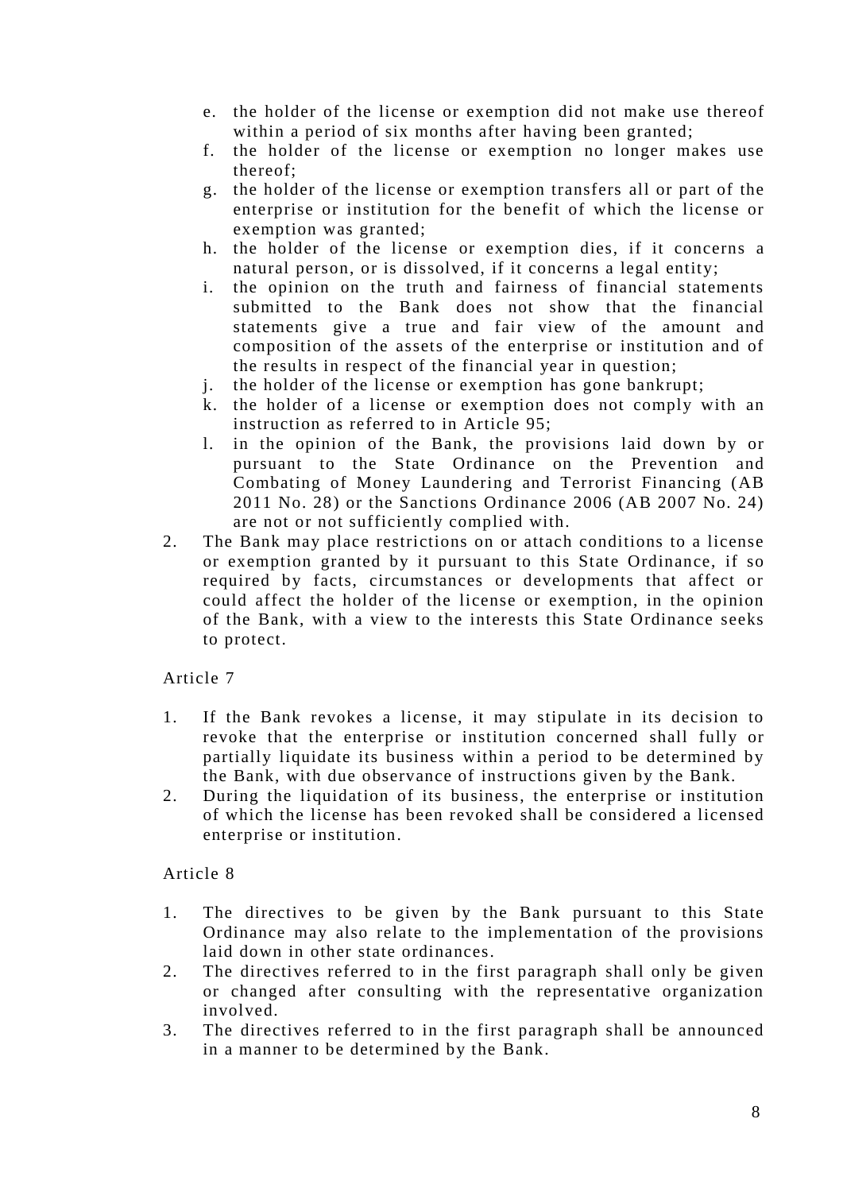e. the holder of the license or exemption did not make use thereof within a period of six months after having been granted;
f. the holder of the license or exemption no longer makes use thereof;
g. the holder of the license or exemption transfers all or part of the enterprise or institution for the benefit of which the license or exemption was granted;
h. the holder of the license or exemption dies, if it concerns a natural person, or is dissolved, if it concerns a legal entity;
i. the opinion on the truth and fairness of financial statements submitted to the Bank does not show that the financial statements give a true and fair view of the amount and composition of the assets of the enterprise or institution and of the results in respect of the financial year in question;
j. the holder of the license or exemption has gone bankrupt;
k. the holder of a license or exemption does not comply with an instruction as referred to in Article 95;
l. in the opinion of the Bank, the provisions laid down by or pursuant to the State Ordinance on the Prevention and Combating of Money Laundering and Terrorist Financing (AB 2011 No. 28) or the Sanctions Ordinance 2006 (AB 2007 No. 24) are not or not sufficiently complied with.

2. The Bank may place restrictions on or attach conditions to a license or exemption granted by it pursuant to this State Ordinance, if so required by facts, circumstances or developments that affect or could affect the holder of the license or exemption, in the opinion of the Bank, with a view to the interests this State Ordinance seeks to protect.

Article 7

1. If the Bank revokes a license, it may stipulate in its decision to revoke that the enterprise or institution concerned shall fully or partially liquidate its business within a period to be determined by the Bank, with due observance of instructions given by the Bank.
2. During the liquidation of its business, the enterprise or institution of which the license has been revoked shall be considered a licensed enterprise or institution.

Article 8

1. The directives to be given by the Bank pursuant to this State Ordinance may also relate to the implementation of the provisions laid down in other state ordinances.
2. The directives referred to in the first paragraph shall only be given or changed after consulting with the representative organization involved.
3. The directives referred to in the first paragraph shall be announced in a manner to be determined by the Bank.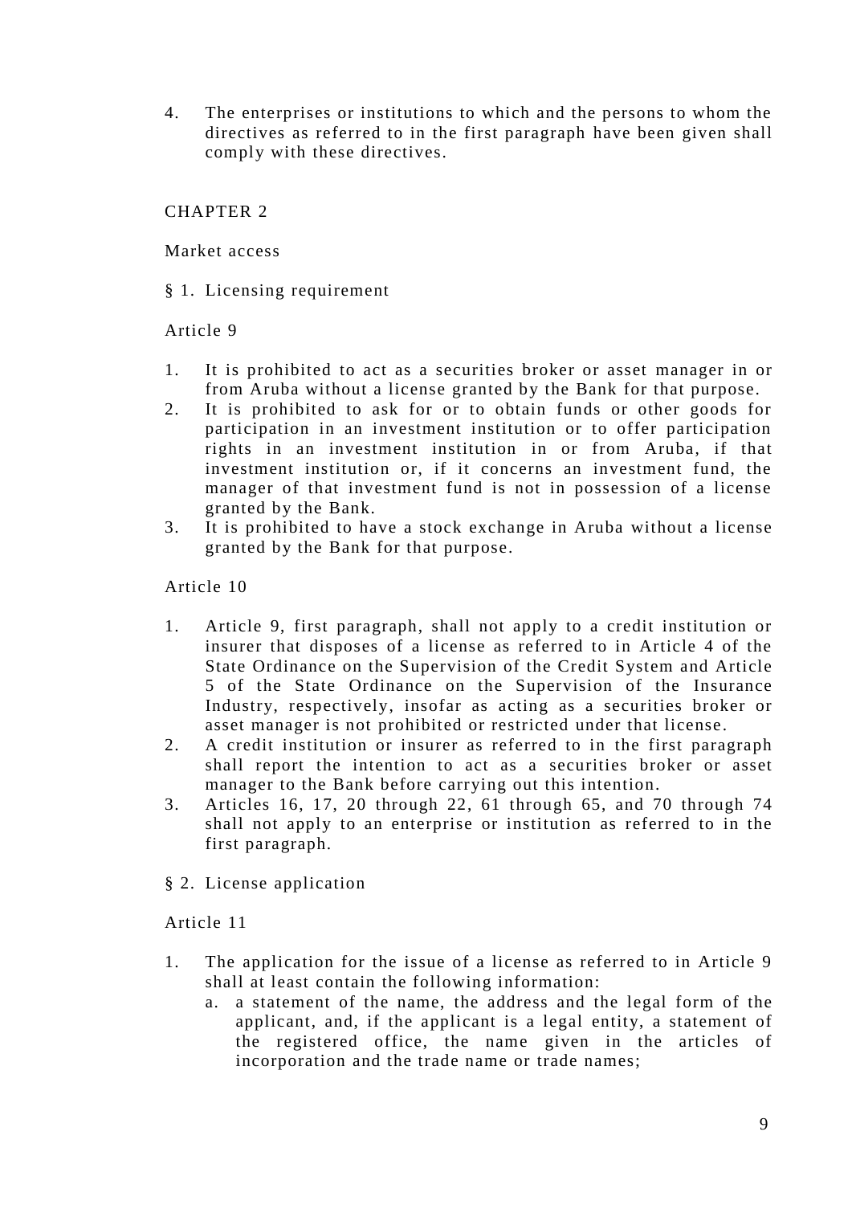4. The enterprises or institutions to which and the persons to whom the directives as referred to in the first paragraph have been given shall comply with these directives.

## CHAPTER 2

## Market access

### § 1. Licensing requirement

#### Article 9

1. It is prohibited to act as a securities broker or asset manager in or from Aruba without a license granted by the Bank for that purpose.
2. It is prohibited to ask for or to obtain funds or other goods for participation in an investment institution or to offer participation rights in an investment institution in or from Aruba, if that investment institution or, if it concerns an investment fund, the manager of that investment fund is not in possession of a license granted by the Bank.
3. It is prohibited to have a stock exchange in Aruba without a license granted by the Bank for that purpose.

#### Article 10

1. Article 9, first paragraph, shall not apply to a credit institution or insurer that disposes of a license as referred to in Article 4 of the State Ordinance on the Supervision of the Credit System and Article 5 of the State Ordinance on the Supervision of the Insurance Industry, respectively, insofar as acting as a securities broker or asset manager is not prohibited or restricted under that license.
2. A credit institution or insurer as referred to in the first paragraph shall report the intention to act as a securities broker or asset manager to the Bank before carrying out this intention.
3. Articles 16, 17, 20 through 22, 61 through 65, and 70 through 74 shall not apply to an enterprise or institution as referred to in the first paragraph.

### § 2. License application

#### Article 11

1. The application for the issue of a license as referred to in Article 9 shall at least contain the following information:
   a. a statement of the name, the address and the legal form of the applicant, and, if the applicant is a legal entity, a statement of the registered office, the name given in the articles of incorporation and the trade name or trade names;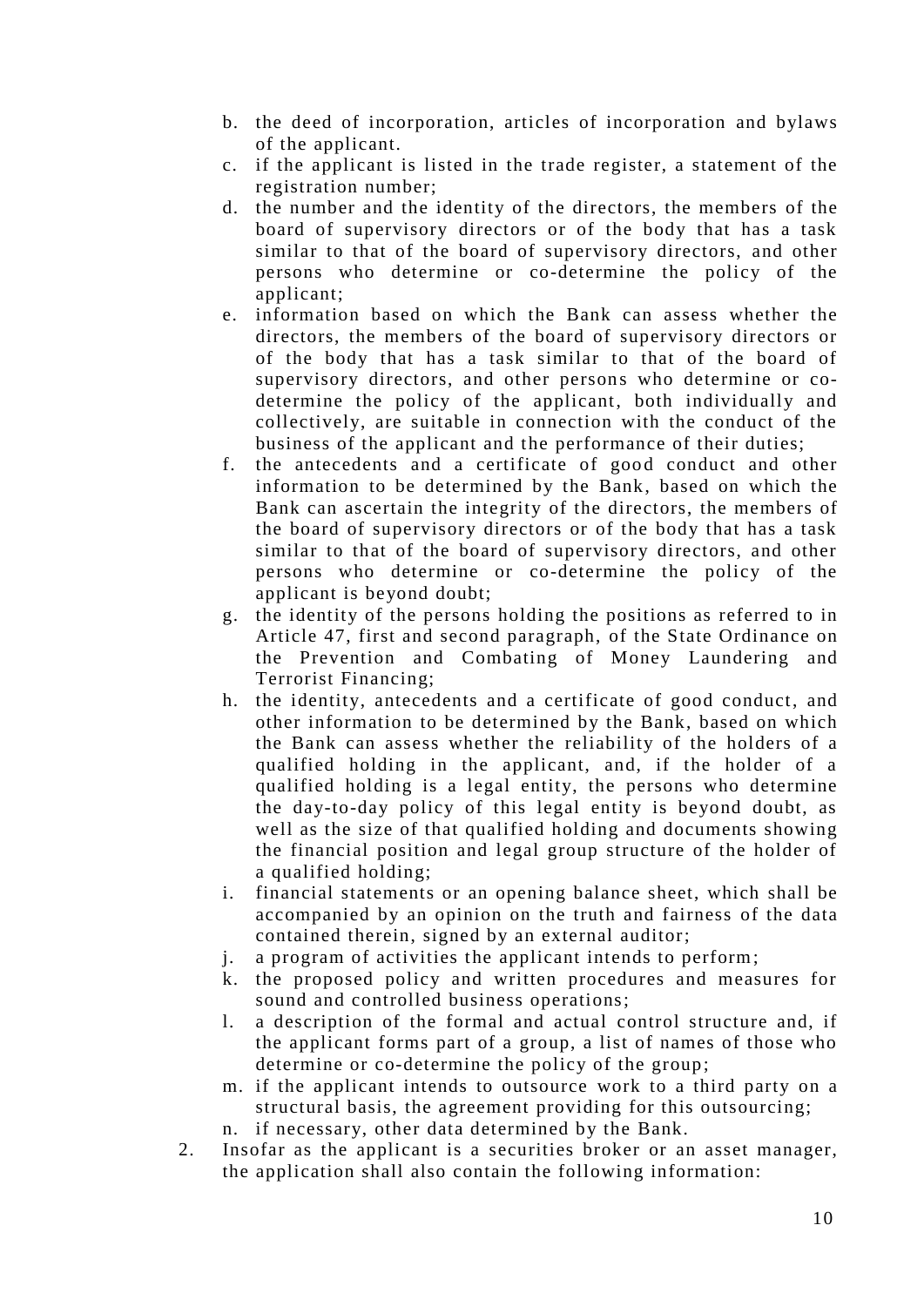b. the deed of incorporation, articles of incorporation and bylaws of the applicant.
c. if the applicant is listed in the trade register, a statement of the registration number;
d. the number and the identity of the directors, the members of the board of supervisory directors or of the body that has a task similar to that of the board of supervisory directors, and other persons who determine or co-determine the policy of the applicant;
e. information based on which the Bank can assess whether the directors, the members of the board of supervisory directors or of the body that has a task similar to that of the board of supervisory directors, and other persons who determine or co-determine the policy of the applicant, both individually and collectively, are suitable in connection with the conduct of the business of the applicant and the performance of their duties;
f. the antecedents and a certificate of good conduct and other information to be determined by the Bank, based on which the Bank can ascertain the integrity of the directors, the members of the board of supervisory directors or of the body that has a task similar to that of the board of supervisory directors, and other persons who determine or co-determine the policy of the applicant is beyond doubt;
g. the identity of the persons holding the positions as referred to in Article 47, first and second paragraph, of the State Ordinance on the Prevention and Combating of Money Laundering and Terrorist Financing;
h. the identity, antecedents and a certificate of good conduct, and other information to be determined by the Bank, based on which the Bank can assess whether the reliability of the holders of a qualified holding in the applicant, and, if the holder of a qualified holding is a legal entity, the persons who determine the day-to-day policy of this legal entity is beyond doubt, as well as the size of that qualified holding and documents showing the financial position and legal group structure of the holder of a qualified holding;
i. financial statements or an opening balance sheet, which shall be accompanied by an opinion on the truth and fairness of the data contained therein, signed by an external auditor;
j. a program of activities the applicant intends to perform;
k. the proposed policy and written procedures and measures for sound and controlled business operations;
l. a description of the formal and actual control structure and, if the applicant forms part of a group, a list of names of those who determine or co-determine the policy of the group;
m. if the applicant intends to outsource work to a third party on a structural basis, the agreement providing for this outsourcing;
n. if necessary, other data determined by the Bank.

2. Insofar as the applicant is a securities broker or an asset manager, the application shall also contain the following information: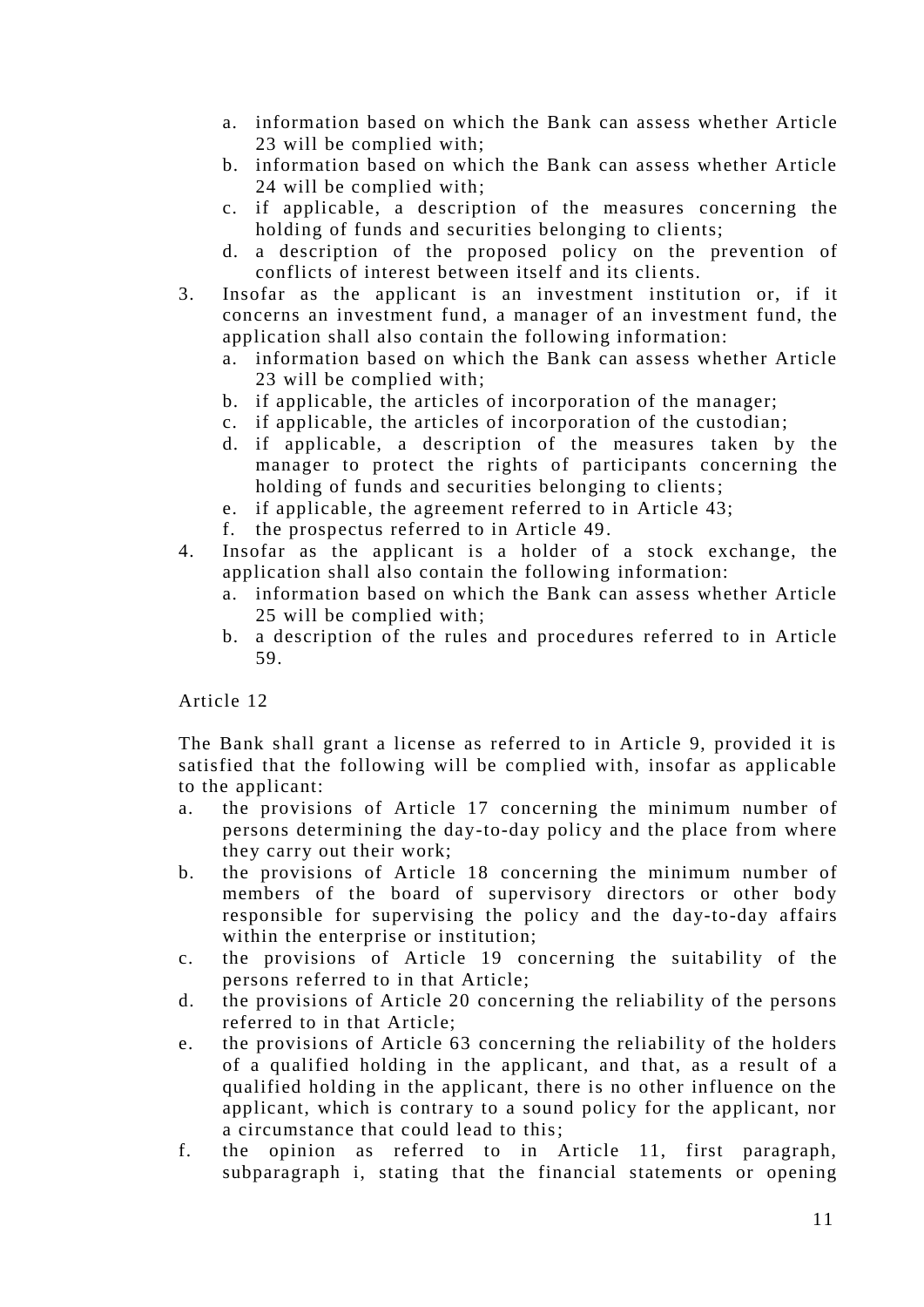a. information based on which the Bank can assess whether Article 23 will be complied with;
   b. information based on which the Bank can assess whether Article 24 will be complied with;
   c. if applicable, a description of the measures concerning the holding of funds and securities belonging to clients;
   d. a description of the proposed policy on the prevention of conflicts of interest between itself and its clients.
3. Insofar as the applicant is an investment institution or, if it concerns an investment fund, a manager of an investment fund, the application shall also contain the following information:
   a. information based on which the Bank can assess whether Article 23 will be complied with;
   b. if applicable, the articles of incorporation of the manager;
   c. if applicable, the articles of incorporation of the custodian;
   d. if applicable, a description of the measures taken by the manager to protect the rights of participants concerning the holding of funds and securities belonging to clients;
   e. if applicable, the agreement referred to in Article 43;
   f. the prospectus referred to in Article 49.
4. Insofar as the applicant is a holder of a stock exchange, the application shall also contain the following information:
   a. information based on which the Bank can assess whether Article 25 will be complied with;
   b. a description of the rules and procedures referred to in Article 59.

Article 12

The Bank shall grant a license as referred to in Article 9, provided it is satisfied that the following will be complied with, insofar as applicable to the applicant:

a. the provisions of Article 17 concerning the minimum number of persons determining the day-to-day policy and the place from where they carry out their work;
b. the provisions of Article 18 concerning the minimum number of members of the board of supervisory directors or other body responsible for supervising the policy and the day-to-day affairs within the enterprise or institution;
c. the provisions of Article 19 concerning the suitability of the persons referred to in that Article;
d. the provisions of Article 20 concerning the reliability of the persons referred to in that Article;
e. the provisions of Article 63 concerning the reliability of the holders of a qualified holding in the applicant, and that, as a result of a qualified holding in the applicant, there is no other influence on the applicant, which is contrary to a sound policy for the applicant, nor a circumstance that could lead to this;
f. the opinion as referred to in Article 11, first paragraph, subparagraph i, stating that the financial statements or opening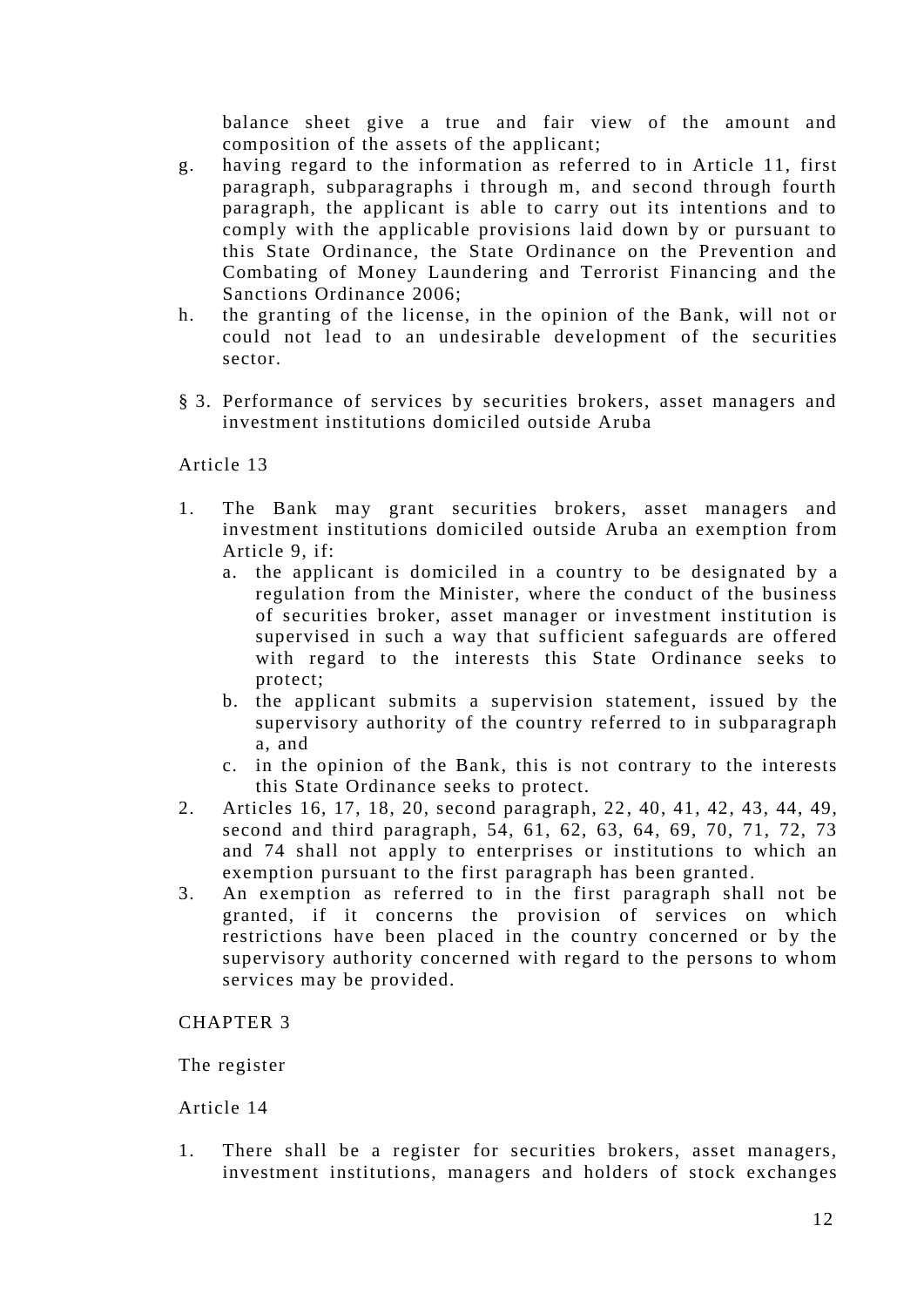balance sheet give a true and fair view of the amount and composition of the assets of the applicant;

g. having regard to the information as referred to in Article 11, first paragraph, subparagraphs i through m, and second through fourth paragraph, the applicant is able to carry out its intentions and to comply with the applicable provisions laid down by or pursuant to this State Ordinance, the State Ordinance on the Prevention and Combating of Money Laundering and Terrorist Financing and the Sanctions Ordinance 2006;
h. the granting of the license, in the opinion of the Bank, will not or could not lead to an undesirable development of the securities sector.

§ 3. Performance of services by securities brokers, asset managers and investment institutions domiciled outside Aruba

Article 13

1. The Bank may grant securities brokers, asset managers and investment institutions domiciled outside Aruba an exemption from Article 9, if:
   a. the applicant is domiciled in a country to be designated by a regulation from the Minister, where the conduct of the business of securities broker, asset manager or investment institution is supervised in such a way that sufficient safeguards are offered with regard to the interests this State Ordinance seeks to protect;
   b. the applicant submits a supervision statement, issued by the supervisory authority of the country referred to in subparagraph a, and
   c. in the opinion of the Bank, this is not contrary to the interests this State Ordinance seeks to protect.
2. Articles 16, 17, 18, 20, second paragraph, 22, 40, 41, 42, 43, 44, 49, second and third paragraph, 54, 61, 62, 63, 64, 69, 70, 71, 72, 73 and 74 shall not apply to enterprises or institutions to which an exemption pursuant to the first paragraph has been granted.
3. An exemption as referred to in the first paragraph shall not be granted, if it concerns the provision of services on which restrictions have been placed in the country concerned or by the supervisory authority concerned with regard to the persons to whom services may be provided.

CHAPTER 3

The register

Article 14

1. There shall be a register for securities brokers, asset managers, investment institutions, managers and holders of stock exchanges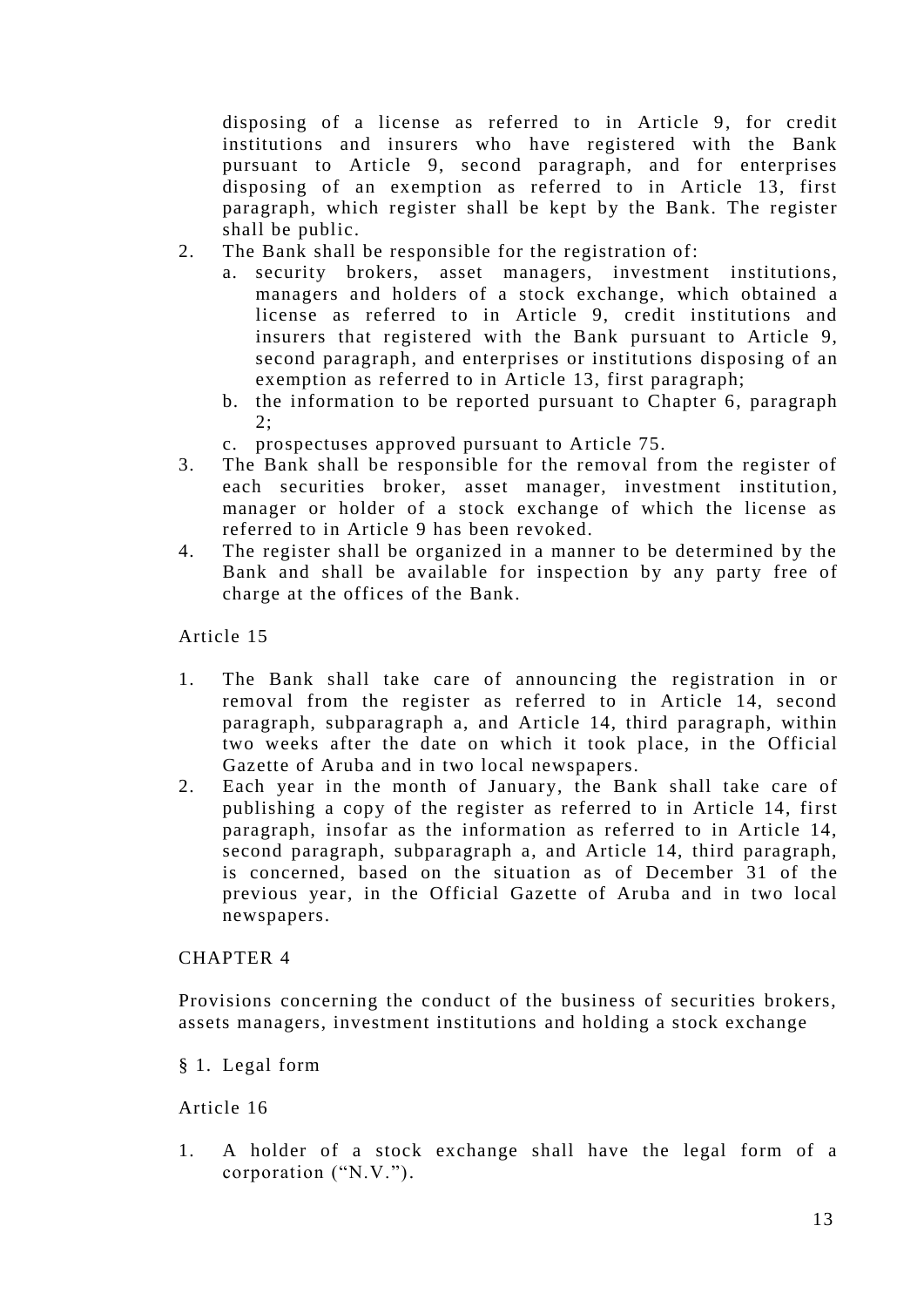disposing of a license as referred to in Article 9, for credit institutions and insurers who have registered with the Bank pursuant to Article 9, second paragraph, and for enterprises disposing of an exemption as referred to in Article 13, first paragraph, which register shall be kept by the Bank. The register shall be public.

2. The Bank shall be responsible for the registration of:
   a. security brokers, asset managers, investment institutions, managers and holders of a stock exchange, which obtained a license as referred to in Article 9, credit institutions and insurers that registered with the Bank pursuant to Article 9, second paragraph, and enterprises or institutions disposing of an exemption as referred to in Article 13, first paragraph;
   b. the information to be reported pursuant to Chapter 6, paragraph 2;
   c. prospectuses approved pursuant to Article 75.
3. The Bank shall be responsible for the removal from the register of each securities broker, asset manager, investment institution, manager or holder of a stock exchange of which the license as referred to in Article 9 has been revoked.
4. The register shall be organized in a manner to be determined by the Bank and shall be available for inspection by any party free of charge at the offices of the Bank.

Article 15

1. The Bank shall take care of announcing the registration in or removal from the register as referred to in Article 14, second paragraph, subparagraph a, and Article 14, third paragraph, within two weeks after the date on which it took place, in the Official Gazette of Aruba and in two local newspapers.
2. Each year in the month of January, the Bank shall take care of publishing a copy of the register as referred to in Article 14, first paragraph, insofar as the information as referred to in Article 14, second paragraph, subparagraph a, and Article 14, third paragraph, is concerned, based on the situation as of December 31 of the previous year, in the Official Gazette of Aruba and in two local newspapers.

CHAPTER 4

Provisions concerning the conduct of the business of securities brokers, assets managers, investment institutions and holding a stock exchange

§ 1. Legal form

Article 16

1. A holder of a stock exchange shall have the legal form of a corporation (“N.V.”).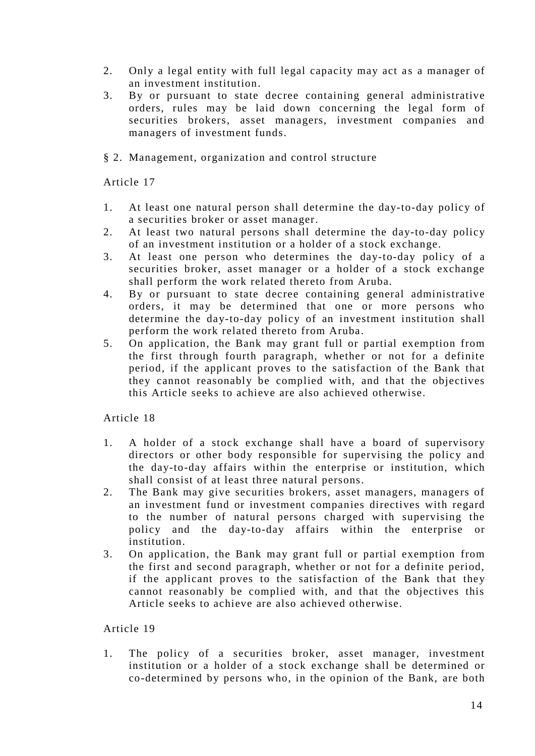2. Only a legal entity with full legal capacity may act as a manager of an investment institution.
3. By or pursuant to state decree containing general administrative orders, rules may be laid down concerning the legal form of securities brokers, asset managers, investment companies and managers of investment funds.

§ 2. Management, organization and control structure

Article 17

1. At least one natural person shall determine the day-to-day policy of a securities broker or asset manager.
2. At least two natural persons shall determine the day-to-day policy of an investment institution or a holder of a stock exchange.
3. At least one person who determines the day-to-day policy of a securities broker, asset manager or a holder of a stock exchange shall perform the work related thereto from Aruba.
4. By or pursuant to state decree containing general administrative orders, it may be determined that one or more persons who determine the day-to-day policy of an investment institution shall perform the work related thereto from Aruba.
5. On application, the Bank may grant full or partial exemption from the first through fourth paragraph, whether or not for a definite period, if the applicant proves to the satisfaction of the Bank that they cannot reasonably be complied with, and that the objectives this Article seeks to achieve are also achieved otherwise.

Article 18

1. A holder of a stock exchange shall have a board of supervisory directors or other body responsible for supervising the policy and the day-to-day affairs within the enterprise or institution, which shall consist of at least three natural persons.
2. The Bank may give securities brokers, asset managers, managers of an investment fund or investment companies directives with regard to the number of natural persons charged with supervising the policy and the day-to-day affairs within the enterprise or institution.
3. On application, the Bank may grant full or partial exemption from the first and second paragraph, whether or not for a definite period, if the applicant proves to the satisfaction of the Bank that they cannot reasonably be complied with, and that the objectives this Article seeks to achieve are also achieved otherwise.

Article 19

1. The policy of a securities broker, asset manager, investment institution or a holder of a stock exchange shall be determined or co-determined by persons who, in the opinion of the Bank, are both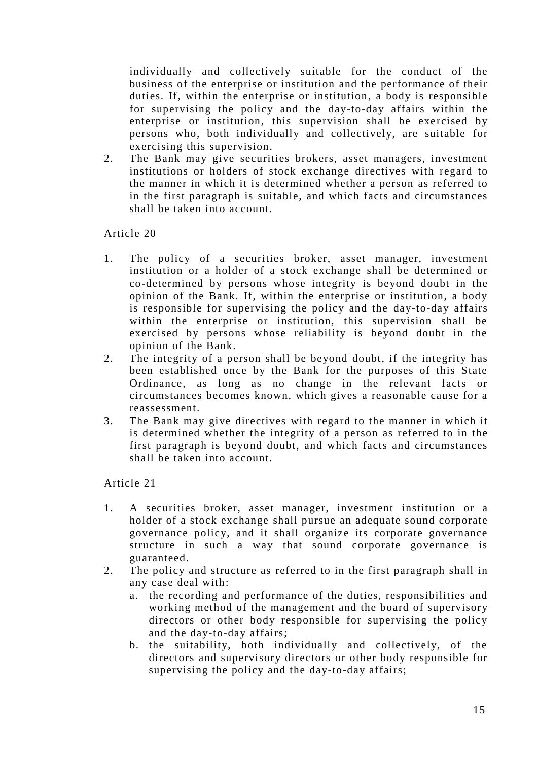individually and collectively suitable for the conduct of the business of the enterprise or institution and the performance of their duties. If, within the enterprise or institution, a body is responsible for supervising the policy and the day-to-day affairs within the enterprise or institution, this supervision shall be exercised by persons who, both individually and collectively, are suitable for exercising this supervision.

2. The Bank may give securities brokers, asset managers, investment institutions or holders of stock exchange directives with regard to the manner in which it is determined whether a person as referred to in the first paragraph is suitable, and which facts and circumstances shall be taken into account.

Article 20

1. The policy of a securities broker, asset manager, investment institution or a holder of a stock exchange shall be determined or co-determined by persons whose integrity is beyond doubt in the opinion of the Bank. If, within the enterprise or institution, a body is responsible for supervising the policy and the day-to-day affairs within the enterprise or institution, this supervision shall be exercised by persons whose reliability is beyond doubt in the opinion of the Bank.
2. The integrity of a person shall be beyond doubt, if the integrity has been established once by the Bank for the purposes of this State Ordinance, as long as no change in the relevant facts or circumstances becomes known, which gives a reasonable cause for a reassessment.
3. The Bank may give directives with regard to the manner in which it is determined whether the integrity of a person as referred to in the first paragraph is beyond doubt, and which facts and circumstances shall be taken into account.

Article 21

1. A securities broker, asset manager, investment institution or a holder of a stock exchange shall pursue an adequate sound corporate governance policy, and it shall organize its corporate governance structure in such a way that sound corporate governance is guaranteed.
2. The policy and structure as referred to in the first paragraph shall in any case deal with:
   a. the recording and performance of the duties, responsibilities and working method of the management and the board of supervisory directors or other body responsible for supervising the policy and the day-to-day affairs;
   b. the suitability, both individually and collectively, of the directors and supervisory directors or other body responsible for supervising the policy and the day-to-day affairs;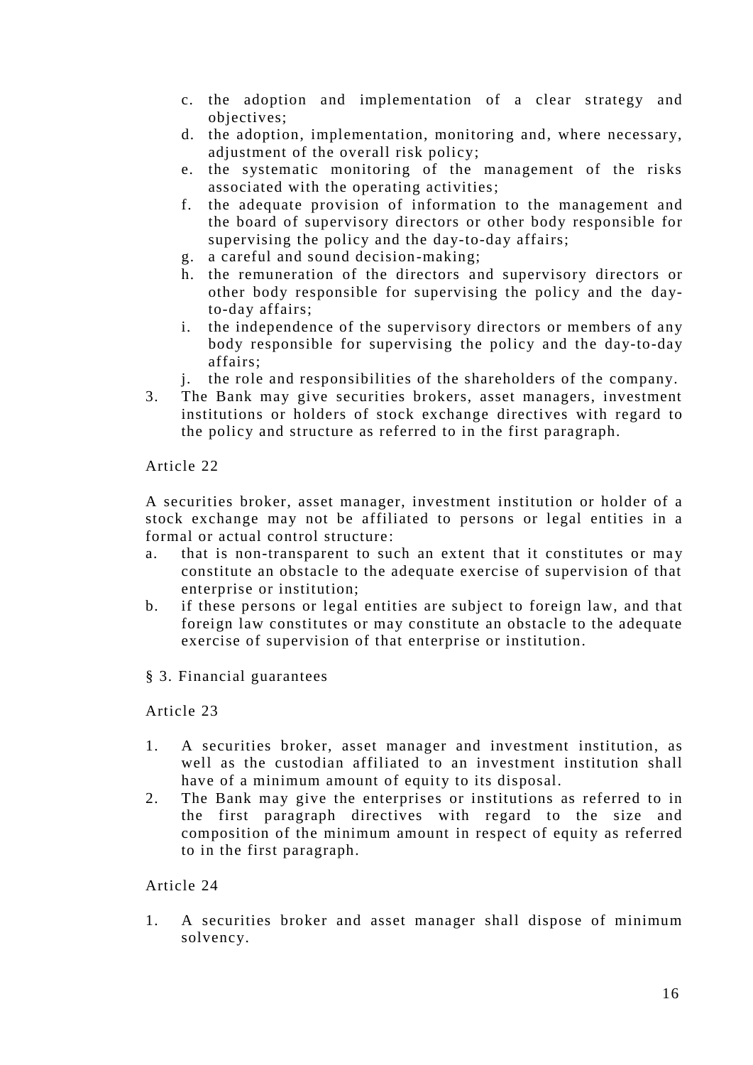c. the adoption and implementation of a clear strategy and objectives;
d. the adoption, implementation, monitoring and, where necessary, adjustment of the overall risk policy;
e. the systematic monitoring of the management of the risks associated with the operating activities;
f. the adequate provision of information to the management and the board of supervisory directors or other body responsible for supervising the policy and the day-to-day affairs;
g. a careful and sound decision-making;
h. the remuneration of the directors and supervisory directors or other body responsible for supervising the policy and the day-to-day affairs;
i. the independence of the supervisory directors or members of any body responsible for supervising the policy and the day-to-day affairs;
j. the role and responsibilities of the shareholders of the company.

3. The Bank may give securities brokers, asset managers, investment institutions or holders of stock exchange directives with regard to the policy and structure as referred to in the first paragraph.

Article 22

A securities broker, asset manager, investment institution or holder of a stock exchange may not be affiliated to persons or legal entities in a formal or actual control structure:

a. that is non-transparent to such an extent that it constitutes or may constitute an obstacle to the adequate exercise of supervision of that enterprise or institution;
b. if these persons or legal entities are subject to foreign law, and that foreign law constitutes or may constitute an obstacle to the adequate exercise of supervision of that enterprise or institution.

§ 3. Financial guarantees

Article 23

1. A securities broker, asset manager and investment institution, as well as the custodian affiliated to an investment institution shall have of a minimum amount of equity to its disposal.
2. The Bank may give the enterprises or institutions as referred to in the first paragraph directives with regard to the size and composition of the minimum amount in respect of equity as referred to in the first paragraph.

Article 24

1. A securities broker and asset manager shall dispose of minimum solvency.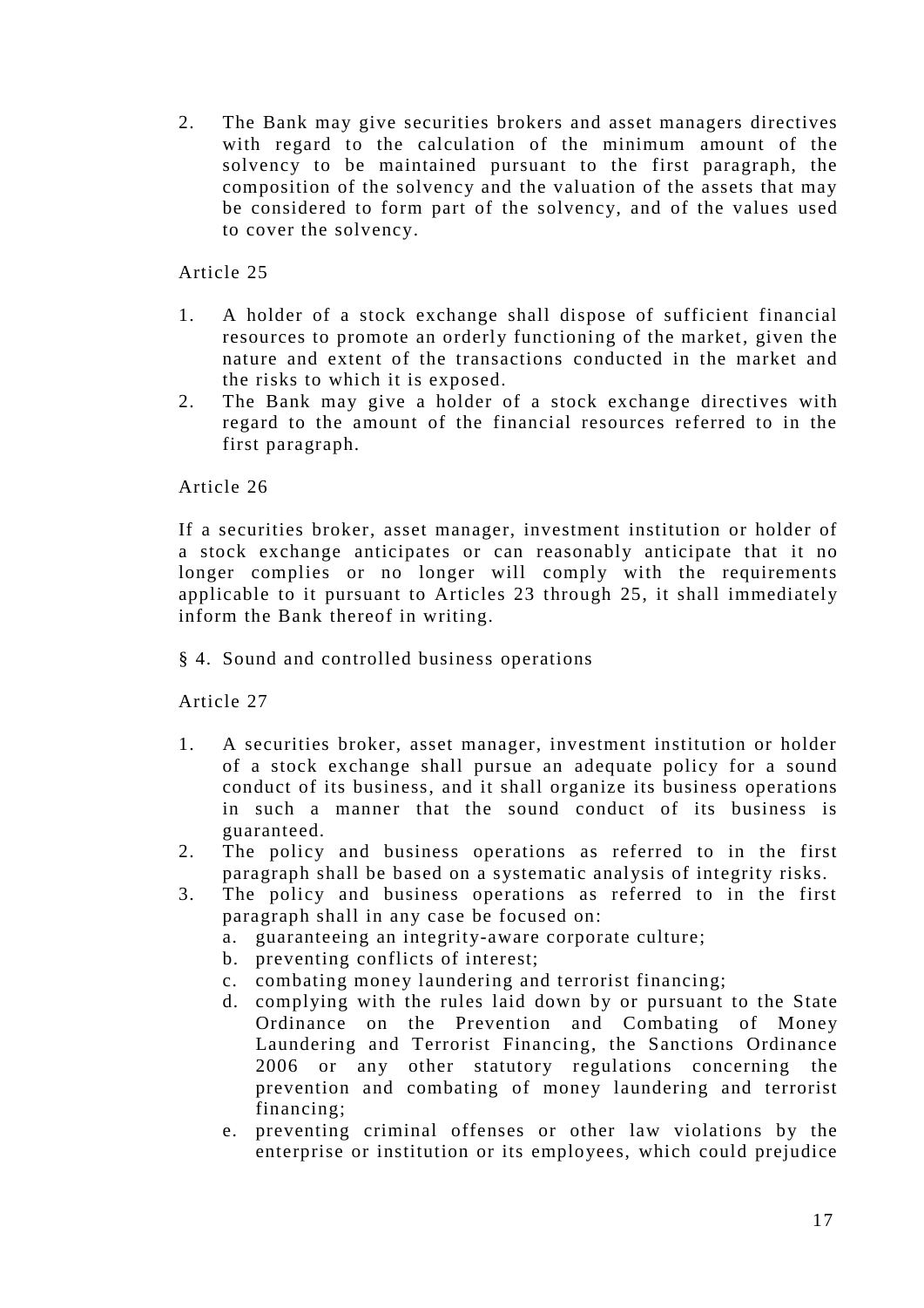2. The Bank may give securities brokers and asset managers directives with regard to the calculation of the minimum amount of the solvency to be maintained pursuant to the first paragraph, the composition of the solvency and the valuation of the assets that may be considered to form part of the solvency, and of the values used to cover the solvency.

Article 25

1. A holder of a stock exchange shall dispose of sufficient financial resources to promote an orderly functioning of the market, given the nature and extent of the transactions conducted in the market and the risks to which it is exposed.
2. The Bank may give a holder of a stock exchange directives with regard to the amount of the financial resources referred to in the first paragraph.

Article 26

If a securities broker, asset manager, investment institution or holder of a stock exchange anticipates or can reasonably anticipate that it no longer complies or no longer will comply with the requirements applicable to it pursuant to Articles 23 through 25, it shall immediately inform the Bank thereof in writing.

§ 4. Sound and controlled business operations

Article 27

1. A securities broker, asset manager, investment institution or holder of a stock exchange shall pursue an adequate policy for a sound conduct of its business, and it shall organize its business operations in such a manner that the sound conduct of its business is guaranteed.
2. The policy and business operations as referred to in the first paragraph shall be based on a systematic analysis of integrity risks.
3. The policy and business operations as referred to in the first paragraph shall in any case be focused on:
   a. guaranteeing an integrity-aware corporate culture;
   b. preventing conflicts of interest;
   c. combating money laundering and terrorist financing;
   d. complying with the rules laid down by or pursuant to the State Ordinance on the Prevention and Combating of Money Laundering and Terrorist Financing, the Sanctions Ordinance 2006 or any other statutory regulations concerning the prevention and combating of money laundering and terrorist financing;
   e. preventing criminal offenses or other law violations by the enterprise or institution or its employees, which could prejudice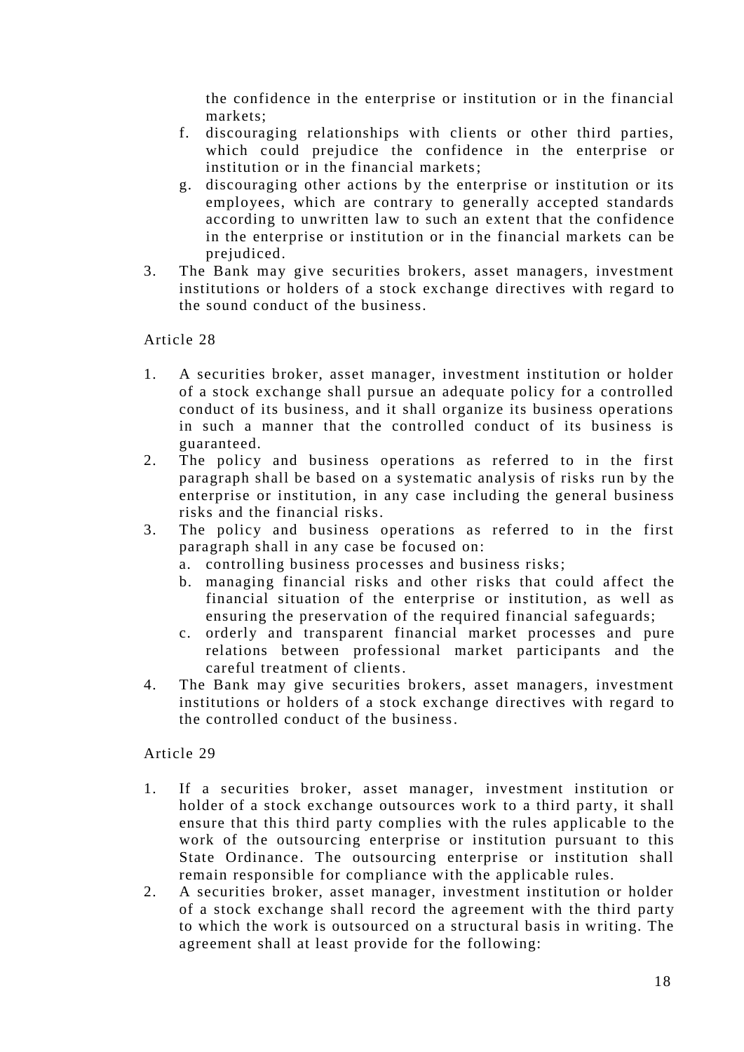the confidence in the enterprise or institution or in the financial markets;

   f. discouraging relationships with clients or other third parties, which could prejudice the confidence in the enterprise or institution or in the financial markets;
   g. discouraging other actions by the enterprise or institution or its employees, which are contrary to generally accepted standards according to unwritten law to such an extent that the confidence in the enterprise or institution or in the financial markets can be prejudiced.

3. The Bank may give securities brokers, asset managers, investment institutions or holders of a stock exchange directives with regard to the sound conduct of the business.

Article 28

1. A securities broker, asset manager, investment institution or holder of a stock exchange shall pursue an adequate policy for a controlled conduct of its business, and it shall organize its business operations in such a manner that the controlled conduct of its business is guaranteed.
2. The policy and business operations as referred to in the first paragraph shall be based on a systematic analysis of risks run by the enterprise or institution, in any case including the general business risks and the financial risks.
3. The policy and business operations as referred to in the first paragraph shall in any case be focused on:
   a. controlling business processes and business risks;
   b. managing financial risks and other risks that could affect the financial situation of the enterprise or institution, as well as ensuring the preservation of the required financial safeguards;
   c. orderly and transparent financial market processes and pure relations between professional market participants and the careful treatment of clients.
4. The Bank may give securities brokers, asset managers, investment institutions or holders of a stock exchange directives with regard to the controlled conduct of the business.

Article 29

1. If a securities broker, asset manager, investment institution or holder of a stock exchange outsources work to a third party, it shall ensure that this third party complies with the rules applicable to the work of the outsourcing enterprise or institution pursuant to this State Ordinance. The outsourcing enterprise or institution shall remain responsible for compliance with the applicable rules.
2. A securities broker, asset manager, investment institution or holder of a stock exchange shall record the agreement with the third party to which the work is outsourced on a structural basis in writing. The agreement shall at least provide for the following: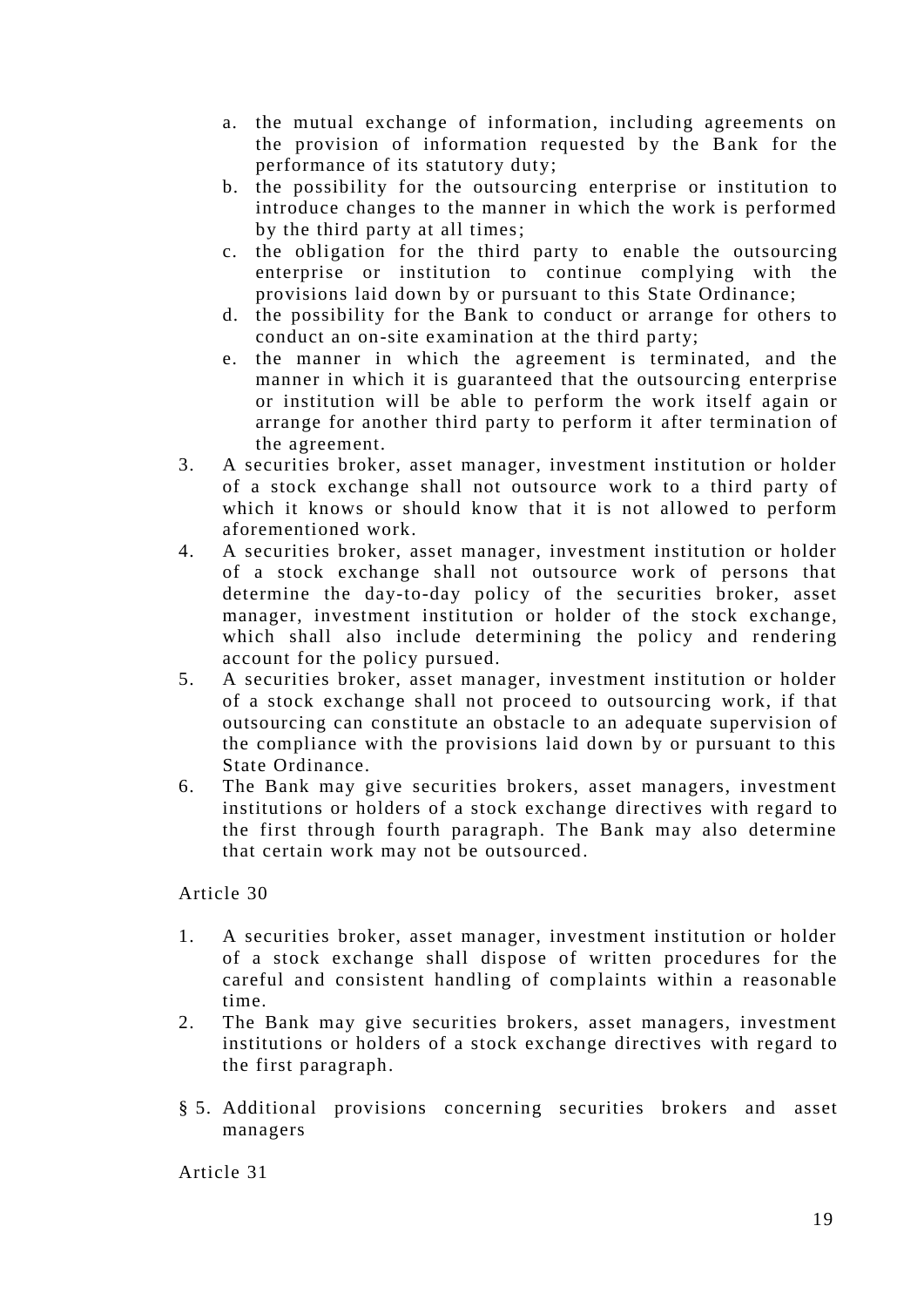a. the mutual exchange of information, including agreements on the provision of information requested by the Bank for the performance of its statutory duty;
b. the possibility for the outsourcing enterprise or institution to introduce changes to the manner in which the work is performed by the third party at all times;
c. the obligation for the third party to enable the outsourcing enterprise or institution to continue complying with the provisions laid down by or pursuant to this State Ordinance;
d. the possibility for the Bank to conduct or arrange for others to conduct an on-site examination at the third party;
e. the manner in which the agreement is terminated, and the manner in which it is guaranteed that the outsourcing enterprise or institution will be able to perform the work itself again or arrange for another third party to perform it after termination of the agreement.

3. A securities broker, asset manager, investment institution or holder of a stock exchange shall not outsource work to a third party of which it knows or should know that it is not allowed to perform aforementioned work.
4. A securities broker, asset manager, investment institution or holder of a stock exchange shall not outsource work of persons that determine the day-to-day policy of the securities broker, asset manager, investment institution or holder of the stock exchange, which shall also include determining the policy and rendering account for the policy pursued.
5. A securities broker, asset manager, investment institution or holder of a stock exchange shall not proceed to outsourcing work, if that outsourcing can constitute an obstacle to an adequate supervision of the compliance with the provisions laid down by or pursuant to this State Ordinance.
6. The Bank may give securities brokers, asset managers, investment institutions or holders of a stock exchange directives with regard to the first through fourth paragraph. The Bank may also determine that certain work may not be outsourced.

Article 30

1. A securities broker, asset manager, investment institution or holder of a stock exchange shall dispose of written procedures for the careful and consistent handling of complaints within a reasonable time.
2. The Bank may give securities brokers, asset managers, investment institutions or holders of a stock exchange directives with regard to the first paragraph.

§ 5. Additional provisions concerning securities brokers and asset managers

Article 31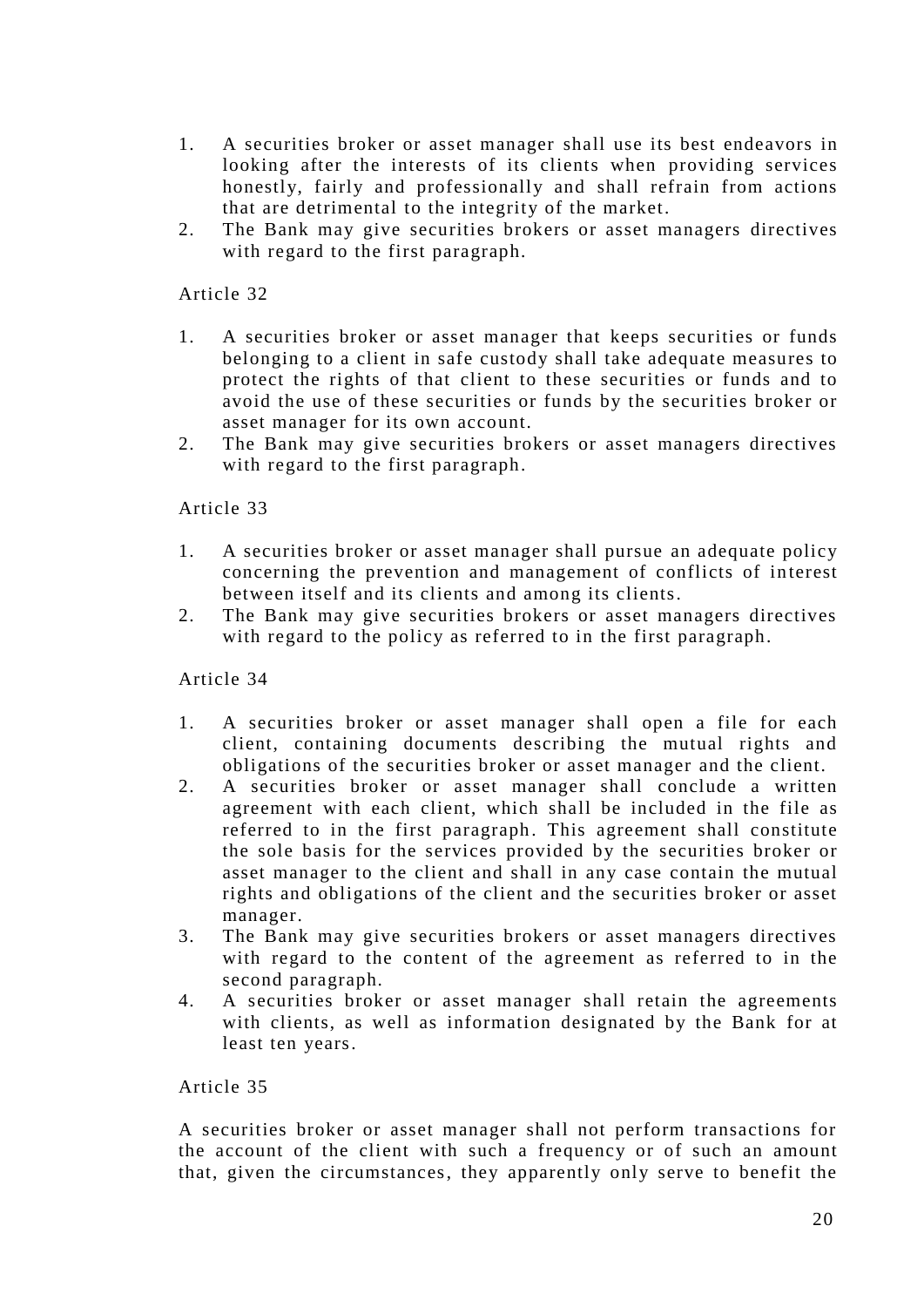1. A securities broker or asset manager shall use its best endeavors in looking after the interests of its clients when providing services honestly, fairly and professionally and shall refrain from actions that are detrimental to the integrity of the market.
2. The Bank may give securities brokers or asset managers directives with regard to the first paragraph.

Article 32

1. A securities broker or asset manager that keeps securities or funds belonging to a client in safe custody shall take adequate measures to protect the rights of that client to these securities or funds and to avoid the use of these securities or funds by the securities broker or asset manager for its own account.
2. The Bank may give securities brokers or asset managers directives with regard to the first paragraph.

Article 33

1. A securities broker or asset manager shall pursue an adequate policy concerning the prevention and management of conflicts of interest between itself and its clients and among its clients.
2. The Bank may give securities brokers or asset managers directives with regard to the policy as referred to in the first paragraph.

Article 34

1. A securities broker or asset manager shall open a file for each client, containing documents describing the mutual rights and obligations of the securities broker or asset manager and the client.
2. A securities broker or asset manager shall conclude a written agreement with each client, which shall be included in the file as referred to in the first paragraph. This agreement shall constitute the sole basis for the services provided by the securities broker or asset manager to the client and shall in any case contain the mutual rights and obligations of the client and the securities broker or asset manager.
3. The Bank may give securities brokers or asset managers directives with regard to the content of the agreement as referred to in the second paragraph.
4. A securities broker or asset manager shall retain the agreements with clients, as well as information designated by the Bank for at least ten years.

Article 35

A securities broker or asset manager shall not perform transactions for the account of the client with such a frequency or of such an amount that, given the circumstances, they apparently only serve to benefit the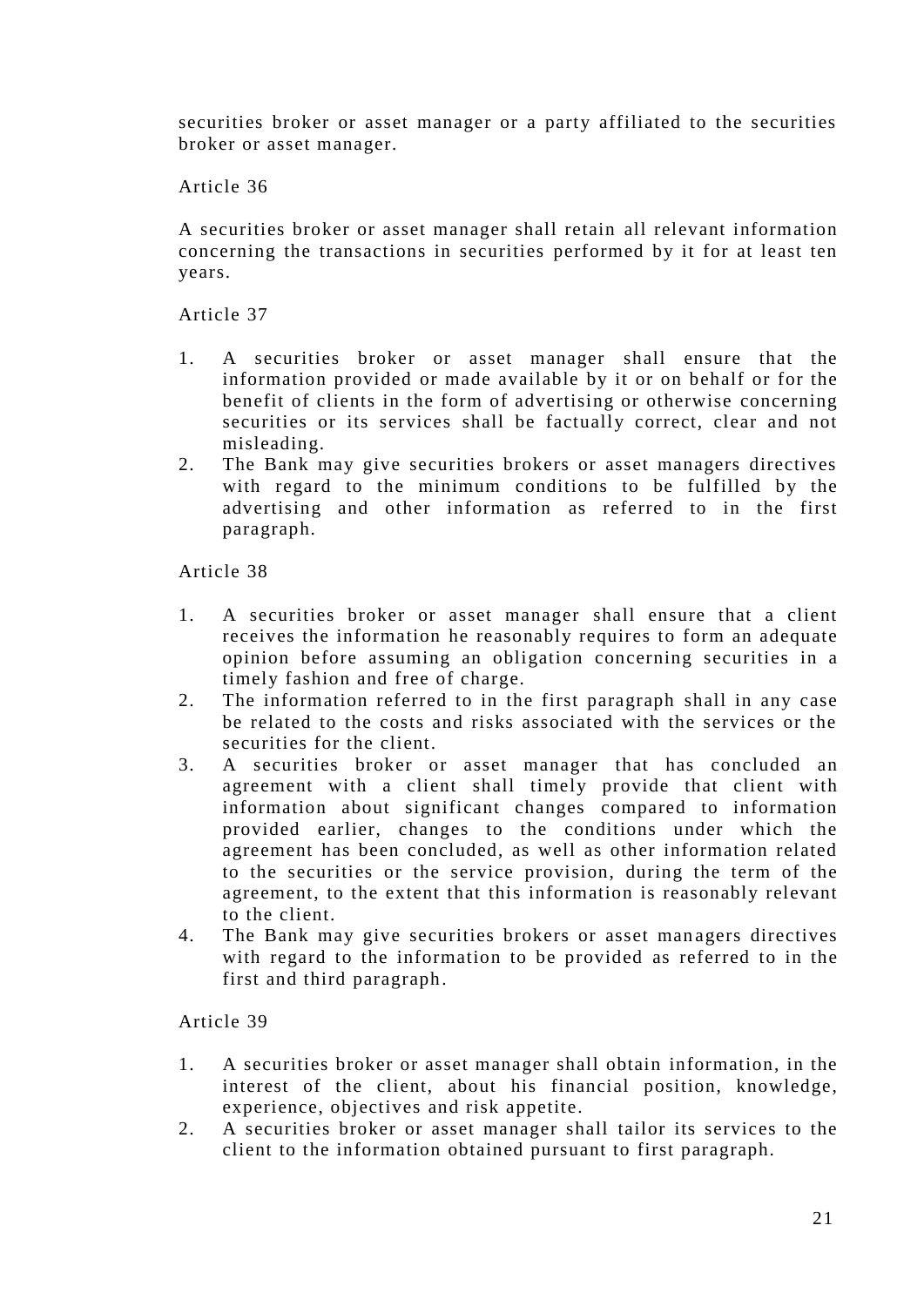securities broker or asset manager or a party affiliated to the securities broker or asset manager.

Article 36

A securities broker or asset manager shall retain all relevant information concerning the transactions in securities performed by it for at least ten years.

Article 37

1. A securities broker or asset manager shall ensure that the information provided or made available by it or on behalf or for the benefit of clients in the form of advertising or otherwise concerning securities or its services shall be factually correct, clear and not misleading.
2. The Bank may give securities brokers or asset managers directives with regard to the minimum conditions to be fulfilled by the advertising and other information as referred to in the first paragraph.

Article 38

1. A securities broker or asset manager shall ensure that a client receives the information he reasonably requires to form an adequate opinion before assuming an obligation concerning securities in a timely fashion and free of charge.
2. The information referred to in the first paragraph shall in any case be related to the costs and risks associated with the services or the securities for the client.
3. A securities broker or asset manager that has concluded an agreement with a client shall timely provide that client with information about significant changes compared to information provided earlier, changes to the conditions under which the agreement has been concluded, as well as other information related to the securities or the service provision, during the term of the agreement, to the extent that this information is reasonably relevant to the client.
4. The Bank may give securities brokers or asset managers directives with regard to the information to be provided as referred to in the first and third paragraph.

Article 39

1. A securities broker or asset manager shall obtain information, in the interest of the client, about his financial position, knowledge, experience, objectives and risk appetite.
2. A securities broker or asset manager shall tailor its services to the client to the information obtained pursuant to first paragraph.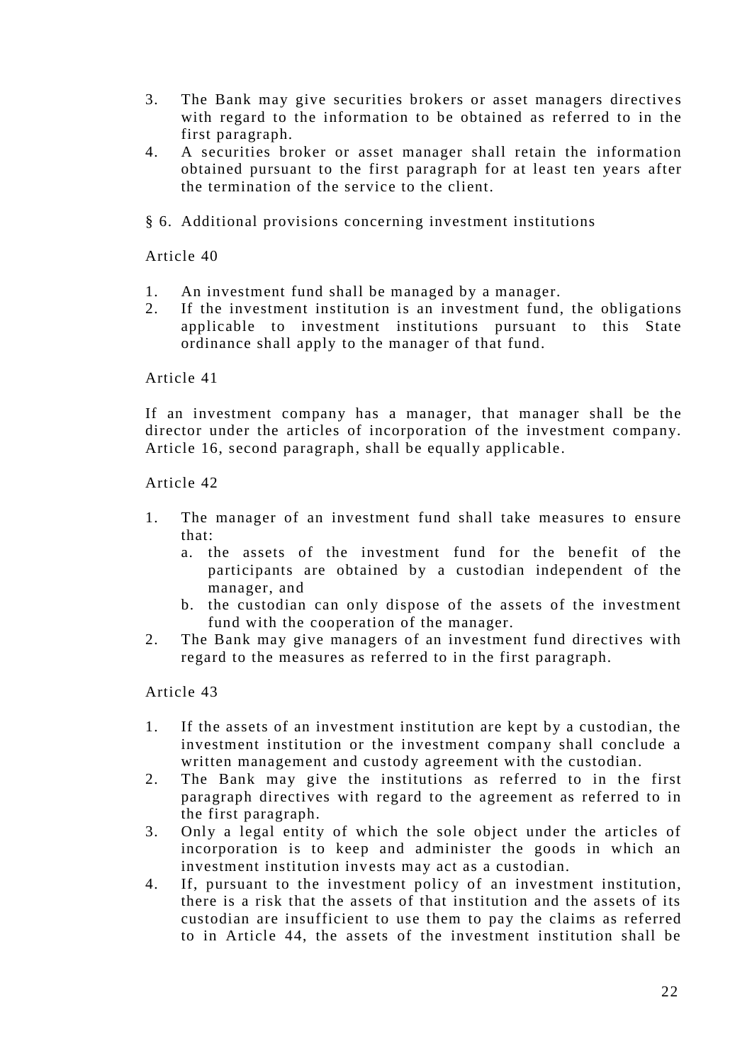3. The Bank may give securities brokers or asset managers directives with regard to the information to be obtained as referred to in the first paragraph.
4. A securities broker or asset manager shall retain the information obtained pursuant to the first paragraph for at least ten years after the termination of the service to the client.

§ 6. Additional provisions concerning investment institutions

Article 40

1. An investment fund shall be managed by a manager.
2. If the investment institution is an investment fund, the obligations applicable to investment institutions pursuant to this State ordinance shall apply to the manager of that fund.

Article 41

If an investment company has a manager, that manager shall be the director under the articles of incorporation of the investment company. Article 16, second paragraph, shall be equally applicable.

Article 42

1. The manager of an investment fund shall take measures to ensure that:
   a. the assets of the investment fund for the benefit of the participants are obtained by a custodian independent of the manager, and
   b. the custodian can only dispose of the assets of the investment fund with the cooperation of the manager.
2. The Bank may give managers of an investment fund directives with regard to the measures as referred to in the first paragraph.

Article 43

1. If the assets of an investment institution are kept by a custodian, the investment institution or the investment company shall conclude a written management and custody agreement with the custodian.
2. The Bank may give the institutions as referred to in the first paragraph directives with regard to the agreement as referred to in the first paragraph.
3. Only a legal entity of which the sole object under the articles of incorporation is to keep and administer the goods in which an investment institution invests may act as a custodian.
4. If, pursuant to the investment policy of an investment institution, there is a risk that the assets of that institution and the assets of its custodian are insufficient to use them to pay the claims as referred to in Article 44, the assets of the investment institution shall be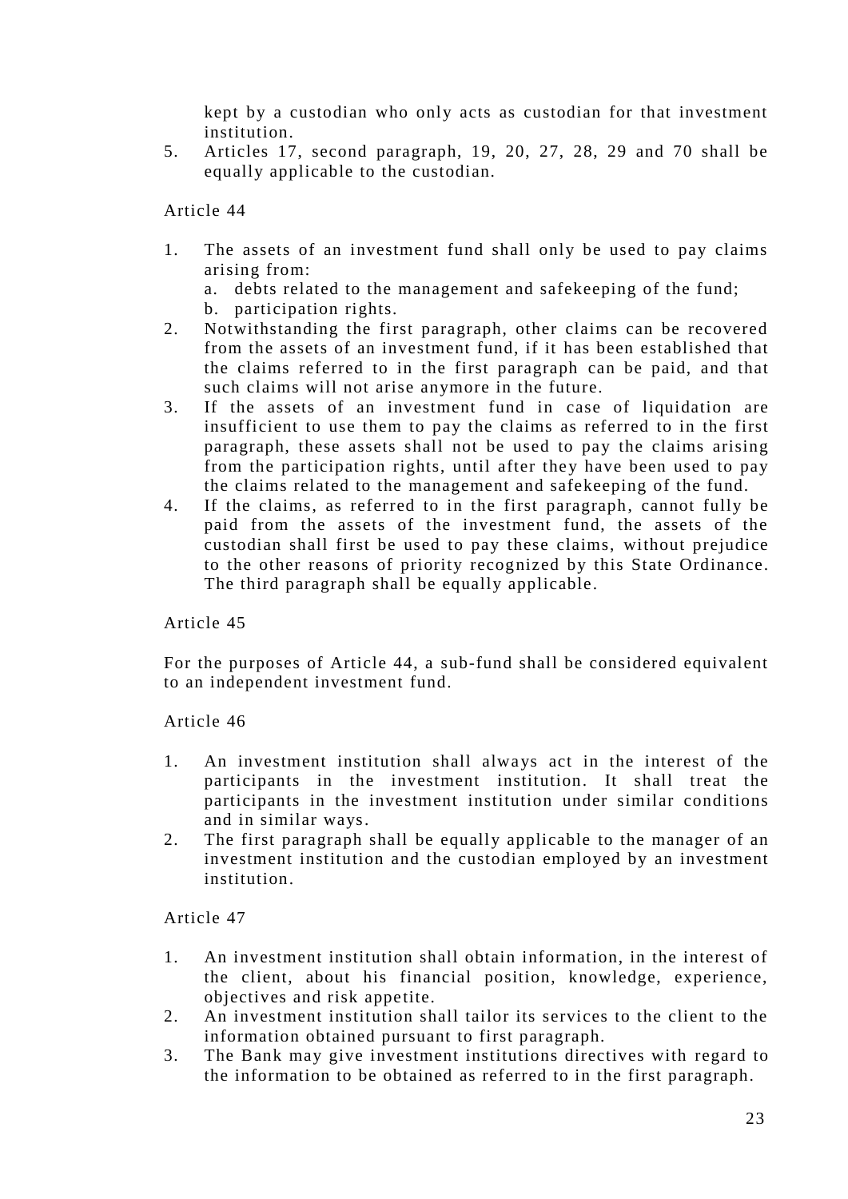kept by a custodian who only acts as custodian for that investment institution.

5. Articles 17, second paragraph, 19, 20, 27, 28, 29 and 70 shall be equally applicable to the custodian.

Article 44

1. The assets of an investment fund shall only be used to pay claims arising from:
   a. debts related to the management and safekeeping of the fund;
   b. participation rights.
2. Notwithstanding the first paragraph, other claims can be recovered from the assets of an investment fund, if it has been established that the claims referred to in the first paragraph can be paid, and that such claims will not arise anymore in the future.
3. If the assets of an investment fund in case of liquidation are insufficient to use them to pay the claims as referred to in the first paragraph, these assets shall not be used to pay the claims arising from the participation rights, until after they have been used to pay the claims related to the management and safekeeping of the fund.
4. If the claims, as referred to in the first paragraph, cannot fully be paid from the assets of the investment fund, the assets of the custodian shall first be used to pay these claims, without prejudice to the other reasons of priority recognized by this State Ordinance. The third paragraph shall be equally applicable.

Article 45

For the purposes of Article 44, a sub-fund shall be considered equivalent to an independent investment fund.

Article 46

1. An investment institution shall always act in the interest of the participants in the investment institution. It shall treat the participants in the investment institution under similar conditions and in similar ways.
2. The first paragraph shall be equally applicable to the manager of an investment institution and the custodian employed by an investment institution.

Article 47

1. An investment institution shall obtain information, in the interest of the client, about his financial position, knowledge, experience, objectives and risk appetite.
2. An investment institution shall tailor its services to the client to the information obtained pursuant to first paragraph.
3. The Bank may give investment institutions directives with regard to the information to be obtained as referred to in the first paragraph.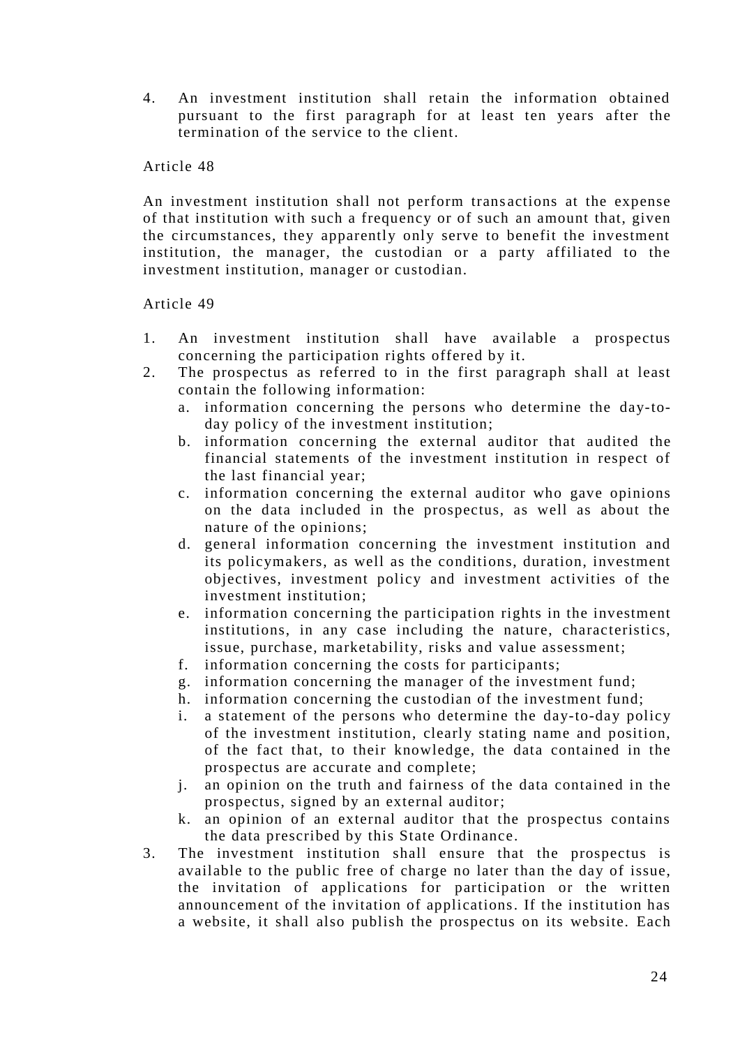4. An investment institution shall retain the information obtained pursuant to the first paragraph for at least ten years after the termination of the service to the client.

Article 48

An investment institution shall not perform transactions at the expense of that institution with such a frequency or of such an amount that, given the circumstances, they apparently only serve to benefit the investment institution, the manager, the custodian or a party affiliated to the investment institution, manager or custodian.

Article 49

1. An investment institution shall have available a prospectus concerning the participation rights offered by it.
2. The prospectus as referred to in the first paragraph shall at least contain the following information:
   a. information concerning the persons who determine the day-to-day policy of the investment institution;
   b. information concerning the external auditor that audited the financial statements of the investment institution in respect of the last financial year;
   c. information concerning the external auditor who gave opinions on the data included in the prospectus, as well as about the nature of the opinions;
   d. general information concerning the investment institution and its policymakers, as well as the conditions, duration, investment objectives, investment policy and investment activities of the investment institution;
   e. information concerning the participation rights in the investment institutions, in any case including the nature, characteristics, issue, purchase, marketability, risks and value assessment;
   f. information concerning the costs for participants;
   g. information concerning the manager of the investment fund;
   h. information concerning the custodian of the investment fund;
   i. a statement of the persons who determine the day-to-day policy of the investment institution, clearly stating name and position, of the fact that, to their knowledge, the data contained in the prospectus are accurate and complete;
   j. an opinion on the truth and fairness of the data contained in the prospectus, signed by an external auditor;
   k. an opinion of an external auditor that the prospectus contains the data prescribed by this State Ordinance.
3. The investment institution shall ensure that the prospectus is available to the public free of charge no later than the day of issue, the invitation of applications for participation or the written announcement of the invitation of applications. If the institution has a website, it shall also publish the prospectus on its website. Each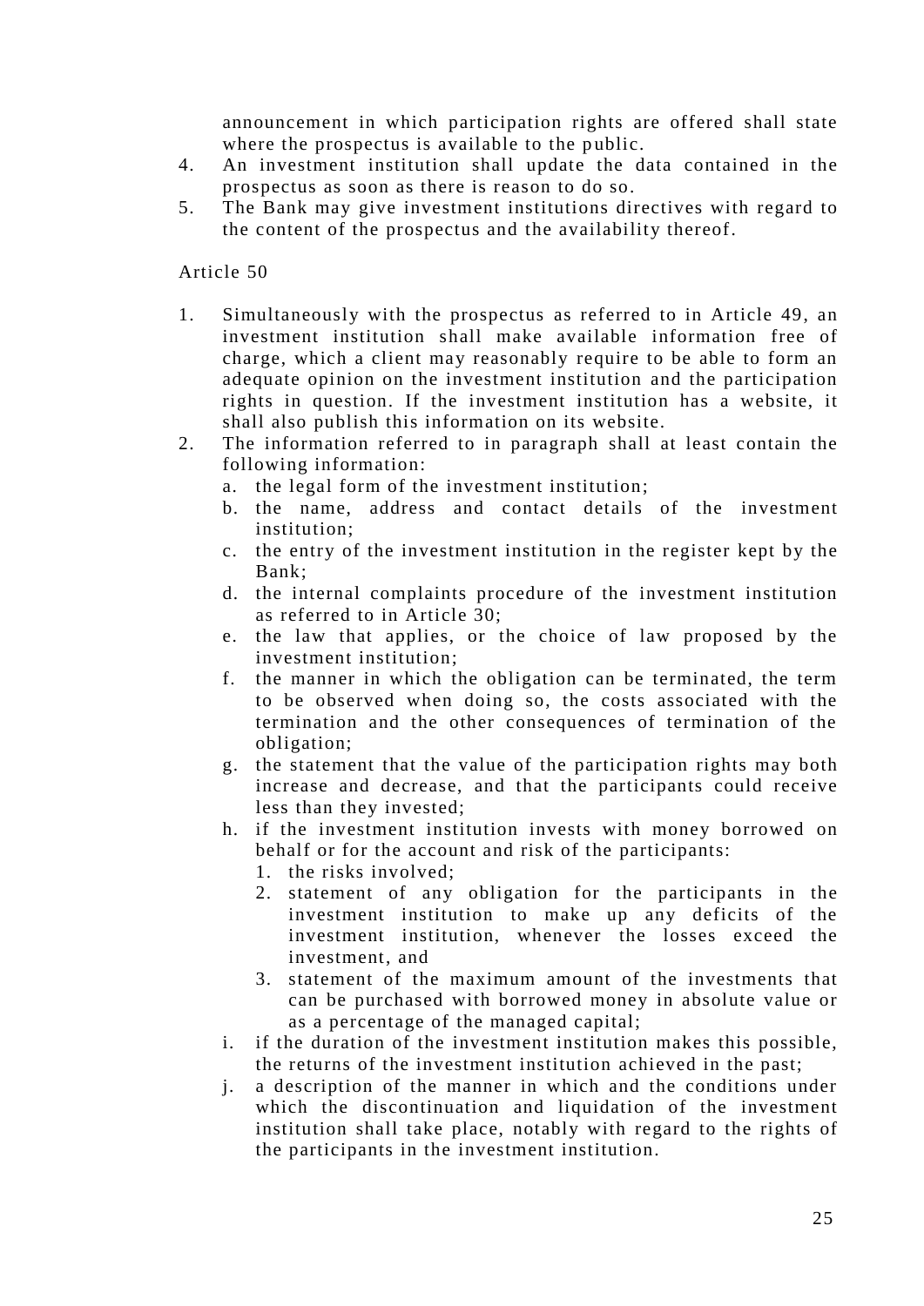announcement in which participation rights are offered shall state where the prospectus is available to the public.

4. An investment institution shall update the data contained in the prospectus as soon as there is reason to do so.
5. The Bank may give investment institutions directives with regard to the content of the prospectus and the availability thereof.

Article 50

1. Simultaneously with the prospectus as referred to in Article 49, an investment institution shall make available information free of charge, which a client may reasonably require to be able to form an adequate opinion on the investment institution and the participation rights in question. If the investment institution has a website, it shall also publish this information on its website.
2. The information referred to in paragraph shall at least contain the following information:
   a. the legal form of the investment institution;
   b. the name, address and contact details of the investment institution;
   c. the entry of the investment institution in the register kept by the Bank;
   d. the internal complaints procedure of the investment institution as referred to in Article 30;
   e. the law that applies, or the choice of law proposed by the investment institution;
   f. the manner in which the obligation can be terminated, the term to be observed when doing so, the costs associated with the termination and the other consequences of termination of the obligation;
   g. the statement that the value of the participation rights may both increase and decrease, and that the participants could receive less than they invested;
   h. if the investment institution invests with money borrowed on behalf or for the account and risk of the participants:
      1. the risks involved;
      2. statement of any obligation for the participants in the investment institution to make up any deficits of the investment institution, whenever the losses exceed the investment, and
      3. statement of the maximum amount of the investments that can be purchased with borrowed money in absolute value or as a percentage of the managed capital;
   i. if the duration of the investment institution makes this possible, the returns of the investment institution achieved in the past;
   j. a description of the manner in which and the conditions under which the discontinuation and liquidation of the investment institution shall take place, notably with regard to the rights of the participants in the investment institution.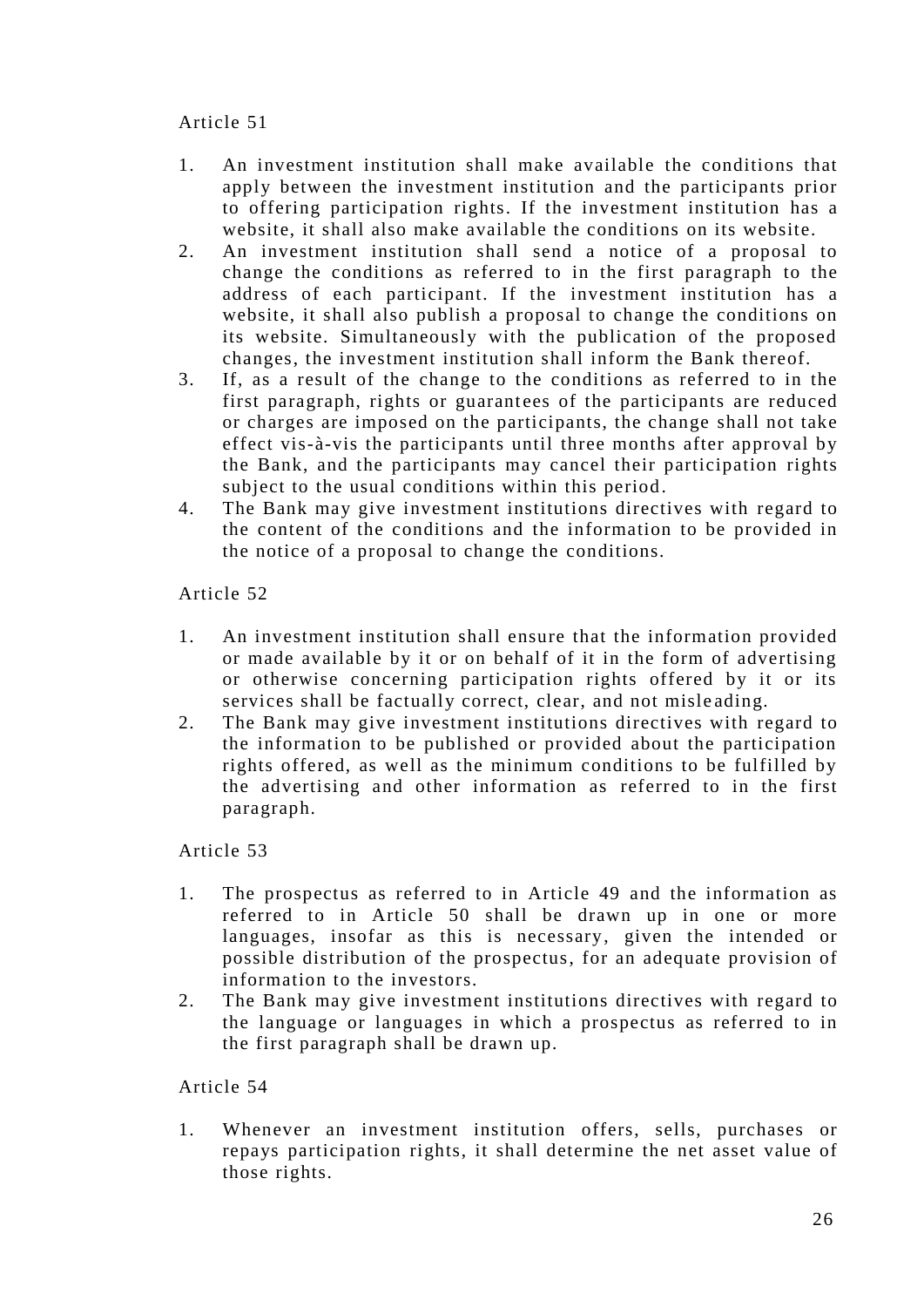Article 51

1. An investment institution shall make available the conditions that apply between the investment institution and the participants prior to offering participation rights. If the investment institution has a website, it shall also make available the conditions on its website.
2. An investment institution shall send a notice of a proposal to change the conditions as referred to in the first paragraph to the address of each participant. If the investment institution has a website, it shall also publish a proposal to change the conditions on its website. Simultaneously with the publication of the proposed changes, the investment institution shall inform the Bank thereof.
3. If, as a result of the change to the conditions as referred to in the first paragraph, rights or guarantees of the participants are reduced or charges are imposed on the participants, the change shall not take effect vis-à-vis the participants until three months after approval by the Bank, and the participants may cancel their participation rights subject to the usual conditions within this period.
4. The Bank may give investment institutions directives with regard to the content of the conditions and the information to be provided in the notice of a proposal to change the conditions.

Article 52

1. An investment institution shall ensure that the information provided or made available by it or on behalf of it in the form of advertising or otherwise concerning participation rights offered by it or its services shall be factually correct, clear, and not misleading.
2. The Bank may give investment institutions directives with regard to the information to be published or provided about the participation rights offered, as well as the minimum conditions to be fulfilled by the advertising and other information as referred to in the first paragraph.

Article 53

1. The prospectus as referred to in Article 49 and the information as referred to in Article 50 shall be drawn up in one or more languages, insofar as this is necessary, given the intended or possible distribution of the prospectus, for an adequate provision of information to the investors.
2. The Bank may give investment institutions directives with regard to the language or languages in which a prospectus as referred to in the first paragraph shall be drawn up.

Article 54

1. Whenever an investment institution offers, sells, purchases or repays participation rights, it shall determine the net asset value of those rights.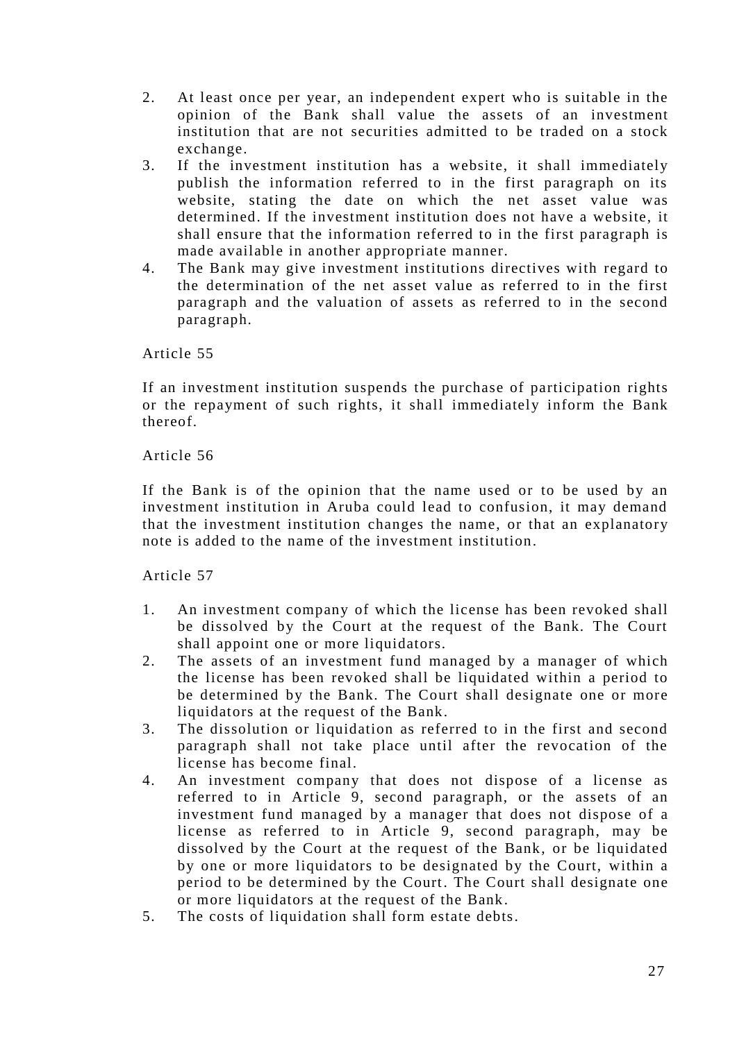2. At least once per year, an independent expert who is suitable in the opinion of the Bank shall value the assets of an investment institution that are not securities admitted to be traded on a stock exchange.
3. If the investment institution has a website, it shall immediately publish the information referred to in the first paragraph on its website, stating the date on which the net asset value was determined. If the investment institution does not have a website, it shall ensure that the information referred to in the first paragraph is made available in another appropriate manner.
4. The Bank may give investment institutions directives with regard to the determination of the net asset value as referred to in the first paragraph and the valuation of assets as referred to in the second paragraph.

Article 55

If an investment institution suspends the purchase of participation rights or the repayment of such rights, it shall immediately inform the Bank thereof.

Article 56

If the Bank is of the opinion that the name used or to be used by an investment institution in Aruba could lead to confusion, it may demand that the investment institution changes the name, or that an explanatory note is added to the name of the investment institution.

Article 57

1. An investment company of which the license has been revoked shall be dissolved by the Court at the request of the Bank. The Court shall appoint one or more liquidators.
2. The assets of an investment fund managed by a manager of which the license has been revoked shall be liquidated within a period to be determined by the Bank. The Court shall designate one or more liquidators at the request of the Bank.
3. The dissolution or liquidation as referred to in the first and second paragraph shall not take place until after the revocation of the license has become final.
4. An investment company that does not dispose of a license as referred to in Article 9, second paragraph, or the assets of an investment fund managed by a manager that does not dispose of a license as referred to in Article 9, second paragraph, may be dissolved by the Court at the request of the Bank, or be liquidated by one or more liquidators to be designated by the Court, within a period to be determined by the Court. The Court shall designate one or more liquidators at the request of the Bank.
5. The costs of liquidation shall form estate debts.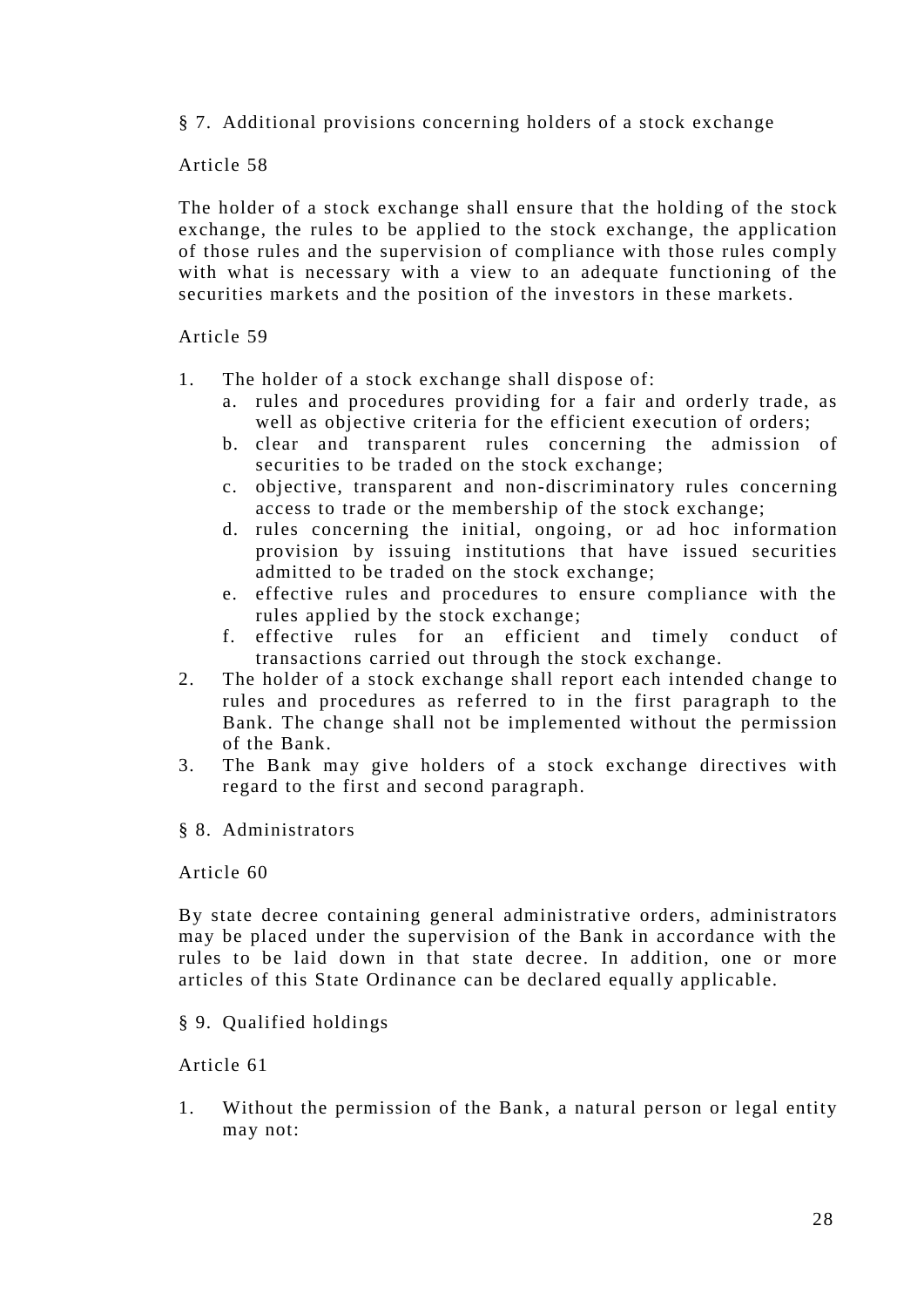§ 7. Additional provisions concerning holders of a stock exchange

Article 58

The holder of a stock exchange shall ensure that the holding of the stock exchange, the rules to be applied to the stock exchange, the application of those rules and the supervision of compliance with those rules comply with what is necessary with a view to an adequate functioning of the securities markets and the position of the investors in these markets.

Article 59

1. The holder of a stock exchange shall dispose of:
   a. rules and procedures providing for a fair and orderly trade, as well as objective criteria for the efficient execution of orders;
   b. clear and transparent rules concerning the admission of securities to be traded on the stock exchange;
   c. objective, transparent and non-discriminatory rules concerning access to trade or the membership of the stock exchange;
   d. rules concerning the initial, ongoing, or ad hoc information provision by issuing institutions that have issued securities admitted to be traded on the stock exchange;
   e. effective rules and procedures to ensure compliance with the rules applied by the stock exchange;
   f. effective rules for an efficient and timely conduct of transactions carried out through the stock exchange.
2. The holder of a stock exchange shall report each intended change to rules and procedures as referred to in the first paragraph to the Bank. The change shall not be implemented without the permission of the Bank.
3. The Bank may give holders of a stock exchange directives with regard to the first and second paragraph.

§ 8. Administrators

Article 60

By state decree containing general administrative orders, administrators may be placed under the supervision of the Bank in accordance with the rules to be laid down in that state decree. In addition, one or more articles of this State Ordinance can be declared equally applicable.

§ 9. Qualified holdings

Article 61

1. Without the permission of the Bank, a natural person or legal entity may not: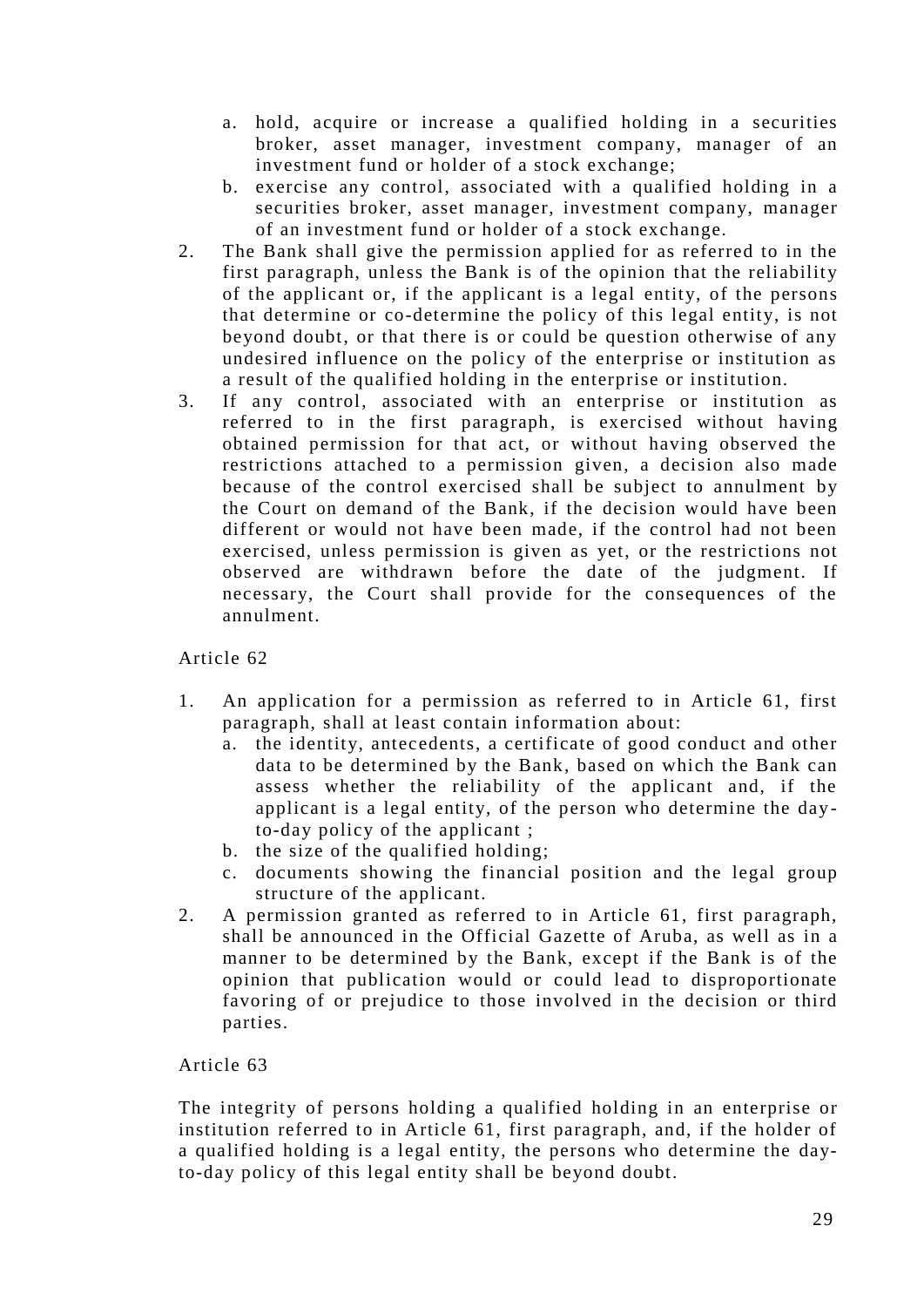a. hold, acquire or increase a qualified holding in a securities broker, asset manager, investment company, manager of an investment fund or holder of a stock exchange;
b. exercise any control, associated with a qualified holding in a securities broker, asset manager, investment company, manager of an investment fund or holder of a stock exchange.

2. The Bank shall give the permission applied for as referred to in the first paragraph, unless the Bank is of the opinion that the reliability of the applicant or, if the applicant is a legal entity, of the persons that determine or co-determine the policy of this legal entity, is not beyond doubt, or that there is or could be question otherwise of any undesired influence on the policy of the enterprise or institution as a result of the qualified holding in the enterprise or institution.
3. If any control, associated with an enterprise or institution as referred to in the first paragraph, is exercised without having obtained permission for that act, or without having observed the restrictions attached to a permission given, a decision also made because of the control exercised shall be subject to annulment by the Court on demand of the Bank, if the decision would have been different or would not have been made, if the control had not been exercised, unless permission is given as yet, or the restrictions not observed are withdrawn before the date of the judgment. If necessary, the Court shall provide for the consequences of the annulment.

Article 62

1. An application for a permission as referred to in Article 61, first paragraph, shall at least contain information about:
   a. the identity, antecedents, a certificate of good conduct and other data to be determined by the Bank, based on which the Bank can assess whether the reliability of the applicant and, if the applicant is a legal entity, of the person who determine the day-to-day policy of the applicant ;
   b. the size of the qualified holding;
   c. documents showing the financial position and the legal group structure of the applicant.
2. A permission granted as referred to in Article 61, first paragraph, shall be announced in the Official Gazette of Aruba, as well as in a manner to be determined by the Bank, except if the Bank is of the opinion that publication would or could lead to disproportionate favoring of or prejudice to those involved in the decision or third parties.

Article 63

The integrity of persons holding a qualified holding in an enterprise or institution referred to in Article 61, first paragraph, and, if the holder of a qualified holding is a legal entity, the persons who determine the day-to-day policy of this legal entity shall be beyond doubt.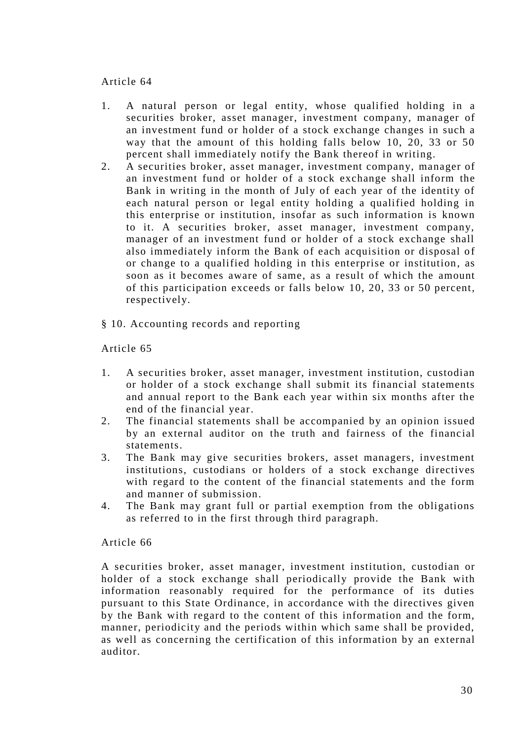Article 64

1. A natural person or legal entity, whose qualified holding in a securities broker, asset manager, investment company, manager of an investment fund or holder of a stock exchange changes in such a way that the amount of this holding falls below 10, 20, 33 or 50 percent shall immediately notify the Bank thereof in writing.
2. A securities broker, asset manager, investment company, manager of an investment fund or holder of a stock exchange shall inform the Bank in writing in the month of July of each year of the identity of each natural person or legal entity holding a qualified holding in this enterprise or institution, insofar as such information is known to it. A securities broker, asset manager, investment company, manager of an investment fund or holder of a stock exchange shall also immediately inform the Bank of each acquisition or disposal of or change to a qualified holding in this enterprise or institution, as soon as it becomes aware of same, as a result of which the amount of this participation exceeds or falls below 10, 20, 33 or 50 percent, respectively.

§ 10. Accounting records and reporting

Article 65

1. A securities broker, asset manager, investment institution, custodian or holder of a stock exchange shall submit its financial statements and annual report to the Bank each year within six months after the end of the financial year.
2. The financial statements shall be accompanied by an opinion issued by an external auditor on the truth and fairness of the financial statements.
3. The Bank may give securities brokers, asset managers, investment institutions, custodians or holders of a stock exchange directives with regard to the content of the financial statements and the form and manner of submission.
4. The Bank may grant full or partial exemption from the obligations as referred to in the first through third paragraph.

Article 66

A securities broker, asset manager, investment institution, custodian or holder of a stock exchange shall periodically provide the Bank with information reasonably required for the performance of its duties pursuant to this State Ordinance, in accordance with the directives given by the Bank with regard to the content of this information and the form, manner, periodicity and the periods within which same shall be provided, as well as concerning the certification of this information by an external auditor.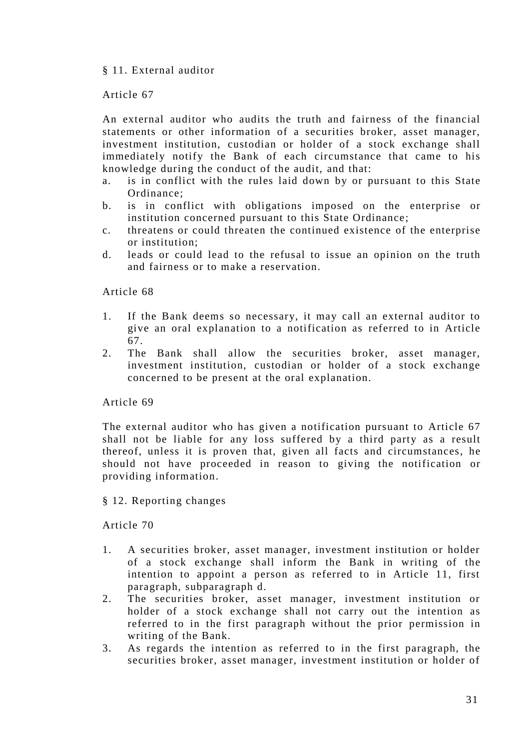## § 11. External auditor

### Article 67

An external auditor who audits the truth and fairness of the financial statements or other information of a securities broker, asset manager, investment institution, custodian or holder of a stock exchange shall immediately notify the Bank of each circumstance that came to his knowledge during the conduct of the audit, and that:

a. is in conflict with the rules laid down by or pursuant to this State Ordinance;
b. is in conflict with obligations imposed on the enterprise or institution concerned pursuant to this State Ordinance;
c. threatens or could threaten the continued existence of the enterprise or institution;
d. leads or could lead to the refusal to issue an opinion on the truth and fairness or to make a reservation.

### Article 68

1. If the Bank deems so necessary, it may call an external auditor to give an oral explanation to a notification as referred to in Article 67.
2. The Bank shall allow the securities broker, asset manager, investment institution, custodian or holder of a stock exchange concerned to be present at the oral explanation.

### Article 69

The external auditor who has given a notification pursuant to Article 67 shall not be liable for any loss suffered by a third party as a result thereof, unless it is proven that, given all facts and circumstances, he should not have proceeded in reason to giving the notification or providing information.

## § 12. Reporting changes

### Article 70

1. A securities broker, asset manager, investment institution or holder of a stock exchange shall inform the Bank in writing of the intention to appoint a person as referred to in Article 11, first paragraph, subparagraph d.
2. The securities broker, asset manager, investment institution or holder of a stock exchange shall not carry out the intention as referred to in the first paragraph without the prior permission in writing of the Bank.
3. As regards the intention as referred to in the first paragraph, the securities broker, asset manager, investment institution or holder of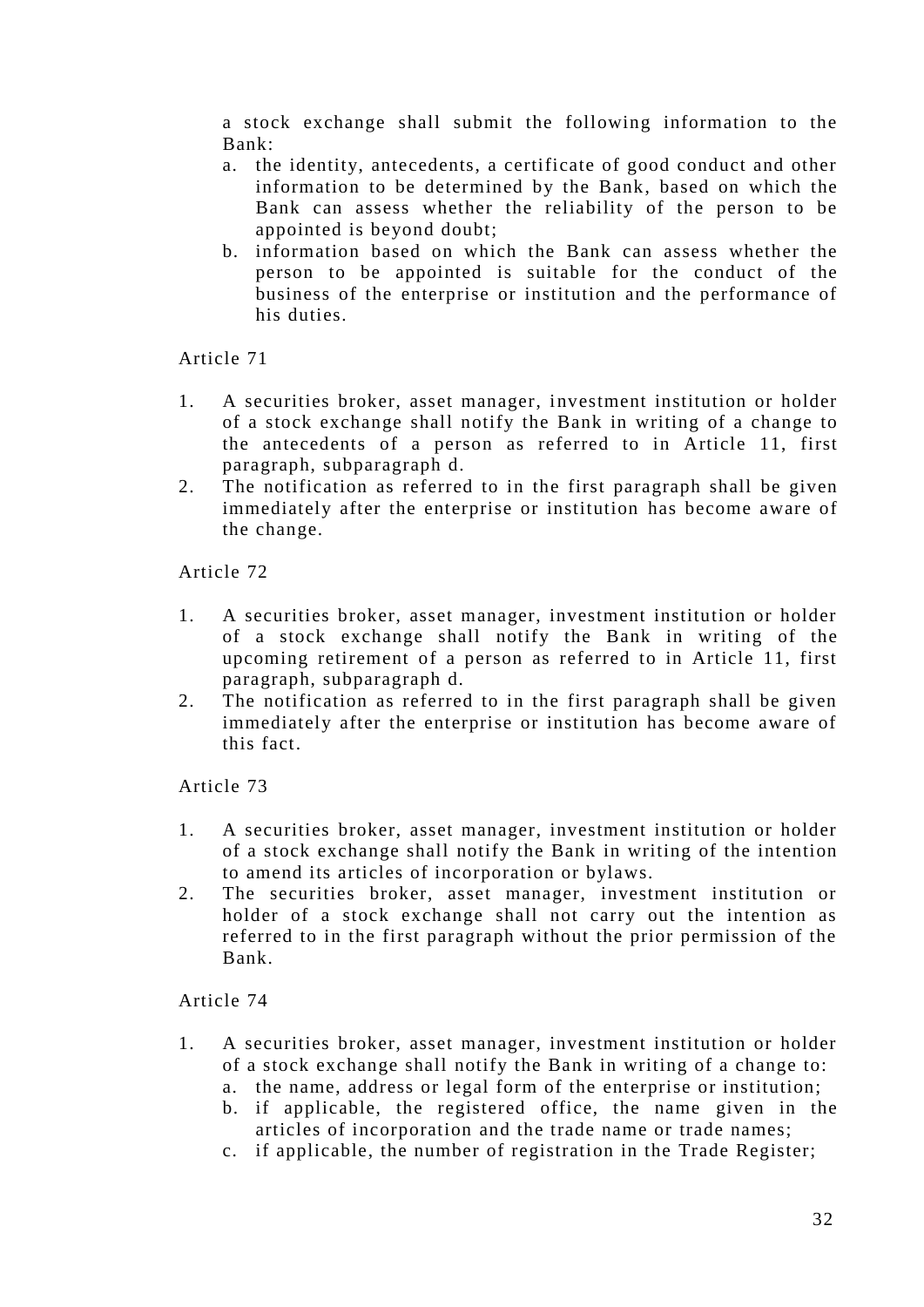a stock exchange shall submit the following information to the Bank:

a. the identity, antecedents, a certificate of good conduct and other information to be determined by the Bank, based on which the Bank can assess whether the reliability of the person to be appointed is beyond doubt;
b. information based on which the Bank can assess whether the person to be appointed is suitable for the conduct of the business of the enterprise or institution and the performance of his duties.

Article 71

1. A securities broker, asset manager, investment institution or holder of a stock exchange shall notify the Bank in writing of a change to the antecedents of a person as referred to in Article 11, first paragraph, subparagraph d.
2. The notification as referred to in the first paragraph shall be given immediately after the enterprise or institution has become aware of the change.

Article 72

1. A securities broker, asset manager, investment institution or holder of a stock exchange shall notify the Bank in writing of the upcoming retirement of a person as referred to in Article 11, first paragraph, subparagraph d.
2. The notification as referred to in the first paragraph shall be given immediately after the enterprise or institution has become aware of this fact.

Article 73

1. A securities broker, asset manager, investment institution or holder of a stock exchange shall notify the Bank in writing of the intention to amend its articles of incorporation or bylaws.
2. The securities broker, asset manager, investment institution or holder of a stock exchange shall not carry out the intention as referred to in the first paragraph without the prior permission of the Bank.

Article 74

1. A securities broker, asset manager, investment institution or holder of a stock exchange shall notify the Bank in writing of a change to:
   a. the name, address or legal form of the enterprise or institution;
   b. if applicable, the registered office, the name given in the articles of incorporation and the trade name or trade names;
   c. if applicable, the number of registration in the Trade Register;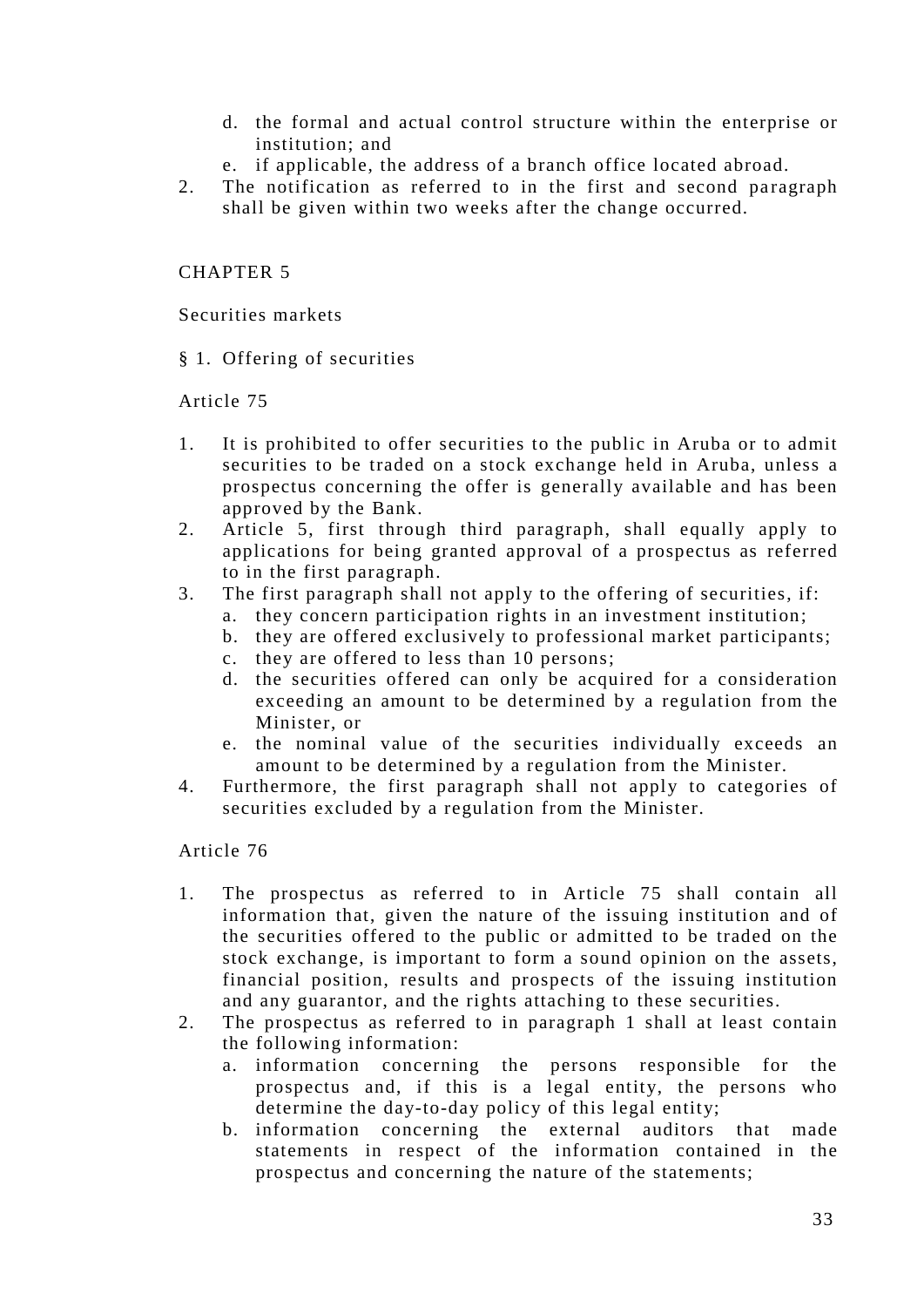d. the formal and actual control structure within the enterprise or institution; and
e. if applicable, the address of a branch office located abroad.

2. The notification as referred to in the first and second paragraph shall be given within two weeks after the change occurred.

# CHAPTER 5

## Securities markets

### § 1. Offering of securities

#### Article 75

1. It is prohibited to offer securities to the public in Aruba or to admit securities to be traded on a stock exchange held in Aruba, unless a prospectus concerning the offer is generally available and has been approved by the Bank.
2. Article 5, first through third paragraph, shall equally apply to applications for being granted approval of a prospectus as referred to in the first paragraph.
3. The first paragraph shall not apply to the offering of securities, if:
   a. they concern participation rights in an investment institution;
   b. they are offered exclusively to professional market participants;
   c. they are offered to less than 10 persons;
   d. the securities offered can only be acquired for a consideration exceeding an amount to be determined by a regulation from the Minister, or
   e. the nominal value of the securities individually exceeds an amount to be determined by a regulation from the Minister.
4. Furthermore, the first paragraph shall not apply to categories of securities excluded by a regulation from the Minister.

#### Article 76

1. The prospectus as referred to in Article 75 shall contain all information that, given the nature of the issuing institution and of the securities offered to the public or admitted to be traded on the stock exchange, is important to form a sound opinion on the assets, financial position, results and prospects of the issuing institution and any guarantor, and the rights attaching to these securities.
2. The prospectus as referred to in paragraph 1 shall at least contain the following information:
   a. information concerning the persons responsible for the prospectus and, if this is a legal entity, the persons who determine the day-to-day policy of this legal entity;
   b. information concerning the external auditors that made statements in respect of the information contained in the prospectus and concerning the nature of the statements;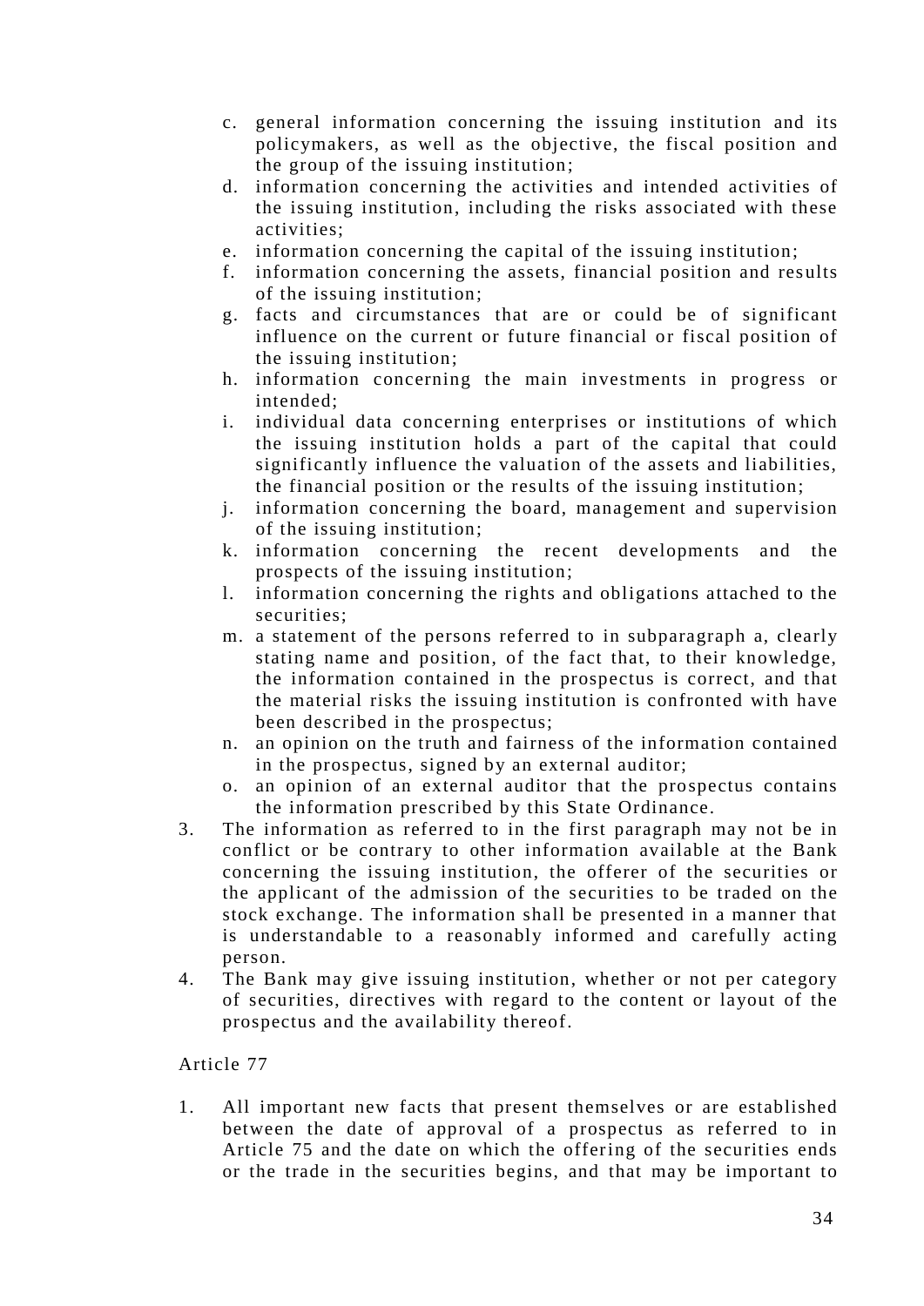c. general information concerning the issuing institution and its policymakers, as well as the objective, the fiscal position and the group of the issuing institution;
d. information concerning the activities and intended activities of the issuing institution, including the risks associated with these activities;
e. information concerning the capital of the issuing institution;
f. information concerning the assets, financial position and results of the issuing institution;
g. facts and circumstances that are or could be of significant influence on the current or future financial or fiscal position of the issuing institution;
h. information concerning the main investments in progress or intended;
i. individual data concerning enterprises or institutions of which the issuing institution holds a part of the capital that could significantly influence the valuation of the assets and liabilities, the financial position or the results of the issuing institution;
j. information concerning the board, management and supervision of the issuing institution;
k. information concerning the recent developments and the prospects of the issuing institution;
l. information concerning the rights and obligations attached to the securities;
m. a statement of the persons referred to in subparagraph a, clearly stating name and position, of the fact that, to their knowledge, the information contained in the prospectus is correct, and that the material risks the issuing institution is confronted with have been described in the prospectus;
n. an opinion on the truth and fairness of the information contained in the prospectus, signed by an external auditor;
o. an opinion of an external auditor that the prospectus contains the information prescribed by this State Ordinance.

3. The information as referred to in the first paragraph may not be in conflict or be contrary to other information available at the Bank concerning the issuing institution, the offerer of the securities or the applicant of the admission of the securities to be traded on the stock exchange. The information shall be presented in a manner that is understandable to a reasonably informed and carefully acting person.
4. The Bank may give issuing institution, whether or not per category of securities, directives with regard to the content or layout of the prospectus and the availability thereof.

Article 77

1. All important new facts that present themselves or are established between the date of approval of a prospectus as referred to in Article 75 and the date on which the offering of the securities ends or the trade in the securities begins, and that may be important to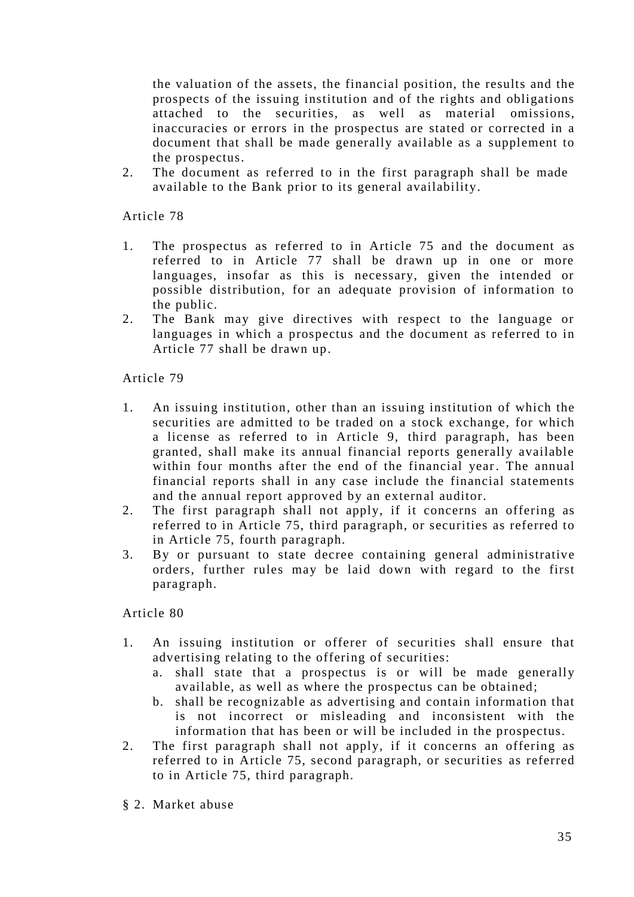the valuation of the assets, the financial position, the results and the prospects of the issuing institution and of the rights and obligations attached to the securities, as well as material omissions, inaccuracies or errors in the prospectus are stated or corrected in a document that shall be made generally available as a supplement to the prospectus.

2. The document as referred to in the first paragraph shall be made available to the Bank prior to its general availability.

Article 78

1. The prospectus as referred to in Article 75 and the document as referred to in Article 77 shall be drawn up in one or more languages, insofar as this is necessary, given the intended or possible distribution, for an adequate provision of information to the public.
2. The Bank may give directives with respect to the language or languages in which a prospectus and the document as referred to in Article 77 shall be drawn up.

Article 79

1. An issuing institution, other than an issuing institution of which the securities are admitted to be traded on a stock exchange, for which a license as referred to in Article 9, third paragraph, has been granted, shall make its annual financial reports generally available within four months after the end of the financial year. The annual financial reports shall in any case include the financial statements and the annual report approved by an external auditor.
2. The first paragraph shall not apply, if it concerns an offering as referred to in Article 75, third paragraph, or securities as referred to in Article 75, fourth paragraph.
3. By or pursuant to state decree containing general administrative orders, further rules may be laid down with regard to the first paragraph.

Article 80

1. An issuing institution or offerer of securities shall ensure that advertising relating to the offering of securities:
   a. shall state that a prospectus is or will be made generally available, as well as where the prospectus can be obtained;
   b. shall be recognizable as advertising and contain information that is not incorrect or misleading and inconsistent with the information that has been or will be included in the prospectus.
2. The first paragraph shall not apply, if it concerns an offering as referred to in Article 75, second paragraph, or securities as referred to in Article 75, third paragraph.

§ 2. Market abuse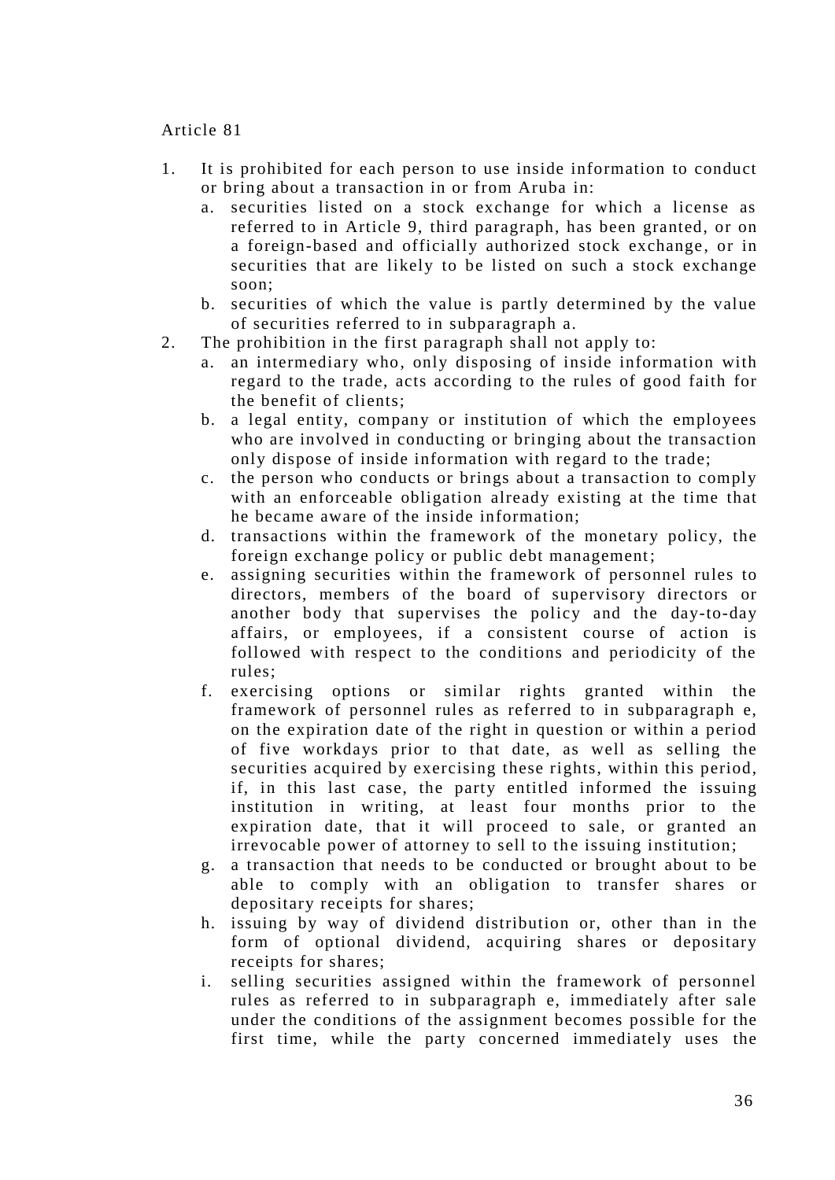Article 81

1. It is prohibited for each person to use inside information to conduct or bring about a transaction in or from Aruba in:
   a. securities listed on a stock exchange for which a license as referred to in Article 9, third paragraph, has been granted, or on a foreign-based and officially authorized stock exchange, or in securities that are likely to be listed on such a stock exchange soon;
   b. securities of which the value is partly determined by the value of securities referred to in subparagraph a.
2. The prohibition in the first paragraph shall not apply to:
   a. an intermediary who, only disposing of inside information with regard to the trade, acts according to the rules of good faith for the benefit of clients;
   b. a legal entity, company or institution of which the employees who are involved in conducting or bringing about the transaction only dispose of inside information with regard to the trade;
   c. the person who conducts or brings about a transaction to comply with an enforceable obligation already existing at the time that he became aware of the inside information;
   d. transactions within the framework of the monetary policy, the foreign exchange policy or public debt management;
   e. assigning securities within the framework of personnel rules to directors, members of the board of supervisory directors or another body that supervises the policy and the day-to-day affairs, or employees, if a consistent course of action is followed with respect to the conditions and periodicity of the rules;
   f. exercising options or similar rights granted within the framework of personnel rules as referred to in subparagraph e, on the expiration date of the right in question or within a period of five workdays prior to that date, as well as selling the securities acquired by exercising these rights, within this period, if, in this last case, the party entitled informed the issuing institution in writing, at least four months prior to the expiration date, that it will proceed to sale, or granted an irrevocable power of attorney to sell to the issuing institution;
   g. a transaction that needs to be conducted or brought about to be able to comply with an obligation to transfer shares or depositary receipts for shares;
   h. issuing by way of dividend distribution or, other than in the form of optional dividend, acquiring shares or depositary receipts for shares;
   i. selling securities assigned within the framework of personnel rules as referred to in subparagraph e, immediately after sale under the conditions of the assignment becomes possible for the first time, while the party concerned immediately uses the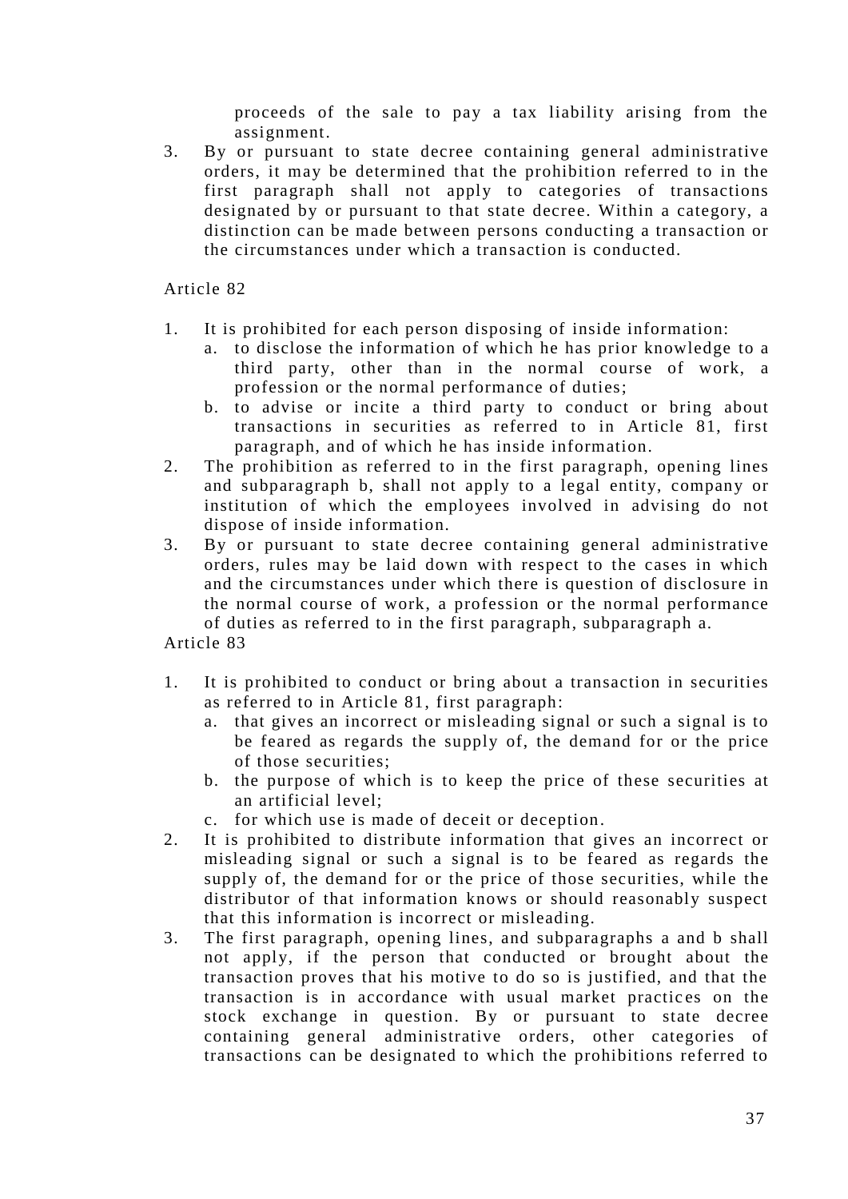proceeds of the sale to pay a tax liability arising from the assignment.

3. By or pursuant to state decree containing general administrative orders, it may be determined that the prohibition referred to in the first paragraph shall not apply to categories of transactions designated by or pursuant to that state decree. Within a category, a distinction can be made between persons conducting a transaction or the circumstances under which a transaction is conducted.

Article 82

1. It is prohibited for each person disposing of inside information:
   a. to disclose the information of which he has prior knowledge to a third party, other than in the normal course of work, a profession or the normal performance of duties;
   b. to advise or incite a third party to conduct or bring about transactions in securities as referred to in Article 81, first paragraph, and of which he has inside information.
2. The prohibition as referred to in the first paragraph, opening lines and subparagraph b, shall not apply to a legal entity, company or institution of which the employees involved in advising do not dispose of inside information.
3. By or pursuant to state decree containing general administrative orders, rules may be laid down with respect to the cases in which and the circumstances under which there is question of disclosure in the normal course of work, a profession or the normal performance of duties as referred to in the first paragraph, subparagraph a.

Article 83

1. It is prohibited to conduct or bring about a transaction in securities as referred to in Article 81, first paragraph:
   a. that gives an incorrect or misleading signal or such a signal is to be feared as regards the supply of, the demand for or the price of those securities;
   b. the purpose of which is to keep the price of these securities at an artificial level;
   c. for which use is made of deceit or deception.
2. It is prohibited to distribute information that gives an incorrect or misleading signal or such a signal is to be feared as regards the supply of, the demand for or the price of those securities, while the distributor of that information knows or should reasonably suspect that this information is incorrect or misleading.
3. The first paragraph, opening lines, and subparagraphs a and b shall not apply, if the person that conducted or brought about the transaction proves that his motive to do so is justified, and that the transaction is in accordance with usual market practices on the stock exchange in question. By or pursuant to state decree containing general administrative orders, other categories of transactions can be designated to which the prohibitions referred to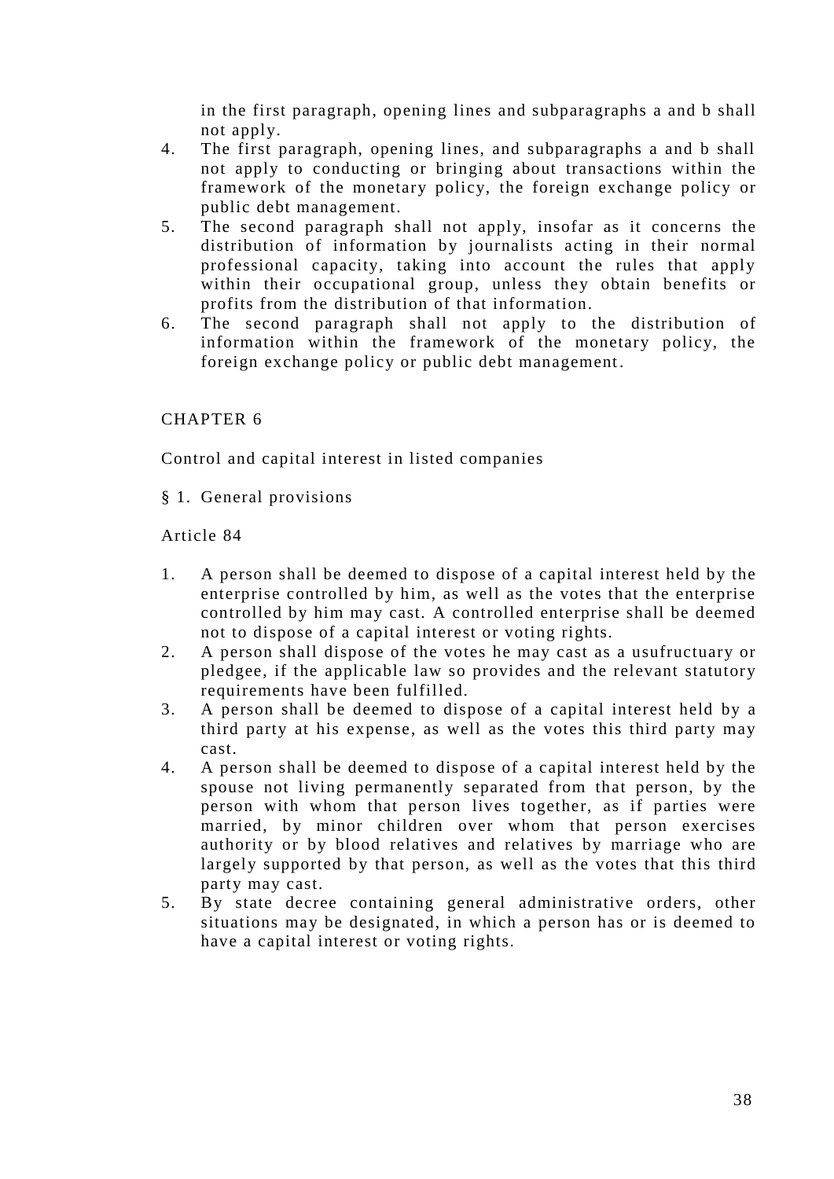in the first paragraph, opening lines and subparagraphs a and b shall not apply.

4. The first paragraph, opening lines, and subparagraphs a and b shall not apply to conducting or bringing about transactions within the framework of the monetary policy, the foreign exchange policy or public debt management.
5. The second paragraph shall not apply, insofar as it concerns the distribution of information by journalists acting in their normal professional capacity, taking into account the rules that apply within their occupational group, unless they obtain benefits or profits from the distribution of that information.
6. The second paragraph shall not apply to the distribution of information within the framework of the monetary policy, the foreign exchange policy or public debt management.

## CHAPTER 6

Control and capital interest in listed companies

### § 1. General provisions

Article 84

1. A person shall be deemed to dispose of a capital interest held by the enterprise controlled by him, as well as the votes that the enterprise controlled by him may cast. A controlled enterprise shall be deemed not to dispose of a capital interest or voting rights.
2. A person shall dispose of the votes he may cast as a usufructuary or pledgee, if the applicable law so provides and the relevant statutory requirements have been fulfilled.
3. A person shall be deemed to dispose of a capital interest held by a third party at his expense, as well as the votes this third party may cast.
4. A person shall be deemed to dispose of a capital interest held by the spouse not living permanently separated from that person, by the person with whom that person lives together, as if parties were married, by minor children over whom that person exercises authority or by blood relatives and relatives by marriage who are largely supported by that person, as well as the votes that this third party may cast.
5. By state decree containing general administrative orders, other situations may be designated, in which a person has or is deemed to have a capital interest or voting rights.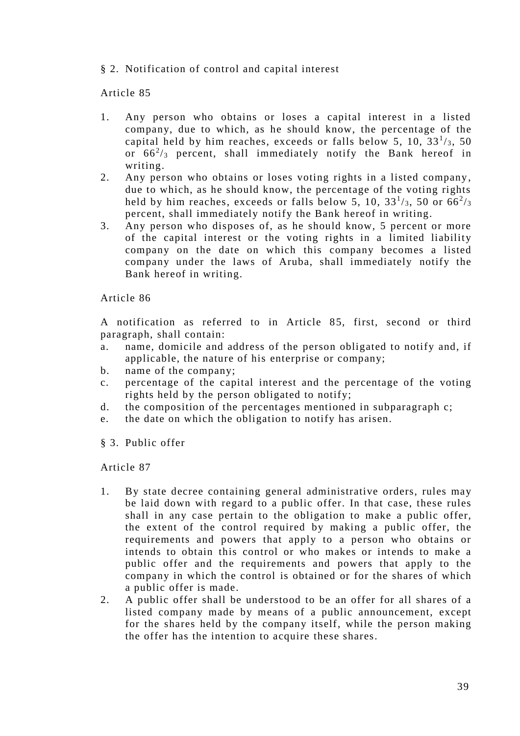§ 2. Notification of control and capital interest

Article 85

1. Any person who obtains or loses a capital interest in a listed company, due to which, as he should know, the percentage of the capital held by him reaches, exceeds or falls below 5, 10, $33^1/_3$, 50 or $66^2/_3$ percent, shall immediately notify the Bank hereof in writing.
2. Any person who obtains or loses voting rights in a listed company, due to which, as he should know, the percentage of the voting rights held by him reaches, exceeds or falls below 5, 10, $33^1/_3$, 50 or $66^2/_3$ percent, shall immediately notify the Bank hereof in writing.
3. Any person who disposes of, as he should know, 5 percent or more of the capital interest or the voting rights in a limited liability company on the date on which this company becomes a listed company under the laws of Aruba, shall immediately notify the Bank hereof in writing.

Article 86

A notification as referred to in Article 85, first, second or third paragraph, shall contain:

a. name, domicile and address of the person obligated to notify and, if applicable, the nature of his enterprise or company;
b. name of the company;
c. percentage of the capital interest and the percentage of the voting rights held by the person obligated to notify;
d. the composition of the percentages mentioned in subparagraph c;
e. the date on which the obligation to notify has arisen.

§ 3. Public offer

Article 87

1. By state decree containing general administrative orders, rules may be laid down with regard to a public offer. In that case, these rules shall in any case pertain to the obligation to make a public offer, the extent of the control required by making a public offer, the requirements and powers that apply to a person who obtains or intends to obtain this control or who makes or intends to make a public offer and the requirements and powers that apply to the company in which the control is obtained or for the shares of which a public offer is made.
2. A public offer shall be understood to be an offer for all shares of a listed company made by means of a public announcement, except for the shares held by the company itself, while the person making the offer has the intention to acquire these shares.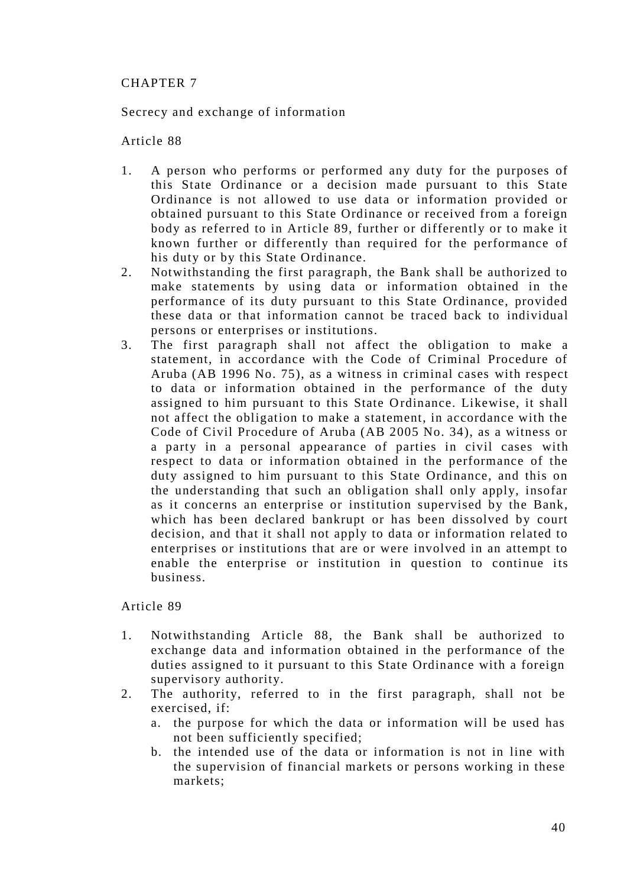# CHAPTER 7

## Secrecy and exchange of information

### Article 88

1. A person who performs or performed any duty for the purposes of this State Ordinance or a decision made pursuant to this State Ordinance is not allowed to use data or information provided or obtained pursuant to this State Ordinance or received from a foreign body as referred to in Article 89, further or differently or to make it known further or differently than required for the performance of his duty or by this State Ordinance.
2. Notwithstanding the first paragraph, the Bank shall be authorized to make statements by using data or information obtained in the performance of its duty pursuant to this State Ordinance, provided these data or that information cannot be traced back to individual persons or enterprises or institutions.
3. The first paragraph shall not affect the obligation to make a statement, in accordance with the Code of Criminal Procedure of Aruba (AB 1996 No. 75), as a witness in criminal cases with respect to data or information obtained in the performance of the duty assigned to him pursuant to this State Ordinance. Likewise, it shall not affect the obligation to make a statement, in accordance with the Code of Civil Procedure of Aruba (AB 2005 No. 34), as a witness or a party in a personal appearance of parties in civil cases with respect to data or information obtained in the performance of the duty assigned to him pursuant to this State Ordinance, and this on the understanding that such an obligation shall only apply, insofar as it concerns an enterprise or institution supervised by the Bank, which has been declared bankrupt or has been dissolved by court decision, and that it shall not apply to data or information related to enterprises or institutions that are or were involved in an attempt to enable the enterprise or institution in question to continue its business.

### Article 89

1. Notwithstanding Article 88, the Bank shall be authorized to exchange data and information obtained in the performance of the duties assigned to it pursuant to this State Ordinance with a foreign supervisory authority.
2. The authority, referred to in the first paragraph, shall not be exercised, if:
   a. the purpose for which the data or information will be used has not been sufficiently specified;
   b. the intended use of the data or information is not in line with the supervision of financial markets or persons working in these markets;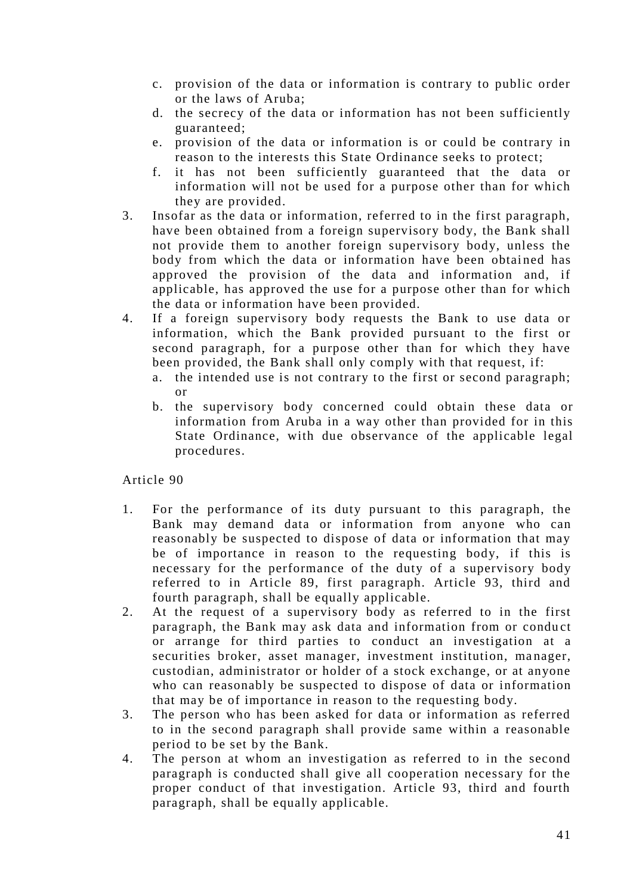c. provision of the data or information is contrary to public order or the laws of Aruba;
   d. the secrecy of the data or information has not been sufficiently guaranteed;
   e. provision of the data or information is or could be contrary in reason to the interests this State Ordinance seeks to protect;
   f. it has not been sufficiently guaranteed that the data or information will not be used for a purpose other than for which they are provided.

3. Insofar as the data or information, referred to in the first paragraph, have been obtained from a foreign supervisory body, the Bank shall not provide them to another foreign supervisory body, unless the body from which the data or information have been obtained has approved the provision of the data and information and, if applicable, has approved the use for a purpose other than for which the data or information have been provided.
4. If a foreign supervisory body requests the Bank to use data or information, which the Bank provided pursuant to the first or second paragraph, for a purpose other than for which they have been provided, the Bank shall only comply with that request, if:
   a. the intended use is not contrary to the first or second paragraph; or
   b. the supervisory body concerned could obtain these data or information from Aruba in a way other than provided for in this State Ordinance, with due observance of the applicable legal procedures.

Article 90

1. For the performance of its duty pursuant to this paragraph, the Bank may demand data or information from anyone who can reasonably be suspected to dispose of data or information that may be of importance in reason to the requesting body, if this is necessary for the performance of the duty of a supervisory body referred to in Article 89, first paragraph. Article 93, third and fourth paragraph, shall be equally applicable.
2. At the request of a supervisory body as referred to in the first paragraph, the Bank may ask data and information from or conduct or arrange for third parties to conduct an investigation at a securities broker, asset manager, investment institution, manager, custodian, administrator or holder of a stock exchange, or at anyone who can reasonably be suspected to dispose of data or information that may be of importance in reason to the requesting body.
3. The person who has been asked for data or information as referred to in the second paragraph shall provide same within a reasonable period to be set by the Bank.
4. The person at whom an investigation as referred to in the second paragraph is conducted shall give all cooperation necessary for the proper conduct of that investigation. Article 93, third and fourth paragraph, shall be equally applicable.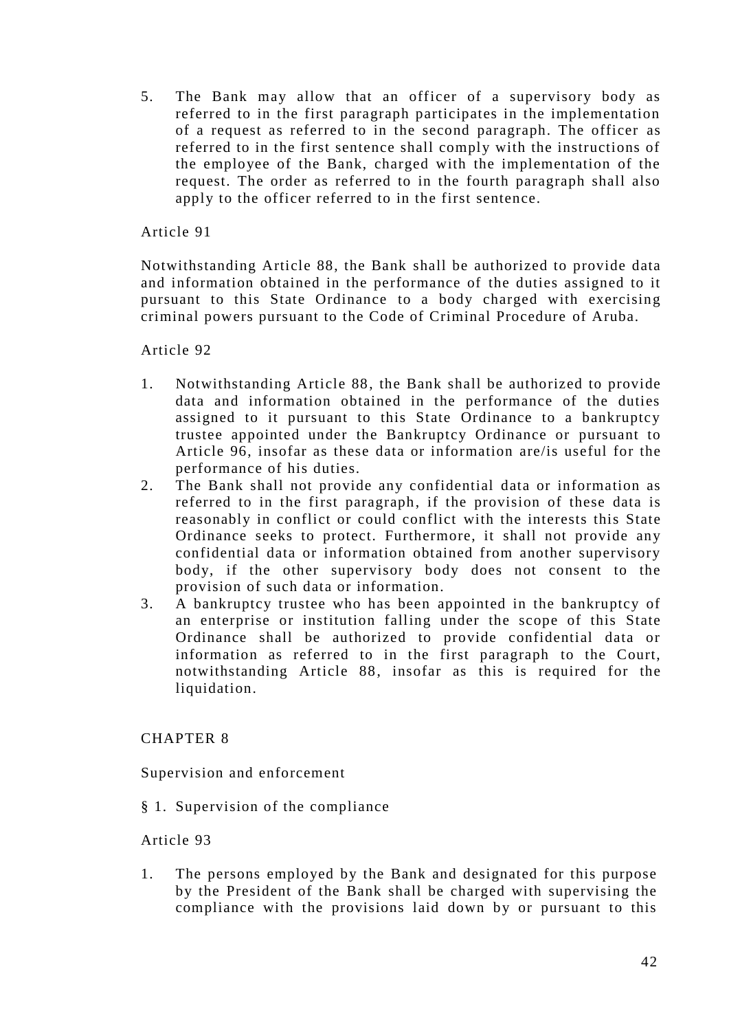5. The Bank may allow that an officer of a supervisory body as referred to in the first paragraph participates in the implementation of a request as referred to in the second paragraph. The officer as referred to in the first sentence shall comply with the instructions of the employee of the Bank, charged with the implementation of the request. The order as referred to in the fourth paragraph shall also apply to the officer referred to in the first sentence.

Article 91

Notwithstanding Article 88, the Bank shall be authorized to provide data and information obtained in the performance of the duties assigned to it pursuant to this State Ordinance to a body charged with exercising criminal powers pursuant to the Code of Criminal Procedure of Aruba.

Article 92

1. Notwithstanding Article 88, the Bank shall be authorized to provide data and information obtained in the performance of the duties assigned to it pursuant to this State Ordinance to a bankruptcy trustee appointed under the Bankruptcy Ordinance or pursuant to Article 96, insofar as these data or information are/is useful for the performance of his duties.
2. The Bank shall not provide any confidential data or information as referred to in the first paragraph, if the provision of these data is reasonably in conflict or could conflict with the interests this State Ordinance seeks to protect. Furthermore, it shall not provide any confidential data or information obtained from another supervisory body, if the other supervisory body does not consent to the provision of such data or information.
3. A bankruptcy trustee who has been appointed in the bankruptcy of an enterprise or institution falling under the scope of this State Ordinance shall be authorized to provide confidential data or information as referred to in the first paragraph to the Court, notwithstanding Article 88, insofar as this is required for the liquidation.

## CHAPTER 8

Supervision and enforcement

§ 1. Supervision of the compliance

Article 93

1. The persons employed by the Bank and designated for this purpose by the President of the Bank shall be charged with supervising the compliance with the provisions laid down by or pursuant to this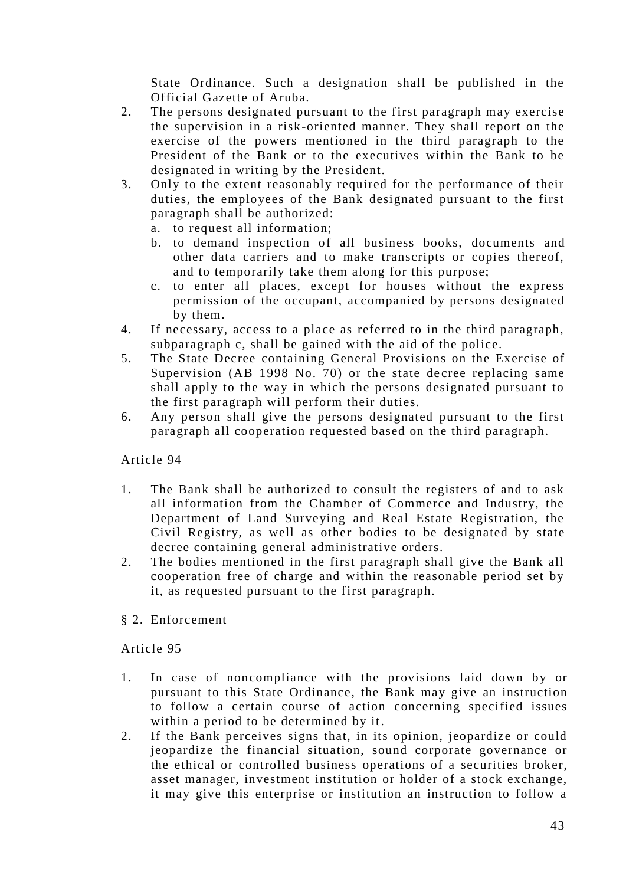State Ordinance. Such a designation shall be published in the Official Gazette of Aruba.

2. The persons designated pursuant to the first paragraph may exercise the supervision in a risk-oriented manner. They shall report on the exercise of the powers mentioned in the third paragraph to the President of the Bank or to the executives within the Bank to be designated in writing by the President.
3. Only to the extent reasonably required for the performance of their duties, the employees of the Bank designated pursuant to the first paragraph shall be authorized:
   a. to request all information;
   b. to demand inspection of all business books, documents and other data carriers and to make transcripts or copies thereof, and to temporarily take them along for this purpose;
   c. to enter all places, except for houses without the express permission of the occupant, accompanied by persons designated by them.
4. If necessary, access to a place as referred to in the third paragraph, subparagraph c, shall be gained with the aid of the police.
5. The State Decree containing General Provisions on the Exercise of Supervision (AB 1998 No. 70) or the state decree replacing same shall apply to the way in which the persons designated pursuant to the first paragraph will perform their duties.
6. Any person shall give the persons designated pursuant to the first paragraph all cooperation requested based on the third paragraph.

Article 94

1. The Bank shall be authorized to consult the registers of and to ask all information from the Chamber of Commerce and Industry, the Department of Land Surveying and Real Estate Registration, the Civil Registry, as well as other bodies to be designated by state decree containing general administrative orders.
2. The bodies mentioned in the first paragraph shall give the Bank all cooperation free of charge and within the reasonable period set by it, as requested pursuant to the first paragraph.

§ 2. Enforcement

Article 95

1. In case of noncompliance with the provisions laid down by or pursuant to this State Ordinance, the Bank may give an instruction to follow a certain course of action concerning specified issues within a period to be determined by it.
2. If the Bank perceives signs that, in its opinion, jeopardize or could jeopardize the financial situation, sound corporate governance or the ethical or controlled business operations of a securities broker, asset manager, investment institution or holder of a stock exchange, it may give this enterprise or institution an instruction to follow a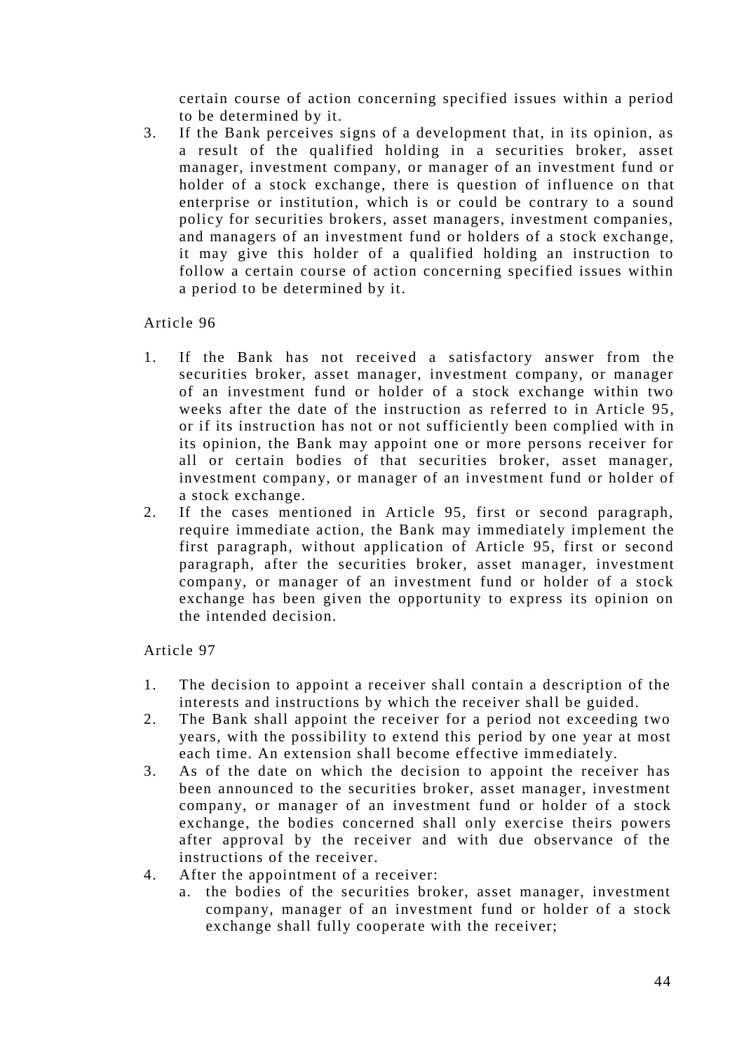certain course of action concerning specified issues within a period to be determined by it.

3. If the Bank perceives signs of a development that, in its opinion, as a result of the qualified holding in a securities broker, asset manager, investment company, or manager of an investment fund or holder of a stock exchange, there is question of influence on that enterprise or institution, which is or could be contrary to a sound policy for securities brokers, asset managers, investment companies, and managers of an investment fund or holders of a stock exchange, it may give this holder of a qualified holding an instruction to follow a certain course of action concerning specified issues within a period to be determined by it.

Article 96

1. If the Bank has not received a satisfactory answer from the securities broker, asset manager, investment company, or manager of an investment fund or holder of a stock exchange within two weeks after the date of the instruction as referred to in Article 95, or if its instruction has not or not sufficiently been complied with in its opinion, the Bank may appoint one or more persons receiver for all or certain bodies of that securities broker, asset manager, investment company, or manager of an investment fund or holder of a stock exchange.
2. If the cases mentioned in Article 95, first or second paragraph, require immediate action, the Bank may immediately implement the first paragraph, without application of Article 95, first or second paragraph, after the securities broker, asset manager, investment company, or manager of an investment fund or holder of a stock exchange has been given the opportunity to express its opinion on the intended decision.

Article 97

1. The decision to appoint a receiver shall contain a description of the interests and instructions by which the receiver shall be guided.
2. The Bank shall appoint the receiver for a period not exceeding two years, with the possibility to extend this period by one year at most each time. An extension shall become effective immediately.
3. As of the date on which the decision to appoint the receiver has been announced to the securities broker, asset manager, investment company, or manager of an investment fund or holder of a stock exchange, the bodies concerned shall only exercise theirs powers after approval by the receiver and with due observance of the instructions of the receiver.
4. After the appointment of a receiver:
   a. the bodies of the securities broker, asset manager, investment company, manager of an investment fund or holder of a stock exchange shall fully cooperate with the receiver;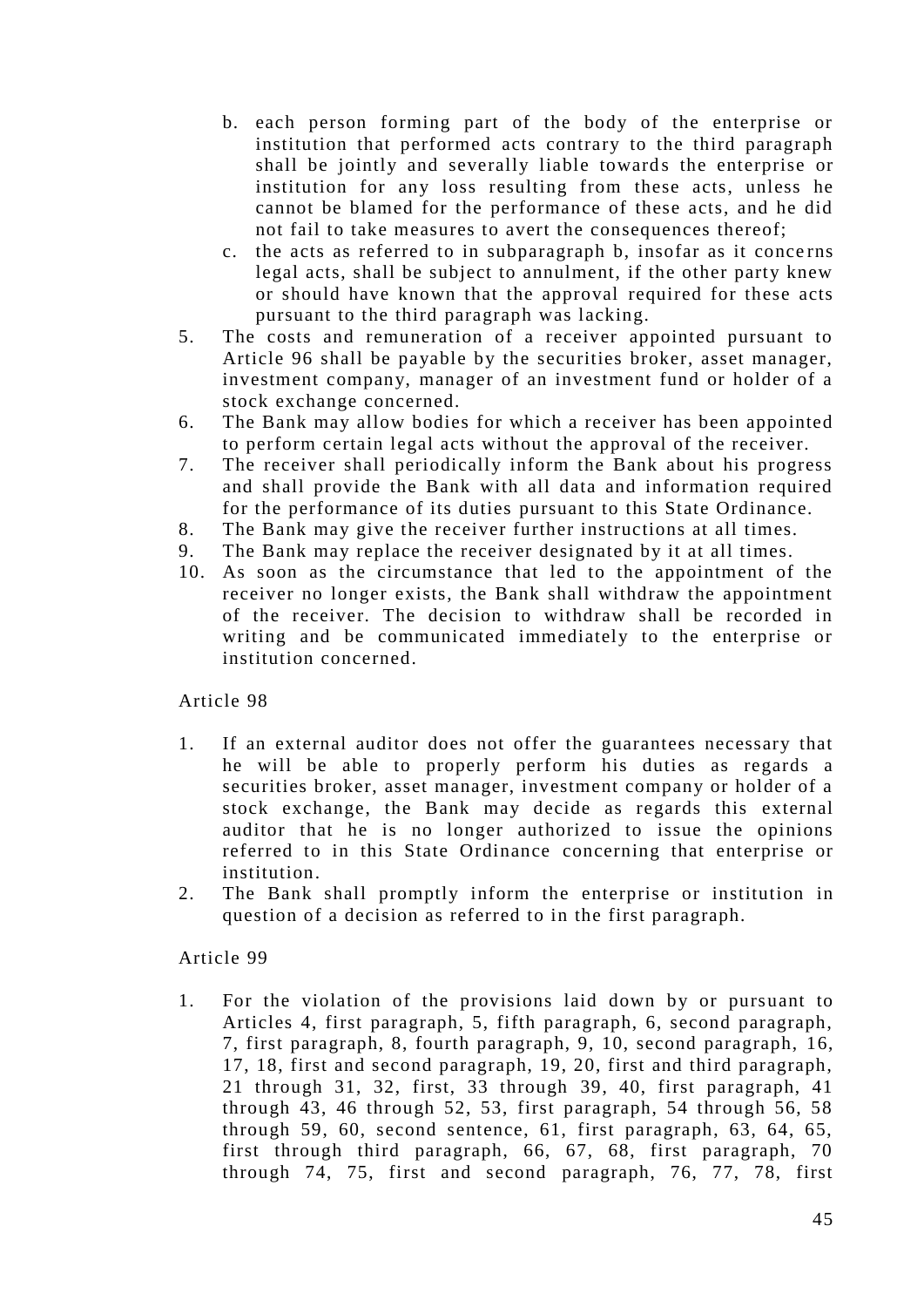b. each person forming part of the body of the enterprise or institution that performed acts contrary to the third paragraph shall be jointly and severally liable towards the enterprise or institution for any loss resulting from these acts, unless he cannot be blamed for the performance of these acts, and he did not fail to take measures to avert the consequences thereof;
c. the acts as referred to in subparagraph b, insofar as it concerns legal acts, shall be subject to annulment, if the other party knew or should have known that the approval required for these acts pursuant to the third paragraph was lacking.

5. The costs and remuneration of a receiver appointed pursuant to Article 96 shall be payable by the securities broker, asset manager, investment company, manager of an investment fund or holder of a stock exchange concerned.
6. The Bank may allow bodies for which a receiver has been appointed to perform certain legal acts without the approval of the receiver.
7. The receiver shall periodically inform the Bank about his progress and shall provide the Bank with all data and information required for the performance of its duties pursuant to this State Ordinance.
8. The Bank may give the receiver further instructions at all times.
9. The Bank may replace the receiver designated by it at all times.
10. As soon as the circumstance that led to the appointment of the receiver no longer exists, the Bank shall withdraw the appointment of the receiver. The decision to withdraw shall be recorded in writing and be communicated immediately to the enterprise or institution concerned.

Article 98

1. If an external auditor does not offer the guarantees necessary that he will be able to properly perform his duties as regards a securities broker, asset manager, investment company or holder of a stock exchange, the Bank may decide as regards this external auditor that he is no longer authorized to issue the opinions referred to in this State Ordinance concerning that enterprise or institution.
2. The Bank shall promptly inform the enterprise or institution in question of a decision as referred to in the first paragraph.

Article 99

1. For the violation of the provisions laid down by or pursuant to Articles 4, first paragraph, 5, fifth paragraph, 6, second paragraph, 7, first paragraph, 8, fourth paragraph, 9, 10, second paragraph, 16, 17, 18, first and second paragraph, 19, 20, first and third paragraph, 21 through 31, 32, first, 33 through 39, 40, first paragraph, 41 through 43, 46 through 52, 53, first paragraph, 54 through 56, 58 through 59, 60, second sentence, 61, first paragraph, 63, 64, 65, first through third paragraph, 66, 67, 68, first paragraph, 70 through 74, 75, first and second paragraph, 76, 77, 78, first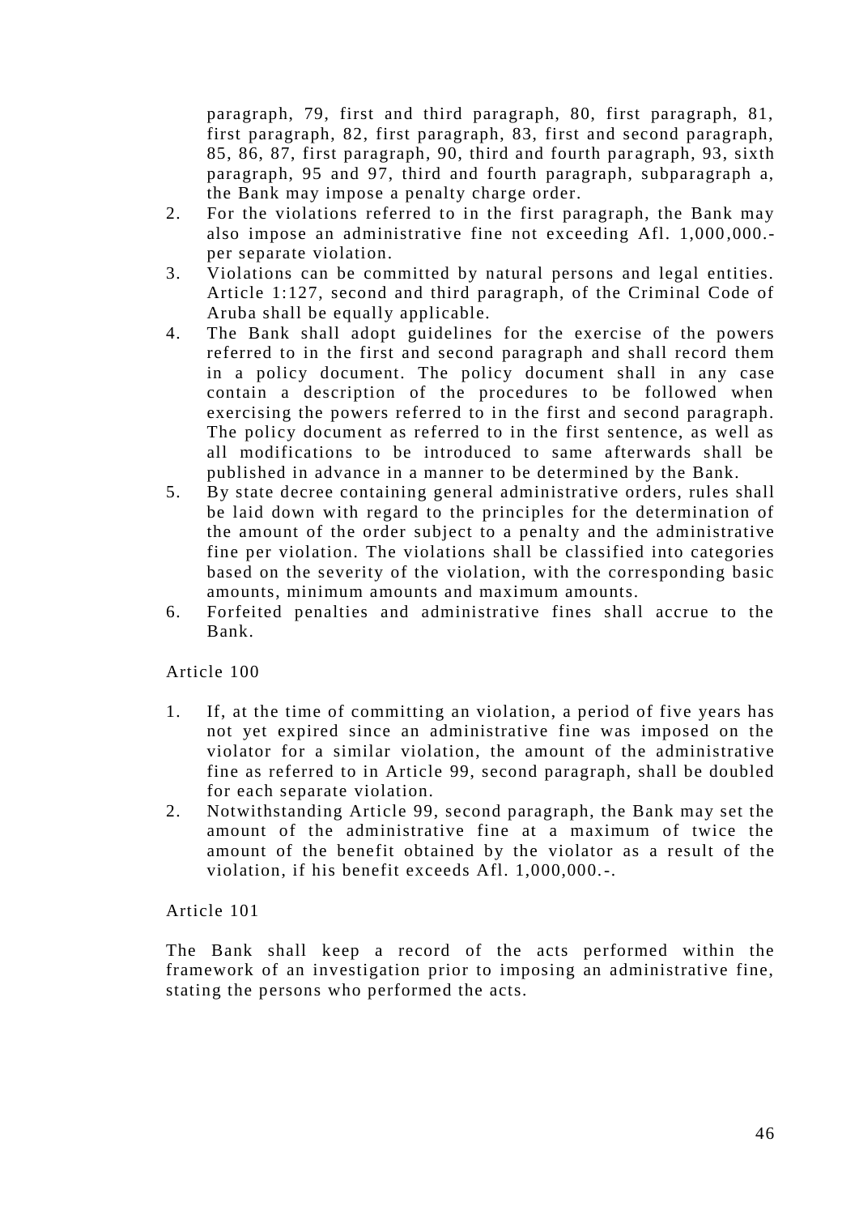paragraph, 79, first and third paragraph, 80, first paragraph, 81, first paragraph, 82, first paragraph, 83, first and second paragraph, 85, 86, 87, first paragraph, 90, third and fourth paragraph, 93, sixth paragraph, 95 and 97, third and fourth paragraph, subparagraph a, the Bank may impose a penalty charge order.

2. For the violations referred to in the first paragraph, the Bank may also impose an administrative fine not exceeding Afl. 1,000,000.- per separate violation.
3. Violations can be committed by natural persons and legal entities. Article 1:127, second and third paragraph, of the Criminal Code of Aruba shall be equally applicable.
4. The Bank shall adopt guidelines for the exercise of the powers referred to in the first and second paragraph and shall record them in a policy document. The policy document shall in any case contain a description of the procedures to be followed when exercising the powers referred to in the first and second paragraph. The policy document as referred to in the first sentence, as well as all modifications to be introduced to same afterwards shall be published in advance in a manner to be determined by the Bank.
5. By state decree containing general administrative orders, rules shall be laid down with regard to the principles for the determination of the amount of the order subject to a penalty and the administrative fine per violation. The violations shall be classified into categories based on the severity of the violation, with the corresponding basic amounts, minimum amounts and maximum amounts.
6. Forfeited penalties and administrative fines shall accrue to the Bank.

Article 100

1. If, at the time of committing an violation, a period of five years has not yet expired since an administrative fine was imposed on the violator for a similar violation, the amount of the administrative fine as referred to in Article 99, second paragraph, shall be doubled for each separate violation.
2. Notwithstanding Article 99, second paragraph, the Bank may set the amount of the administrative fine at a maximum of twice the amount of the benefit obtained by the violator as a result of the violation, if his benefit exceeds Afl. 1,000,000.-.

Article 101

The Bank shall keep a record of the acts performed within the framework of an investigation prior to imposing an administrative fine, stating the persons who performed the acts.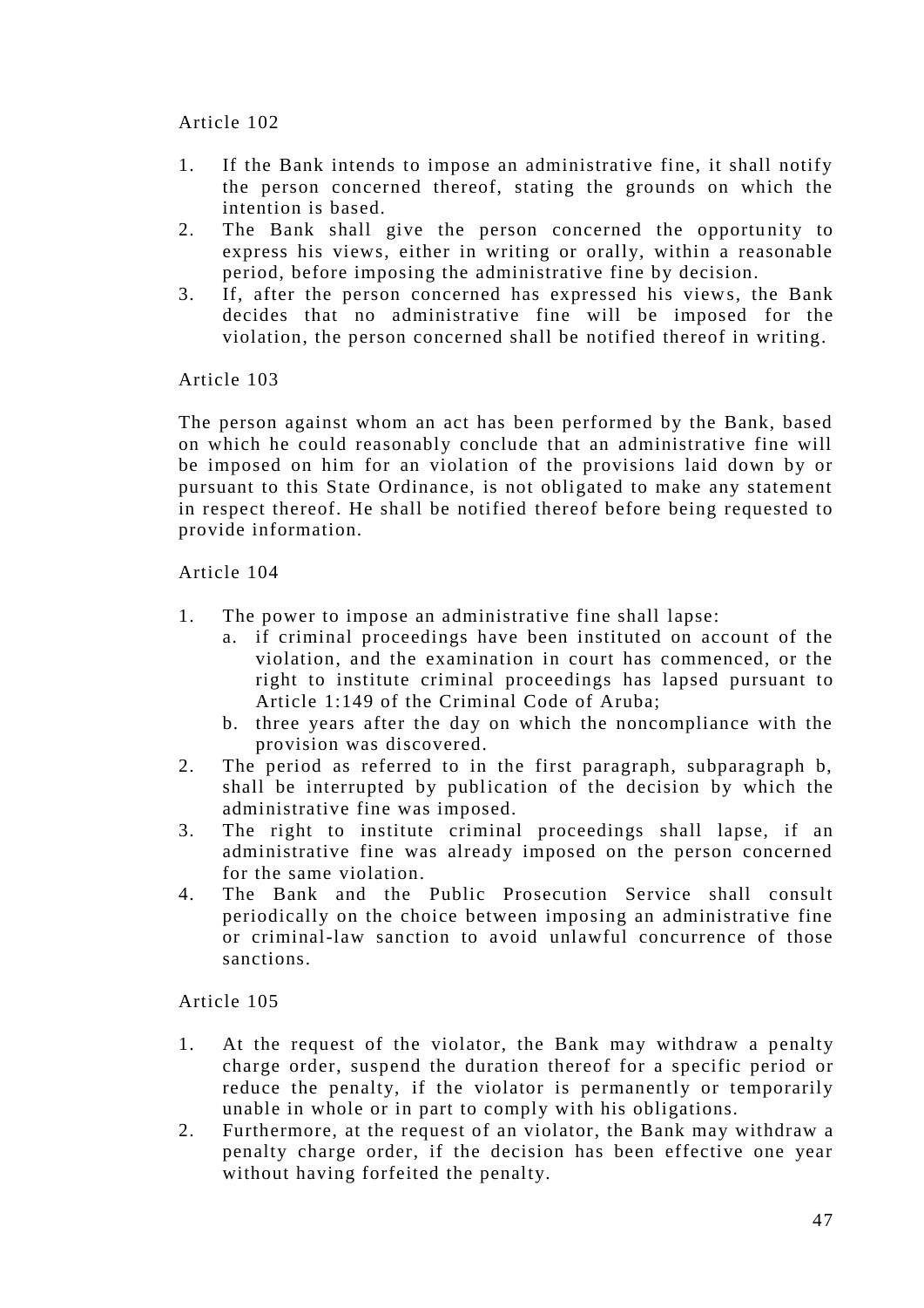Article 102

1. If the Bank intends to impose an administrative fine, it shall notify the person concerned thereof, stating the grounds on which the intention is based.
2. The Bank shall give the person concerned the opportunity to express his views, either in writing or orally, within a reasonable period, before imposing the administrative fine by decision.
3. If, after the person concerned has expressed his views, the Bank decides that no administrative fine will be imposed for the violation, the person concerned shall be notified thereof in writing.

Article 103

The person against whom an act has been performed by the Bank, based on which he could reasonably conclude that an administrative fine will be imposed on him for an violation of the provisions laid down by or pursuant to this State Ordinance, is not obligated to make any statement in respect thereof. He shall be notified thereof before being requested to provide information.

Article 104

1. The power to impose an administrative fine shall lapse:
   a. if criminal proceedings have been instituted on account of the violation, and the examination in court has commenced, or the right to institute criminal proceedings has lapsed pursuant to Article 1:149 of the Criminal Code of Aruba;
   b. three years after the day on which the noncompliance with the provision was discovered.
2. The period as referred to in the first paragraph, subparagraph b, shall be interrupted by publication of the decision by which the administrative fine was imposed.
3. The right to institute criminal proceedings shall lapse, if an administrative fine was already imposed on the person concerned for the same violation.
4. The Bank and the Public Prosecution Service shall consult periodically on the choice between imposing an administrative fine or criminal-law sanction to avoid unlawful concurrence of those sanctions.

Article 105

1. At the request of the violator, the Bank may withdraw a penalty charge order, suspend the duration thereof for a specific period or reduce the penalty, if the violator is permanently or temporarily unable in whole or in part to comply with his obligations.
2. Furthermore, at the request of an violator, the Bank may withdraw a penalty charge order, if the decision has been effective one year without having forfeited the penalty.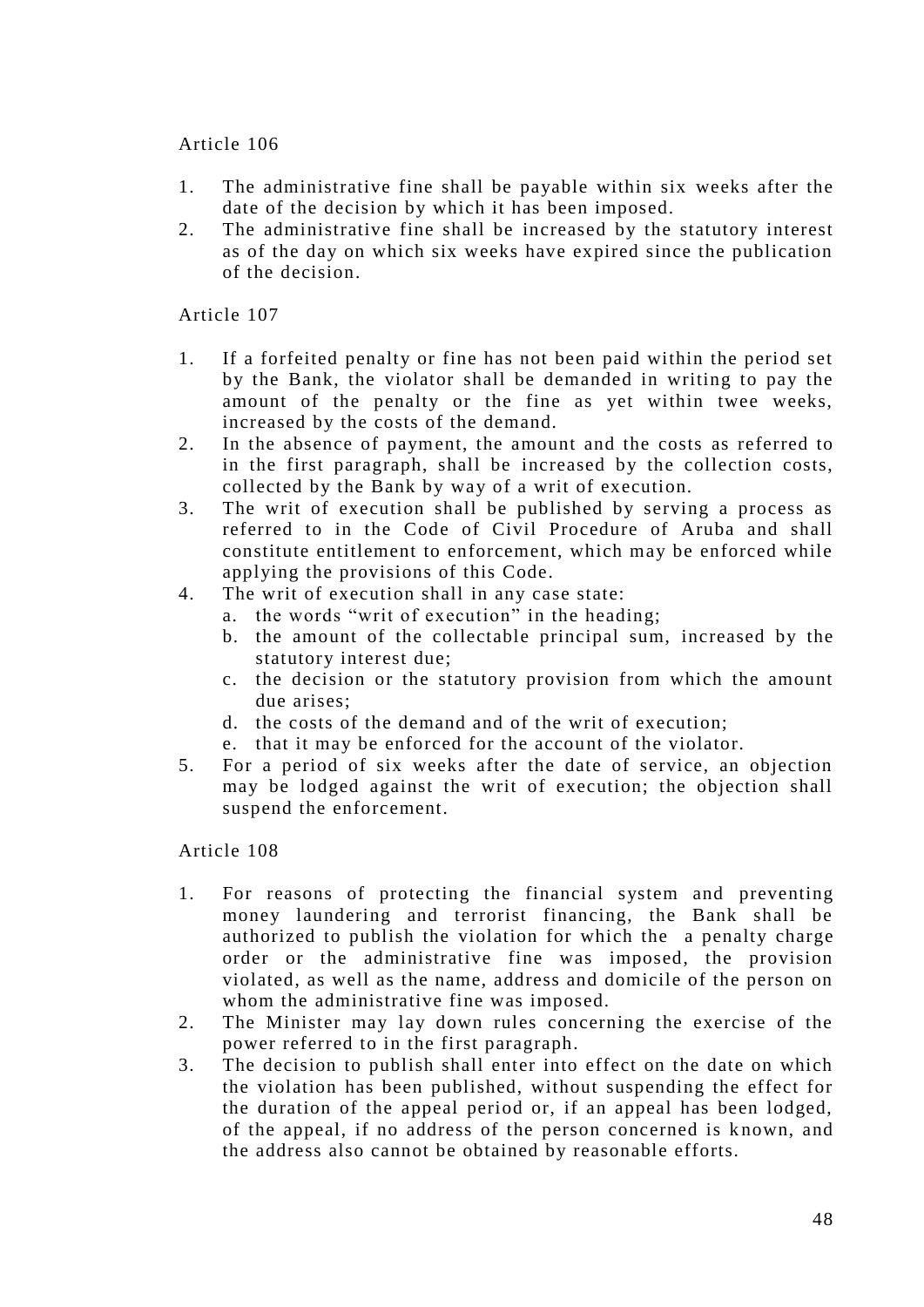Article 106

1. The administrative fine shall be payable within six weeks after the date of the decision by which it has been imposed.
2. The administrative fine shall be increased by the statutory interest as of the day on which six weeks have expired since the publication of the decision.

Article 107

1. If a forfeited penalty or fine has not been paid within the period set by the Bank, the violator shall be demanded in writing to pay the amount of the penalty or the fine as yet within twee weeks, increased by the costs of the demand.
2. In the absence of payment, the amount and the costs as referred to in the first paragraph, shall be increased by the collection costs, collected by the Bank by way of a writ of execution.
3. The writ of execution shall be published by serving a process as referred to in the Code of Civil Procedure of Aruba and shall constitute entitlement to enforcement, which may be enforced while applying the provisions of this Code.
4. The writ of execution shall in any case state:
   a. the words “writ of execution” in the heading;
   b. the amount of the collectable principal sum, increased by the statutory interest due;
   c. the decision or the statutory provision from which the amount due arises;
   d. the costs of the demand and of the writ of execution;
   e. that it may be enforced for the account of the violator.
5. For a period of six weeks after the date of service, an objection may be lodged against the writ of execution; the objection shall suspend the enforcement.

Article 108

1. For reasons of protecting the financial system and preventing money laundering and terrorist financing, the Bank shall be authorized to publish the violation for which the a penalty charge order or the administrative fine was imposed, the provision violated, as well as the name, address and domicile of the person on whom the administrative fine was imposed.
2. The Minister may lay down rules concerning the exercise of the power referred to in the first paragraph.
3. The decision to publish shall enter into effect on the date on which the violation has been published, without suspending the effect for the duration of the appeal period or, if an appeal has been lodged, of the appeal, if no address of the person concerned is known, and the address also cannot be obtained by reasonable efforts.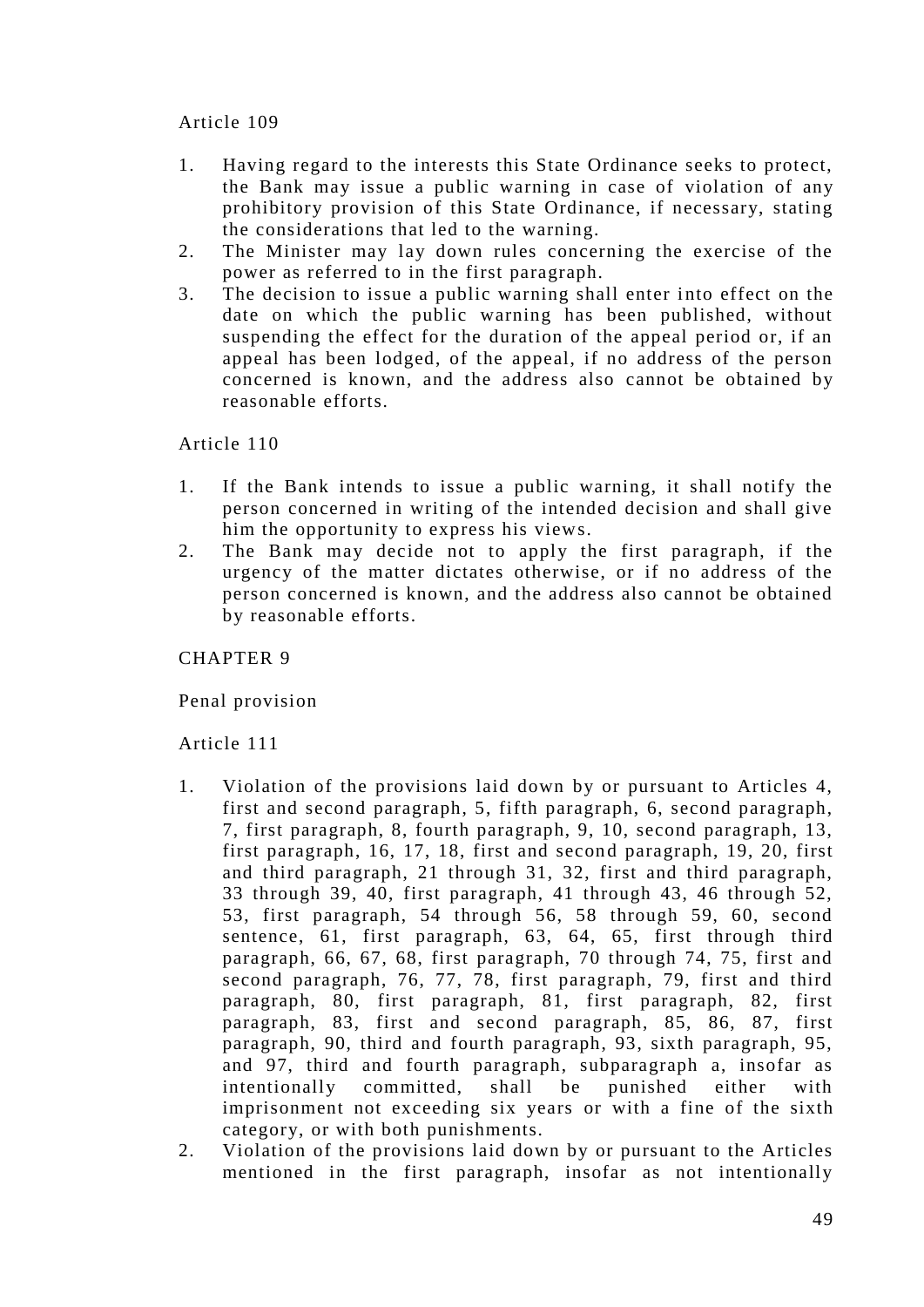Article 109

1. Having regard to the interests this State Ordinance seeks to protect, the Bank may issue a public warning in case of violation of any prohibitory provision of this State Ordinance, if necessary, stating the considerations that led to the warning.
2. The Minister may lay down rules concerning the exercise of the power as referred to in the first paragraph.
3. The decision to issue a public warning shall enter into effect on the date on which the public warning has been published, without suspending the effect for the duration of the appeal period or, if an appeal has been lodged, of the appeal, if no address of the person concerned is known, and the address also cannot be obtained by reasonable efforts.

Article 110

1. If the Bank intends to issue a public warning, it shall notify the person concerned in writing of the intended decision and shall give him the opportunity to express his views.
2. The Bank may decide not to apply the first paragraph, if the urgency of the matter dictates otherwise, or if no address of the person concerned is known, and the address also cannot be obtained by reasonable efforts.

CHAPTER 9

Penal provision

Article 111

1. Violation of the provisions laid down by or pursuant to Articles 4, first and second paragraph, 5, fifth paragraph, 6, second paragraph, 7, first paragraph, 8, fourth paragraph, 9, 10, second paragraph, 13, first paragraph, 16, 17, 18, first and second paragraph, 19, 20, first and third paragraph, 21 through 31, 32, first and third paragraph, 33 through 39, 40, first paragraph, 41 through 43, 46 through 52, 53, first paragraph, 54 through 56, 58 through 59, 60, second sentence, 61, first paragraph, 63, 64, 65, first through third paragraph, 66, 67, 68, first paragraph, 70 through 74, 75, first and second paragraph, 76, 77, 78, first paragraph, 79, first and third paragraph, 80, first paragraph, 81, first paragraph, 82, first paragraph, 83, first and second paragraph, 85, 86, 87, first paragraph, 90, third and fourth paragraph, 93, sixth paragraph, 95, and 97, third and fourth paragraph, subparagraph a, insofar as intentionally committed, shall be punished either with imprisonment not exceeding six years or with a fine of the sixth category, or with both punishments.
2. Violation of the provisions laid down by or pursuant to the Articles mentioned in the first paragraph, insofar as not intentionally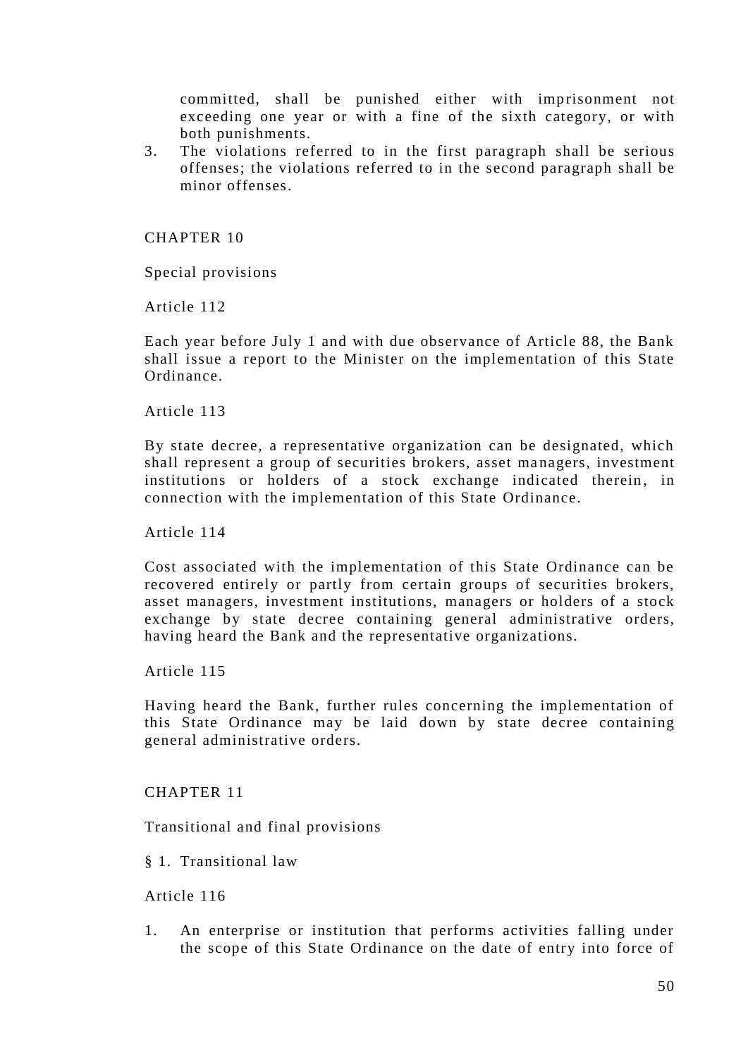committed, shall be punished either with imprisonment not exceeding one year or with a fine of the sixth category, or with both punishments.

3. The violations referred to in the first paragraph shall be serious offenses; the violations referred to in the second paragraph shall be minor offenses.

## CHAPTER 10

## Special provisions

### Article 112

Each year before July 1 and with due observance of Article 88, the Bank shall issue a report to the Minister on the implementation of this State Ordinance.

### Article 113

By state decree, a representative organization can be designated, which shall represent a group of securities brokers, asset managers, investment institutions or holders of a stock exchange indicated therein, in connection with the implementation of this State Ordinance.

### Article 114

Cost associated with the implementation of this State Ordinance can be recovered entirely or partly from certain groups of securities brokers, asset managers, investment institutions, managers or holders of a stock exchange by state decree containing general administrative orders, having heard the Bank and the representative organizations.

### Article 115

Having heard the Bank, further rules concerning the implementation of this State Ordinance may be laid down by state decree containing general administrative orders.

## CHAPTER 11

## Transitional and final provisions

### § 1. Transitional law

### Article 116

1. An enterprise or institution that performs activities falling under the scope of this State Ordinance on the date of entry into force of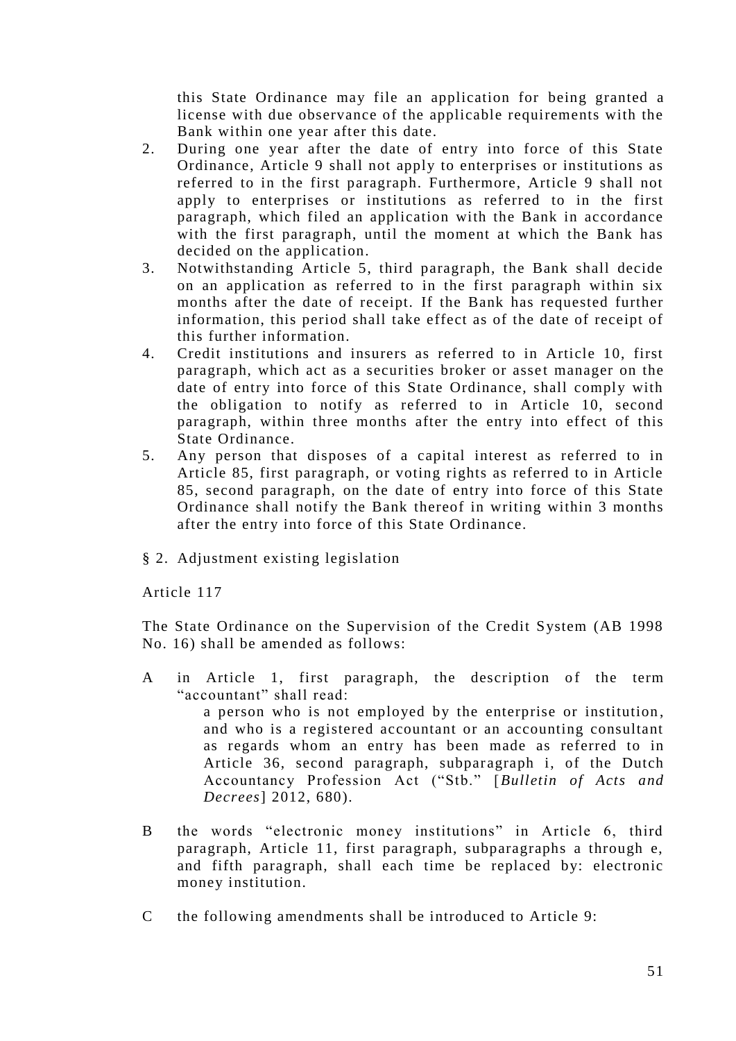this State Ordinance may file an application for being granted a license with due observance of the applicable requirements with the Bank within one year after this date.

2. During one year after the date of entry into force of this State Ordinance, Article 9 shall not apply to enterprises or institutions as referred to in the first paragraph. Furthermore, Article 9 shall not apply to enterprises or institutions as referred to in the first paragraph, which filed an application with the Bank in accordance with the first paragraph, until the moment at which the Bank has decided on the application.
3. Notwithstanding Article 5, third paragraph, the Bank shall decide on an application as referred to in the first paragraph within six months after the date of receipt. If the Bank has requested further information, this period shall take effect as of the date of receipt of this further information.
4. Credit institutions and insurers as referred to in Article 10, first paragraph, which act as a securities broker or asset manager on the date of entry into force of this State Ordinance, shall comply with the obligation to notify as referred to in Article 10, second paragraph, within three months after the entry into effect of this State Ordinance.
5. Any person that disposes of a capital interest as referred to in Article 85, first paragraph, or voting rights as referred to in Article 85, second paragraph, on the date of entry into force of this State Ordinance shall notify the Bank thereof in writing within 3 months after the entry into force of this State Ordinance.

§ 2. Adjustment existing legislation

Article 117

The State Ordinance on the Supervision of the Credit System (AB 1998 No. 16) shall be amended as follows:

A in Article 1, first paragraph, the description of the term “accountant” shall read:

> a person who is not employed by the enterprise or institution, and who is a registered accountant or an accounting consultant as regards whom an entry has been made as referred to in Article 36, second paragraph, subparagraph i, of the Dutch Accountancy Profession Act (“Stb.” [*Bulletin of Acts and Decrees*] 2012, 680).

B the words “electronic money institutions” in Article 6, third paragraph, Article 11, first paragraph, subparagraphs a through e, and fifth paragraph, shall each time be replaced by: electronic money institution.

C the following amendments shall be introduced to Article 9: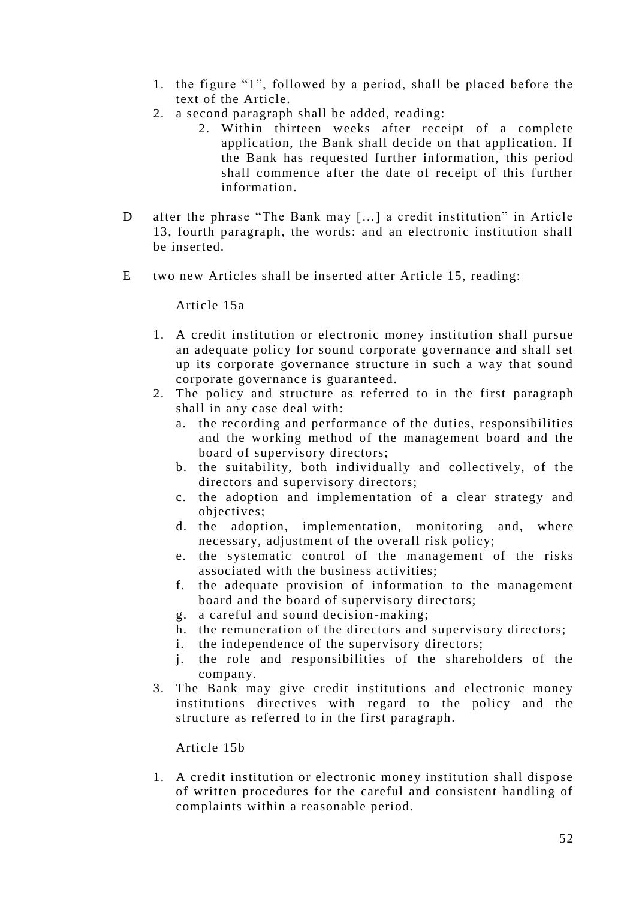1. the figure “1”, followed by a period, shall be placed before the text of the Article.
2. a second paragraph shall be added, reading:
    2. Within thirteen weeks after receipt of a complete application, the Bank shall decide on that application. If the Bank has requested further information, this period shall commence after the date of receipt of this further information.

D after the phrase “The Bank may […] a credit institution” in Article 13, fourth paragraph, the words: and an electronic institution shall be inserted.

E two new Articles shall be inserted after Article 15, reading:

Article 15a

1. A credit institution or electronic money institution shall pursue an adequate policy for sound corporate governance and shall set up its corporate governance structure in such a way that sound corporate governance is guaranteed.
2. The policy and structure as referred to in the first paragraph shall in any case deal with:
    a. the recording and performance of the duties, responsibilities and the working method of the management board and the board of supervisory directors;
    b. the suitability, both individually and collectively, of the directors and supervisory directors;
    c. the adoption and implementation of a clear strategy and objectives;
    d. the adoption, implementation, monitoring and, where necessary, adjustment of the overall risk policy;
    e. the systematic control of the management of the risks associated with the business activities;
    f. the adequate provision of information to the management board and the board of supervisory directors;
    g. a careful and sound decision-making;
    h. the remuneration of the directors and supervisory directors;
    i. the independence of the supervisory directors;
    j. the role and responsibilities of the shareholders of the company.
3. The Bank may give credit institutions and electronic money institutions directives with regard to the policy and the structure as referred to in the first paragraph.

Article 15b

1. A credit institution or electronic money institution shall dispose of written procedures for the careful and consistent handling of complaints within a reasonable period.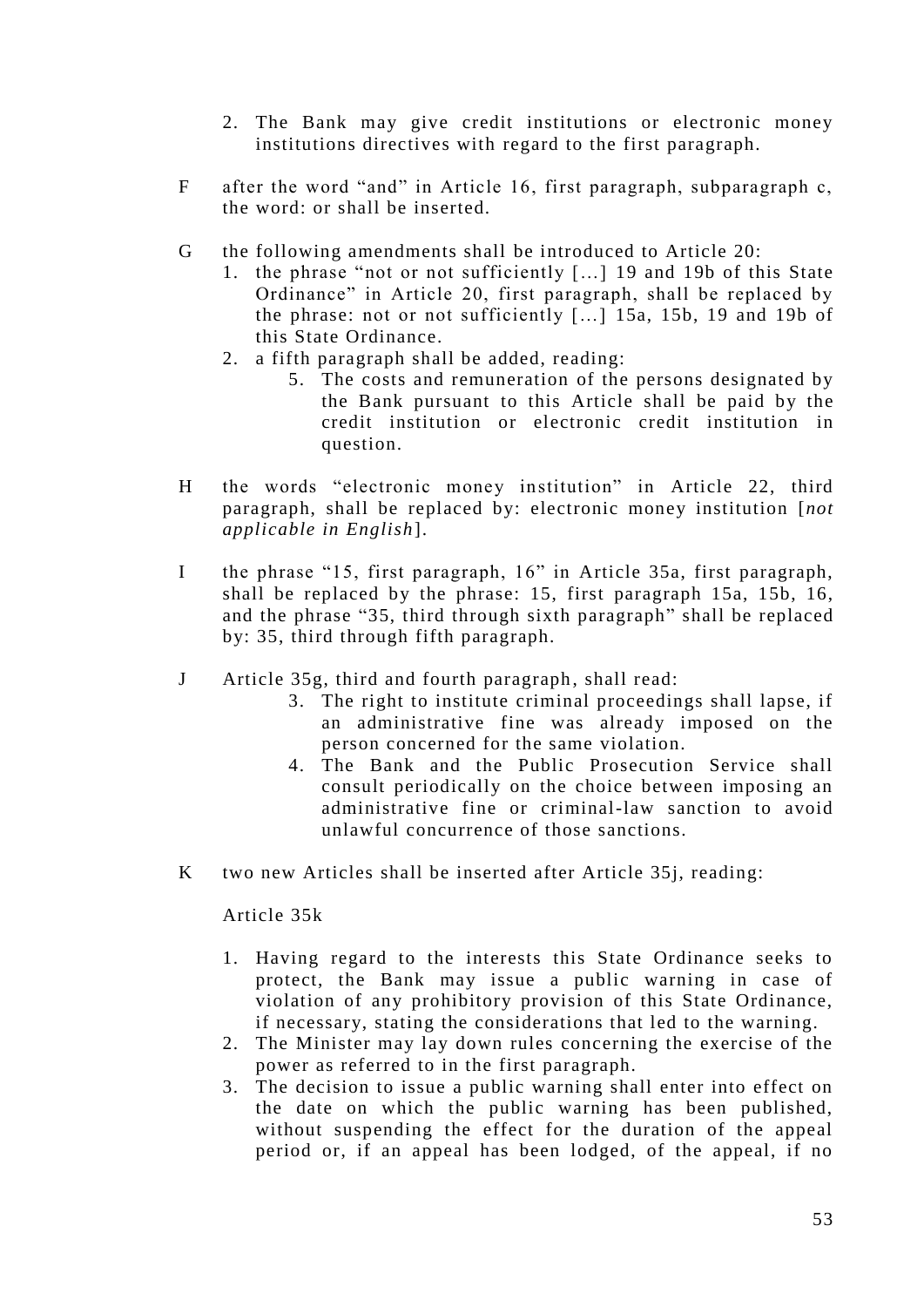2. The Bank may give credit institutions or electronic money institutions directives with regard to the first paragraph.

F after the word “and” in Article 16, first paragraph, subparagraph c, the word: or shall be inserted.

G the following amendments shall be introduced to Article 20:

1. the phrase “not or not sufficiently [...] 19 and 19b of this State Ordinance” in Article 20, first paragraph, shall be replaced by the phrase: not or not sufficiently [...] 15a, 15b, 19 and 19b of this State Ordinance.
2. a fifth paragraph shall be added, reading:
    5. The costs and remuneration of the persons designated by the Bank pursuant to this Article shall be paid by the credit institution or electronic credit institution in question.

H the words “electronic money institution” in Article 22, third paragraph, shall be replaced by: electronic money institution [*not applicable in English*].

I the phrase “15, first paragraph, 16” in Article 35a, first paragraph, shall be replaced by the phrase: 15, first paragraph 15a, 15b, 16, and the phrase “35, third through sixth paragraph” shall be replaced by: 35, third through fifth paragraph.

J Article 35g, third and fourth paragraph, shall read:

3. The right to institute criminal proceedings shall lapse, if an administrative fine was already imposed on the person concerned for the same violation.
4. The Bank and the Public Prosecution Service shall consult periodically on the choice between imposing an administrative fine or criminal-law sanction to avoid unlawful concurrence of those sanctions.

K two new Articles shall be inserted after Article 35j, reading:

Article 35k

1. Having regard to the interests this State Ordinance seeks to protect, the Bank may issue a public warning in case of violation of any prohibitory provision of this State Ordinance, if necessary, stating the considerations that led to the warning.
2. The Minister may lay down rules concerning the exercise of the power as referred to in the first paragraph.
3. The decision to issue a public warning shall enter into effect on the date on which the public warning has been published, without suspending the effect for the duration of the appeal period or, if an appeal has been lodged, of the appeal, if no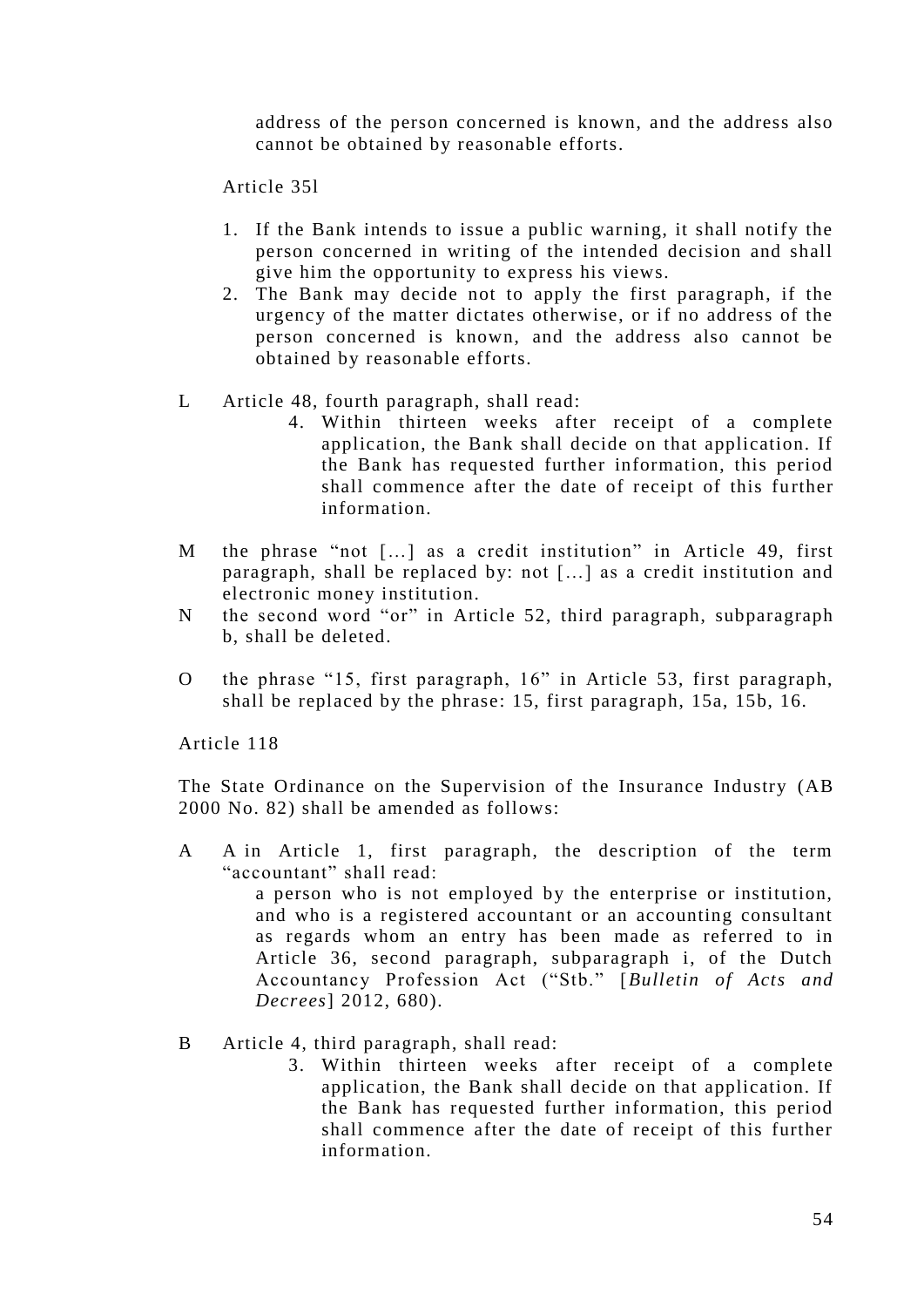address of the person concerned is known, and the address also cannot be obtained by reasonable efforts.

Article 35l

1. If the Bank intends to issue a public warning, it shall notify the person concerned in writing of the intended decision and shall give him the opportunity to express his views.
2. The Bank may decide not to apply the first paragraph, if the urgency of the matter dictates otherwise, or if no address of the person concerned is known, and the address also cannot be obtained by reasonable efforts.

L Article 48, fourth paragraph, shall read:

> 4. Within thirteen weeks after receipt of a complete application, the Bank shall decide on that application. If the Bank has requested further information, this period shall commence after the date of receipt of this further information.

M the phrase “not […] as a credit institution” in Article 49, first paragraph, shall be replaced by: not […] as a credit institution and electronic money institution.

N the second word “or” in Article 52, third paragraph, subparagraph b, shall be deleted.

O the phrase “15, first paragraph, 16” in Article 53, first paragraph, shall be replaced by the phrase: 15, first paragraph, 15a, 15b, 16.

Article 118

The State Ordinance on the Supervision of the Insurance Industry (AB 2000 No. 82) shall be amended as follows:

A A in Article 1, first paragraph, the description of the term “accountant” shall read:

> a person who is not employed by the enterprise or institution, and who is a registered accountant or an accounting consultant as regards whom an entry has been made as referred to in Article 36, second paragraph, subparagraph i, of the Dutch Accountancy Profession Act (“Stb.” [*Bulletin of Acts and Decrees*] 2012, 680).

B Article 4, third paragraph, shall read:

> 3. Within thirteen weeks after receipt of a complete application, the Bank shall decide on that application. If the Bank has requested further information, this period shall commence after the date of receipt of this further information.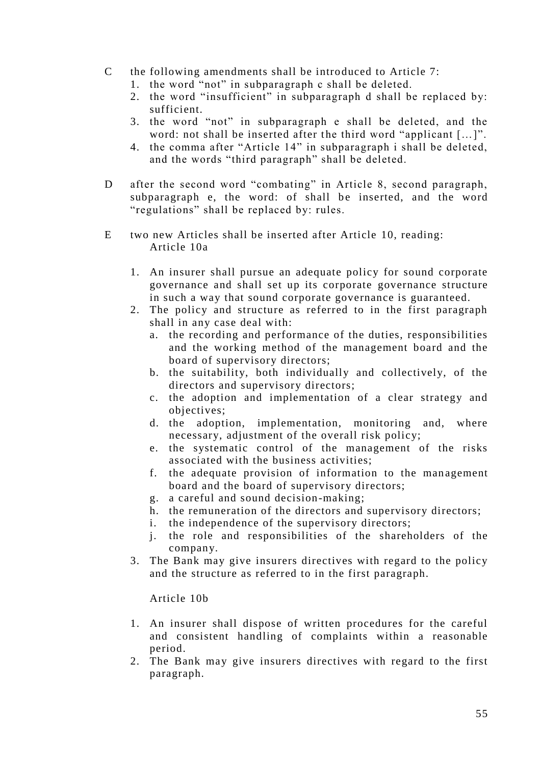C the following amendments shall be introduced to Article 7:

1. the word “not” in subparagraph c shall be deleted.
2. the word “insufficient” in subparagraph d shall be replaced by: sufficient.
3. the word “not” in subparagraph e shall be deleted, and the word: not shall be inserted after the third word “applicant [...]”.
4. the comma after “Article 14” in subparagraph i shall be deleted, and the words “third paragraph” shall be deleted.

D after the second word “combating” in Article 8, second paragraph, subparagraph e, the word: of shall be inserted, and the word “regulations” shall be replaced by: rules.

E two new Articles shall be inserted after Article 10, reading:

Article 10a

1. An insurer shall pursue an adequate policy for sound corporate governance and shall set up its corporate governance structure in such a way that sound corporate governance is guaranteed.
2. The policy and structure as referred to in the first paragraph shall in any case deal with:
   a. the recording and performance of the duties, responsibilities and the working method of the management board and the board of supervisory directors;
   b. the suitability, both individually and collectively, of the directors and supervisory directors;
   c. the adoption and implementation of a clear strategy and objectives;
   d. the adoption, implementation, monitoring and, where necessary, adjustment of the overall risk policy;
   e. the systematic control of the management of the risks associated with the business activities;
   f. the adequate provision of information to the management board and the board of supervisory directors;
   g. a careful and sound decision-making;
   h. the remuneration of the directors and supervisory directors;
   i. the independence of the supervisory directors;
   j. the role and responsibilities of the shareholders of the company.
3. The Bank may give insurers directives with regard to the policy and the structure as referred to in the first paragraph.

Article 10b

1. An insurer shall dispose of written procedures for the careful and consistent handling of complaints within a reasonable period.
2. The Bank may give insurers directives with regard to the first paragraph.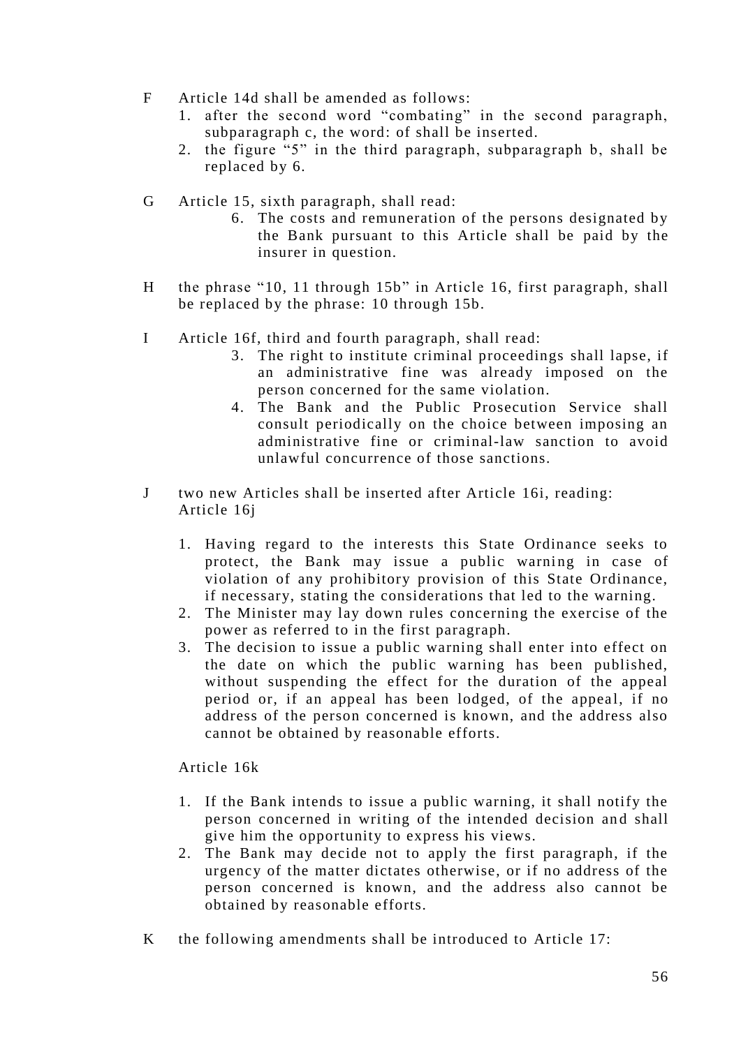F Article 14d shall be amended as follows:

1. after the second word “combating” in the second paragraph, subparagraph c, the word: of shall be inserted.
2. the figure “5” in the third paragraph, subparagraph b, shall be replaced by 6.

G Article 15, sixth paragraph, shall read:

6. The costs and remuneration of the persons designated by the Bank pursuant to this Article shall be paid by the insurer in question.

H the phrase “10, 11 through 15b” in Article 16, first paragraph, shall be replaced by the phrase: 10 through 15b.

I Article 16f, third and fourth paragraph, shall read:

3. The right to institute criminal proceedings shall lapse, if an administrative fine was already imposed on the person concerned for the same violation.
4. The Bank and the Public Prosecution Service shall consult periodically on the choice between imposing an administrative fine or criminal-law sanction to avoid unlawful concurrence of those sanctions.

J two new Articles shall be inserted after Article 16i, reading:

Article 16j

1. Having regard to the interests this State Ordinance seeks to protect, the Bank may issue a public warning in case of violation of any prohibitory provision of this State Ordinance, if necessary, stating the considerations that led to the warning.
2. The Minister may lay down rules concerning the exercise of the power as referred to in the first paragraph.
3. The decision to issue a public warning shall enter into effect on the date on which the public warning has been published, without suspending the effect for the duration of the appeal period or, if an appeal has been lodged, of the appeal, if no address of the person concerned is known, and the address also cannot be obtained by reasonable efforts.

Article 16k

1. If the Bank intends to issue a public warning, it shall notify the person concerned in writing of the intended decision and shall give him the opportunity to express his views.
2. The Bank may decide not to apply the first paragraph, if the urgency of the matter dictates otherwise, or if no address of the person concerned is known, and the address also cannot be obtained by reasonable efforts.

K the following amendments shall be introduced to Article 17: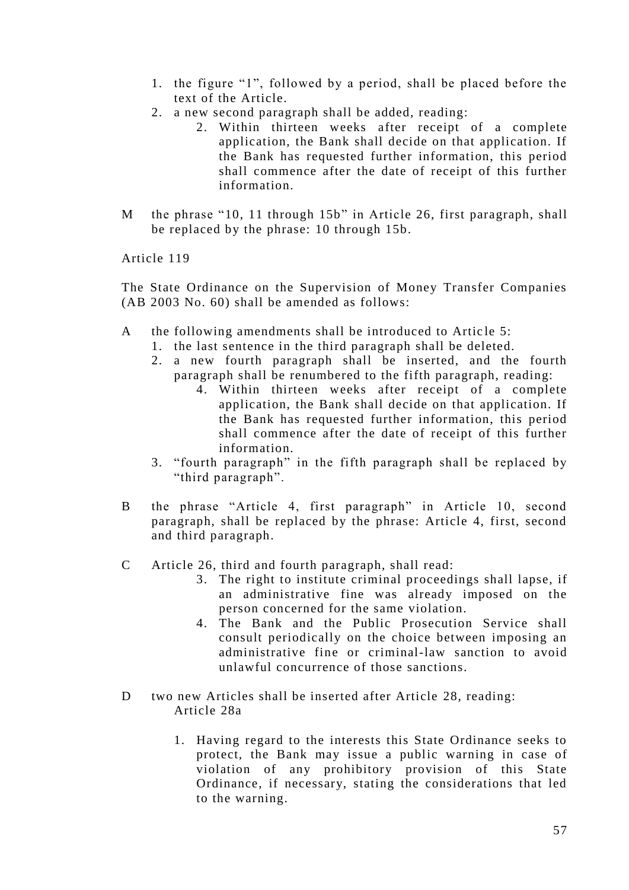1. the figure “1”, followed by a period, shall be placed before the text of the Article.
2. a new second paragraph shall be added, reading:
    2. Within thirteen weeks after receipt of a complete application, the Bank shall decide on that application. If the Bank has requested further information, this period shall commence after the date of receipt of this further information.

M the phrase “10, 11 through 15b” in Article 26, first paragraph, shall be replaced by the phrase: 10 through 15b.

Article 119

The State Ordinance on the Supervision of Money Transfer Companies (AB 2003 No. 60) shall be amended as follows:

A the following amendments shall be introduced to Article 5:
1. the last sentence in the third paragraph shall be deleted.
2. a new fourth paragraph shall be inserted, and the fourth paragraph shall be renumbered to the fifth paragraph, reading:
    4. Within thirteen weeks after receipt of a complete application, the Bank shall decide on that application. If the Bank has requested further information, this period shall commence after the date of receipt of this further information.
3. “fourth paragraph” in the fifth paragraph shall be replaced by “third paragraph”.

B the phrase “Article 4, first paragraph” in Article 10, second paragraph, shall be replaced by the phrase: Article 4, first, second and third paragraph.

C Article 26, third and fourth paragraph, shall read:
    3. The right to institute criminal proceedings shall lapse, if an administrative fine was already imposed on the person concerned for the same violation.
    4. The Bank and the Public Prosecution Service shall consult periodically on the choice between imposing an administrative fine or criminal-law sanction to avoid unlawful concurrence of those sanctions.

D two new Articles shall be inserted after Article 28, reading:

Article 28a

1. Having regard to the interests this State Ordinance seeks to protect, the Bank may issue a public warning in case of violation of any prohibitory provision of this State Ordinance, if necessary, stating the considerations that led to the warning.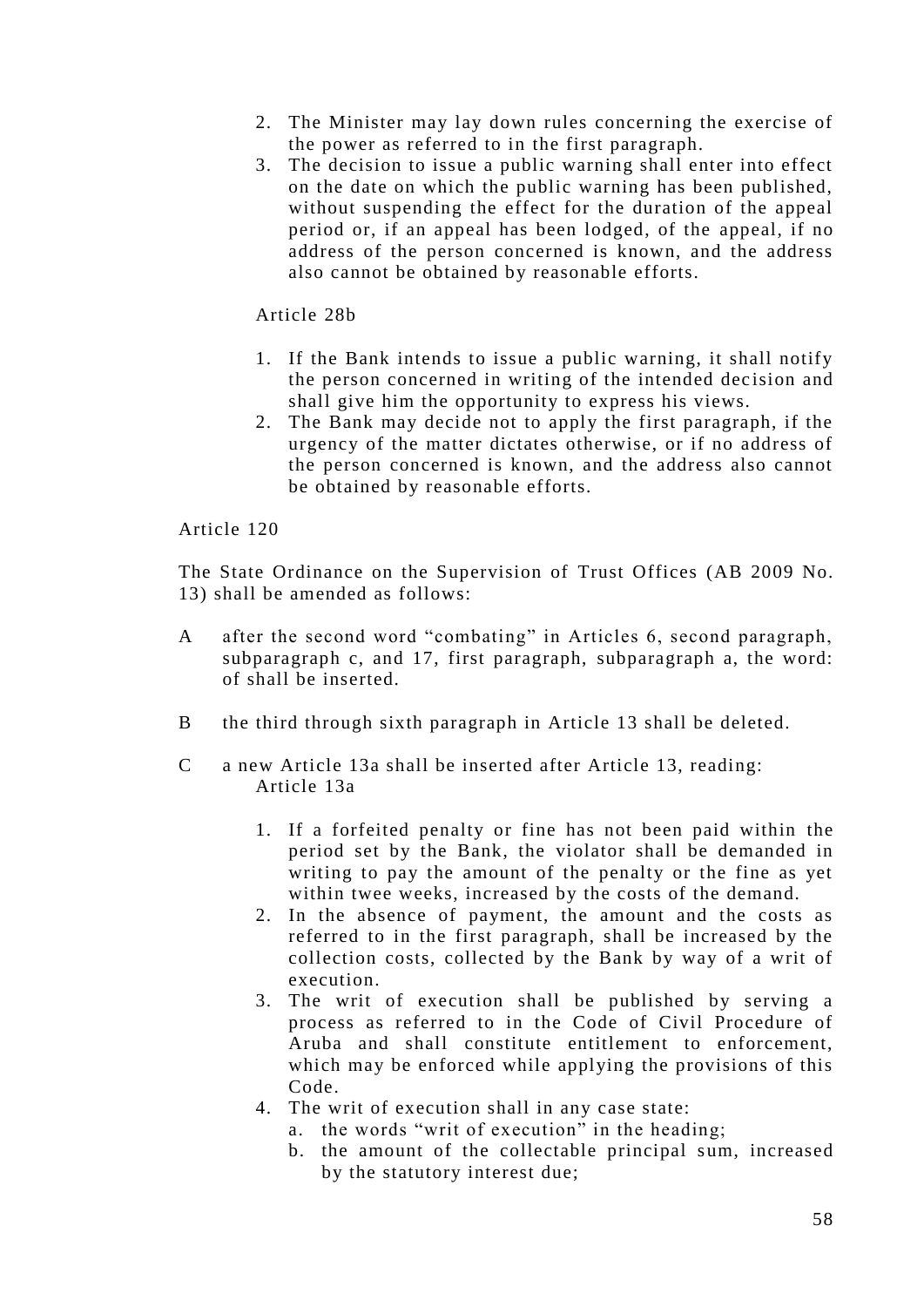2. The Minister may lay down rules concerning the exercise of the power as referred to in the first paragraph.
3. The decision to issue a public warning shall enter into effect on the date on which the public warning has been published, without suspending the effect for the duration of the appeal period or, if an appeal has been lodged, of the appeal, if no address of the person concerned is known, and the address also cannot be obtained by reasonable efforts.

Article 28b

1. If the Bank intends to issue a public warning, it shall notify the person concerned in writing of the intended decision and shall give him the opportunity to express his views.
2. The Bank may decide not to apply the first paragraph, if the urgency of the matter dictates otherwise, or if no address of the person concerned is known, and the address also cannot be obtained by reasonable efforts.

Article 120

The State Ordinance on the Supervision of Trust Offices (AB 2009 No. 13) shall be amended as follows:

A after the second word “combating” in Articles 6, second paragraph, subparagraph c, and 17, first paragraph, subparagraph a, the word: of shall be inserted.

B the third through sixth paragraph in Article 13 shall be deleted.

C a new Article 13a shall be inserted after Article 13, reading:
Article 13a

1. If a forfeited penalty or fine has not been paid within the period set by the Bank, the violator shall be demanded in writing to pay the amount of the penalty or the fine as yet within twee weeks, increased by the costs of the demand.
2. In the absence of payment, the amount and the costs as referred to in the first paragraph, shall be increased by the collection costs, collected by the Bank by way of a writ of execution.
3. The writ of execution shall be published by serving a process as referred to in the Code of Civil Procedure of Aruba and shall constitute entitlement to enforcement, which may be enforced while applying the provisions of this Code.
4. The writ of execution shall in any case state:
   a. the words “writ of execution” in the heading;
   b. the amount of the collectable principal sum, increased by the statutory interest due;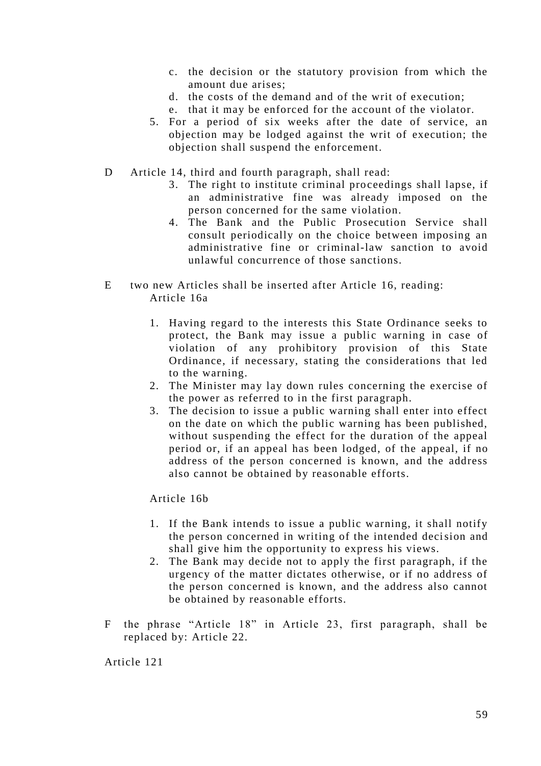c. the decision or the statutory provision from which the amount due arises;
d. the costs of the demand and of the writ of execution;
e. that it may be enforced for the account of the violator.

5. For a period of six weeks after the date of service, an objection may be lodged against the writ of execution; the objection shall suspend the enforcement.

D Article 14, third and fourth paragraph, shall read:

3. The right to institute criminal proceedings shall lapse, if an administrative fine was already imposed on the person concerned for the same violation.
4. The Bank and the Public Prosecution Service shall consult periodically on the choice between imposing an administrative fine or criminal-law sanction to avoid unlawful concurrence of those sanctions.

E two new Articles shall be inserted after Article 16, reading:

Article 16a

1. Having regard to the interests this State Ordinance seeks to protect, the Bank may issue a public warning in case of violation of any prohibitory provision of this State Ordinance, if necessary, stating the considerations that led to the warning.
2. The Minister may lay down rules concerning the exercise of the power as referred to in the first paragraph.
3. The decision to issue a public warning shall enter into effect on the date on which the public warning has been published, without suspending the effect for the duration of the appeal period or, if an appeal has been lodged, of the appeal, if no address of the person concerned is known, and the address also cannot be obtained by reasonable efforts.

Article 16b

1. If the Bank intends to issue a public warning, it shall notify the person concerned in writing of the intended decision and shall give him the opportunity to express his views.
2. The Bank may decide not to apply the first paragraph, if the urgency of the matter dictates otherwise, or if no address of the person concerned is known, and the address also cannot be obtained by reasonable efforts.

F the phrase "Article 18" in Article 23, first paragraph, shall be replaced by: Article 22.

Article 121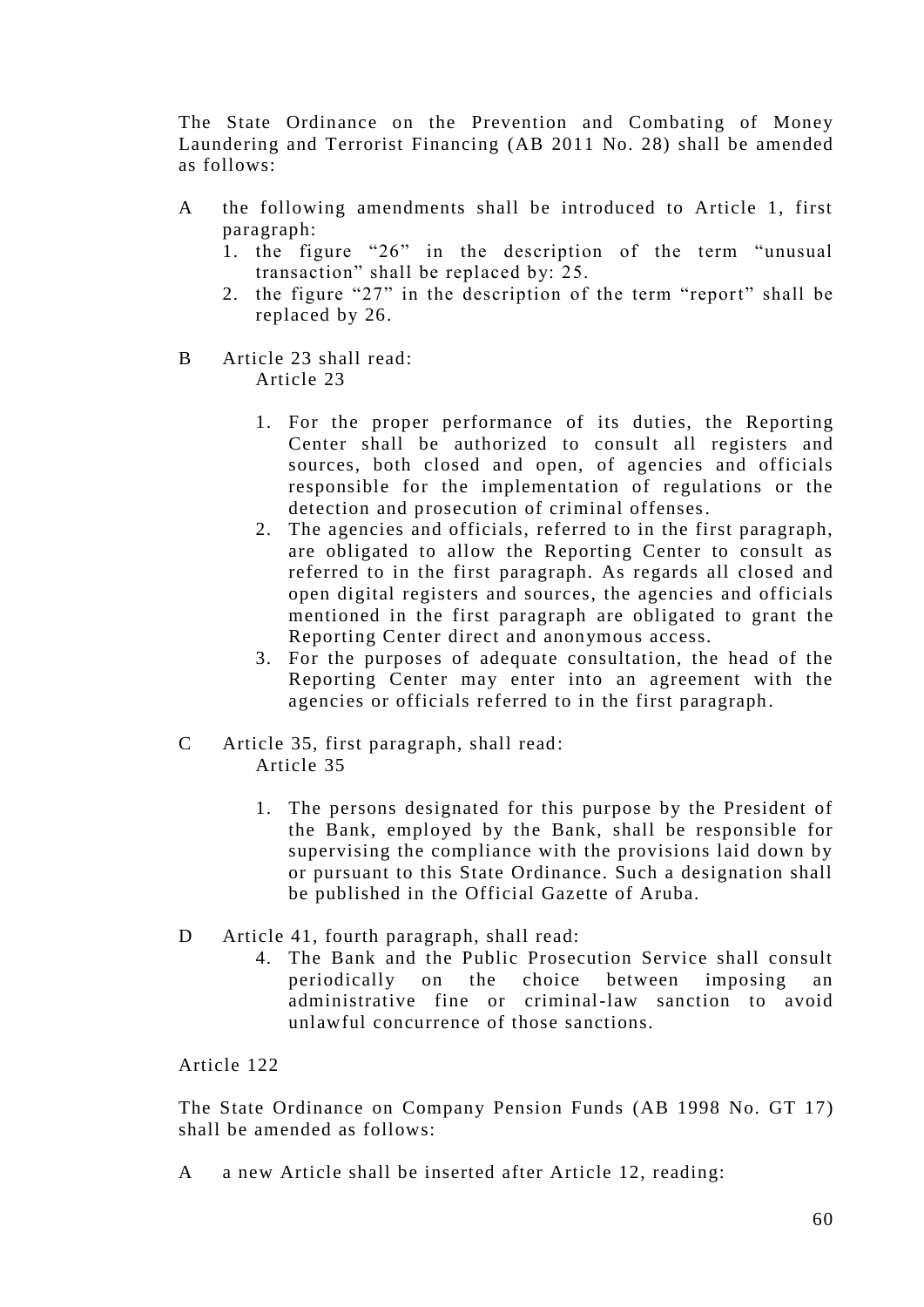The State Ordinance on the Prevention and Combating of Money Laundering and Terrorist Financing (AB 2011 No. 28) shall be amended as follows:

A the following amendments shall be introduced to Article 1, first paragraph:
1. the figure “26” in the description of the term “unusual transaction” shall be replaced by: 25.
2. the figure “27” in the description of the term “report” shall be replaced by 26.

B Article 23 shall read:

Article 23

1. For the proper performance of its duties, the Reporting Center shall be authorized to consult all registers and sources, both closed and open, of agencies and officials responsible for the implementation of regulations or the detection and prosecution of criminal offenses.
2. The agencies and officials, referred to in the first paragraph, are obligated to allow the Reporting Center to consult as referred to in the first paragraph. As regards all closed and open digital registers and sources, the agencies and officials mentioned in the first paragraph are obligated to grant the Reporting Center direct and anonymous access.
3. For the purposes of adequate consultation, the head of the Reporting Center may enter into an agreement with the agencies or officials referred to in the first paragraph.

C Article 35, first paragraph, shall read:

Article 35

1. The persons designated for this purpose by the President of the Bank, employed by the Bank, shall be responsible for supervising the compliance with the provisions laid down by or pursuant to this State Ordinance. Such a designation shall be published in the Official Gazette of Aruba.

D Article 41, fourth paragraph, shall read:

4. The Bank and the Public Prosecution Service shall consult periodically on the choice between imposing an administrative fine or criminal-law sanction to avoid unlawful concurrence of those sanctions.

Article 122

The State Ordinance on Company Pension Funds (AB 1998 No. GT 17) shall be amended as follows:

A a new Article shall be inserted after Article 12, reading: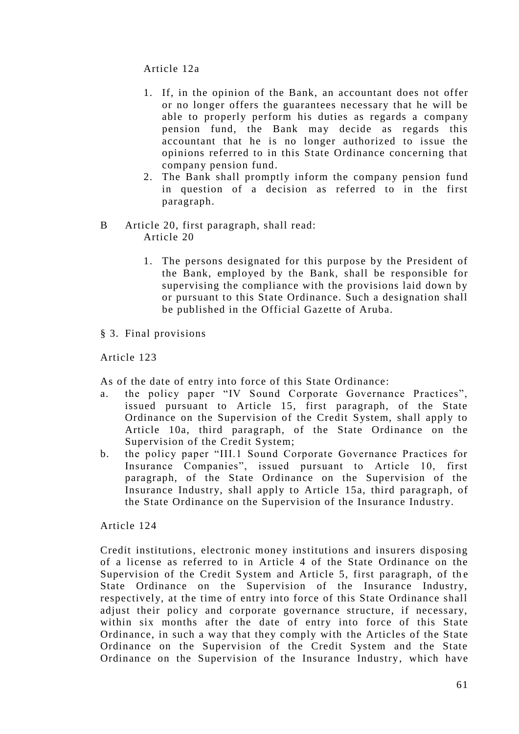Article 12a

1. If, in the opinion of the Bank, an accountant does not offer or no longer offers the guarantees necessary that he will be able to properly perform his duties as regards a company pension fund, the Bank may decide as regards this accountant that he is no longer authorized to issue the opinions referred to in this State Ordinance concerning that company pension fund.
2. The Bank shall promptly inform the company pension fund in question of a decision as referred to in the first paragraph.

B Article 20, first paragraph, shall read:
Article 20

1. The persons designated for this purpose by the President of the Bank, employed by the Bank, shall be responsible for supervising the compliance with the provisions laid down by or pursuant to this State Ordinance. Such a designation shall be published in the Official Gazette of Aruba.

§ 3. Final provisions

Article 123

As of the date of entry into force of this State Ordinance:

a. the policy paper “IV Sound Corporate Governance Practices”, issued pursuant to Article 15, first paragraph, of the State Ordinance on the Supervision of the Credit System, shall apply to Article 10a, third paragraph, of the State Ordinance on the Supervision of the Credit System;
b. the policy paper “III.1 Sound Corporate Governance Practices for Insurance Companies”, issued pursuant to Article 10, first paragraph, of the State Ordinance on the Supervision of the Insurance Industry, shall apply to Article 15a, third paragraph, of the State Ordinance on the Supervision of the Insurance Industry.

Article 124

Credit institutions, electronic money institutions and insurers disposing of a license as referred to in Article 4 of the State Ordinance on the Supervision of the Credit System and Article 5, first paragraph, of the State Ordinance on the Supervision of the Insurance Industry, respectively, at the time of entry into force of this State Ordinance shall adjust their policy and corporate governance structure, if necessary, within six months after the date of entry into force of this State Ordinance, in such a way that they comply with the Articles of the State Ordinance on the Supervision of the Credit System and the State Ordinance on the Supervision of the Insurance Industry, which have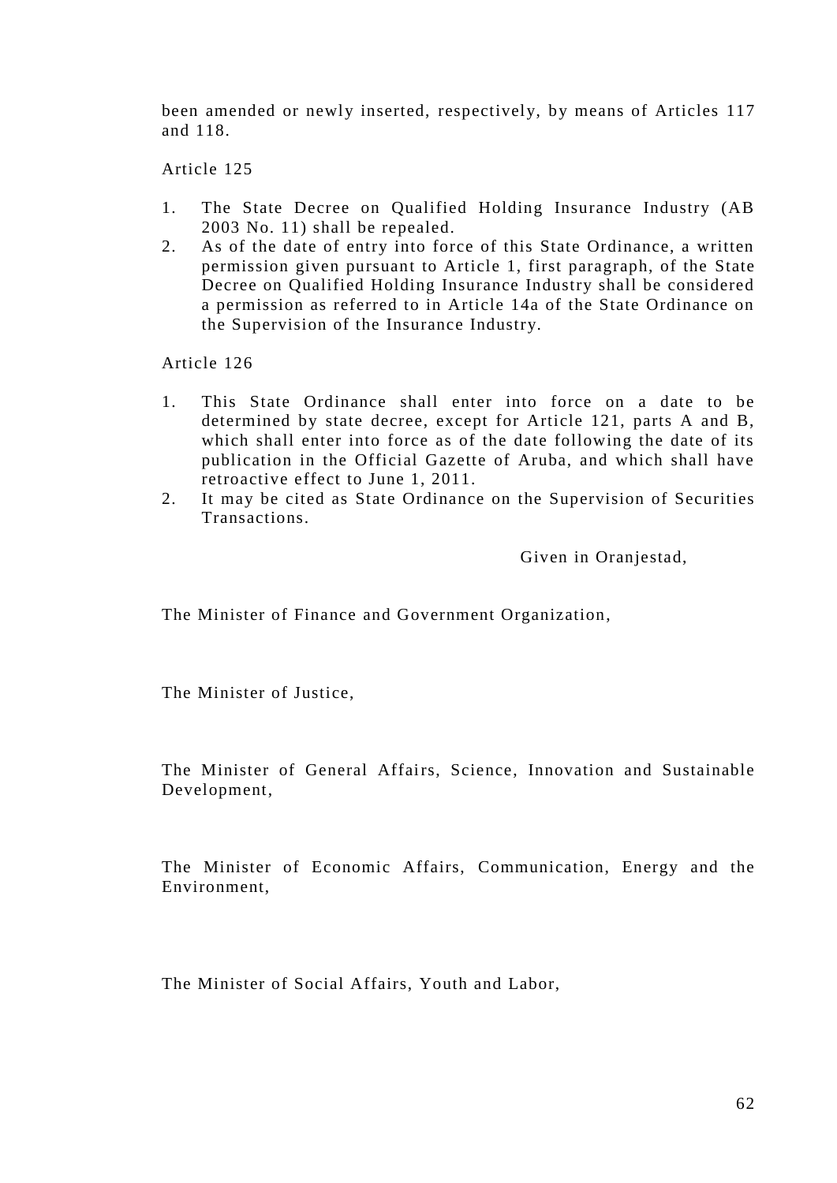been amended or newly inserted, respectively, by means of Articles 117 and 118.

Article 125

1. The State Decree on Qualified Holding Insurance Industry (AB 2003 No. 11) shall be repealed.
2. As of the date of entry into force of this State Ordinance, a written permission given pursuant to Article 1, first paragraph, of the State Decree on Qualified Holding Insurance Industry shall be considered a permission as referred to in Article 14a of the State Ordinance on the Supervision of the Insurance Industry.

Article 126

1. This State Ordinance shall enter into force on a date to be determined by state decree, except for Article 121, parts A and B, which shall enter into force as of the date following the date of its publication in the Official Gazette of Aruba, and which shall have retroactive effect to June 1, 2011.
2. It may be cited as State Ordinance on the Supervision of Securities Transactions.

Given in Oranjestad,

The Minister of Finance and Government Organization,

The Minister of Justice,

The Minister of General Affairs, Science, Innovation and Sustainable Development,

The Minister of Economic Affairs, Communication, Energy and the Environment,

The Minister of Social Affairs, Youth and Labor,